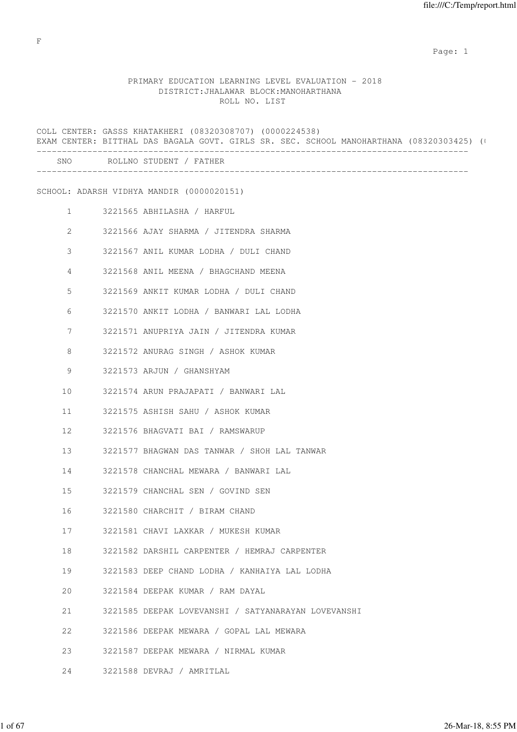F

# PRIMARY EDUCATION LEARNING LEVEL EVALUATION - 2018

## DISTRICT:JHALAWAR BLOCK:MANOHARTHANA

## ROLL NO. LIST

COLL CENTER: GASSS KHATAKHERI (08320308707) (0000224538)
EXAM CENTER: BITTHAL DAS BAGALA GOVT. GIRLS SR. SEC. SCHOOL MANOHARTHANA (08320303425) ((

SCHOOL: ADARSH VIDHYA MANDIR (0000020151)

| SNO | ROLLNO | STUDENT / FATHER |
|---|---|---|
| 1 | 3221565 | ABHILASHA / HARFUL |
| 2 | 3221566 | AJAY SHARMA / JITENDRA SHARMA |
| 3 | 3221567 | ANIL KUMAR LODHA / DULI CHAND |
| 4 | 3221568 | ANIL MEENA / BHAGCHAND MEENA |
| 5 | 3221569 | ANKIT KUMAR LODHA / DULI CHAND |
| 6 | 3221570 | ANKIT LODHA / BANWARI LAL LODHA |
| 7 | 3221571 | ANUPRIYA JAIN / JITENDRA KUMAR |
| 8 | 3221572 | ANURAG SINGH / ASHOK KUMAR |
| 9 | 3221573 | ARJUN / GHANSHYAM |
| 10 | 3221574 | ARUN PRAJAPATI / BANWARI LAL |
| 11 | 3221575 | ASHISH SAHU / ASHOK KUMAR |
| 12 | 3221576 | BHAGVATI BAI / RAMSWARUP |
| 13 | 3221577 | BHAGWAN DAS TANWAR / SHOH LAL TANWAR |
| 14 | 3221578 | CHANCHAL MEWARA / BANWARI LAL |
| 15 | 3221579 | CHANCHAL SEN / GOVIND SEN |
| 16 | 3221580 | CHARCHIT / BIRAM CHAND |
| 17 | 3221581 | CHAVI LAXKAR / MUKESH KUMAR |
| 18 | 3221582 | DARSHIL CARPENTER / HEMRAJ CARPENTER |
| 19 | 3221583 | DEEP CHAND LODHA / KANHAIYA LAL LODHA |
| 20 | 3221584 | DEEPAK KUMAR / RAM DAYAL |
| 21 | 3221585 | DEEPAK LOVEVANSHI / SATYANARAYAN LOVEVANSHI |
| 22 | 3221586 | DEEPAK MEWARA / GOPAL LAL MEWARA |
| 23 | 3221587 | DEEPAK MEWARA / NIRMAL KUMAR |
| 24 | 3221588 | DEVRAJ / AMRITLAL |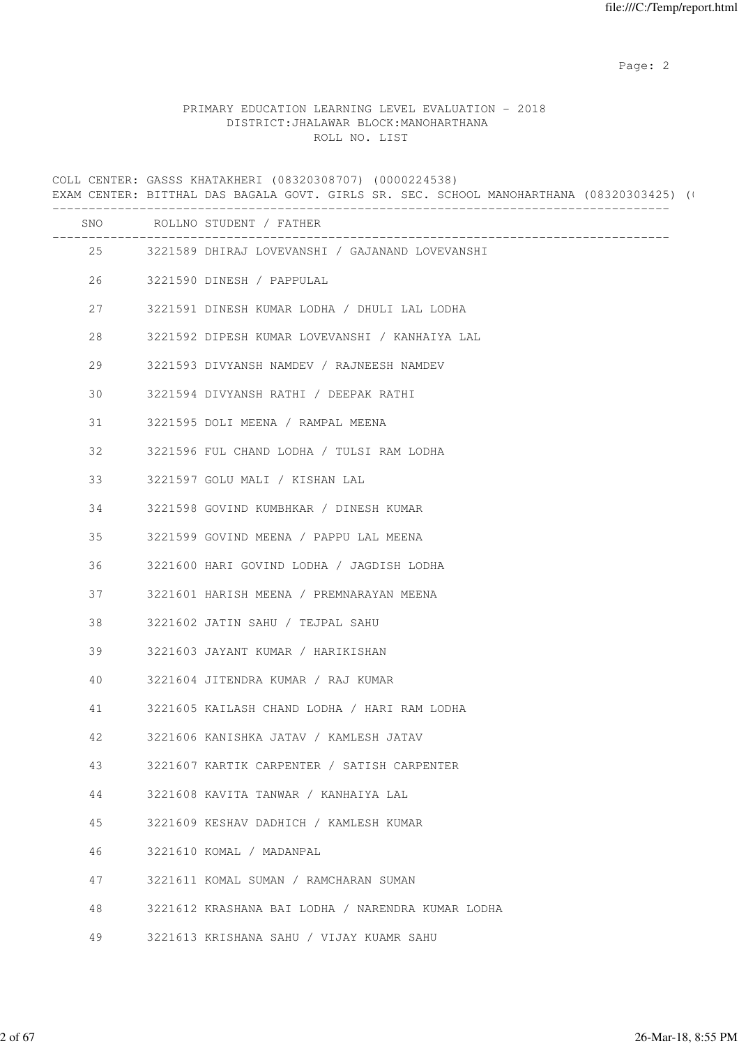PRIMARY EDUCATION LEARNING LEVEL EVALUATION - 2018
DISTRICT:JHALAWAR BLOCK:MANOHARTHANA
ROLL NO. LIST

COLL CENTER: GASSS KHATAKHERI (08320308707) (0000224538)
EXAM CENTER: BITTHAL DAS BAGALA GOVT. GIRLS SR. SEC. SCHOOL MANOHARTHANA (08320303425) (

| SNO | ROLLNO | STUDENT / FATHER |
|---|---|---|
| 25 | 3221589 | DHIRAJ LOVEVANSHI / GAJANAND LOVEVANSHI |
| 26 | 3221590 | DINESH / PAPPULAL |
| 27 | 3221591 | DINESH KUMAR LODHA / DHULI LAL LODHA |
| 28 | 3221592 | DIPESH KUMAR LOVEVANSHI / KANHAIYA LAL |
| 29 | 3221593 | DIVYANSH NAMDEV / RAJNEESH NAMDEV |
| 30 | 3221594 | DIVYANSH RATHI / DEEPAK RATHI |
| 31 | 3221595 | DOLI MEENA / RAMPAL MEENA |
| 32 | 3221596 | FUL CHAND LODHA / TULSI RAM LODHA |
| 33 | 3221597 | GOLU MALI / KISHAN LAL |
| 34 | 3221598 | GOVIND KUMBHKAR / DINESH KUMAR |
| 35 | 3221599 | GOVIND MEENA / PAPPU LAL MEENA |
| 36 | 3221600 | HARI GOVIND LODHA / JAGDISH LODHA |
| 37 | 3221601 | HARISH MEENA / PREMNARAYAN MEENA |
| 38 | 3221602 | JATIN SAHU / TEJPAL SAHU |
| 39 | 3221603 | JAYANT KUMAR / HARIKISHAN |
| 40 | 3221604 | JITENDRA KUMAR / RAJ KUMAR |
| 41 | 3221605 | KAILASH CHAND LODHA / HARI RAM LODHA |
| 42 | 3221606 | KANISHKA JATAV / KAMLESH JATAV |
| 43 | 3221607 | KARTIK CARPENTER / SATISH CARPENTER |
| 44 | 3221608 | KAVITA TANWAR / KANHAIYA LAL |
| 45 | 3221609 | KESHAV DADHICH / KAMLESH KUMAR |
| 46 | 3221610 | KOMAL / MADANPAL |
| 47 | 3221611 | KOMAL SUMAN / RAMCHARAN SUMAN |
| 48 | 3221612 | KRASHANA BAI LODHA / NARENDRA KUMAR LODHA |
| 49 | 3221613 | KRISHANA SAHU / VIJAY KUAMR SAHU |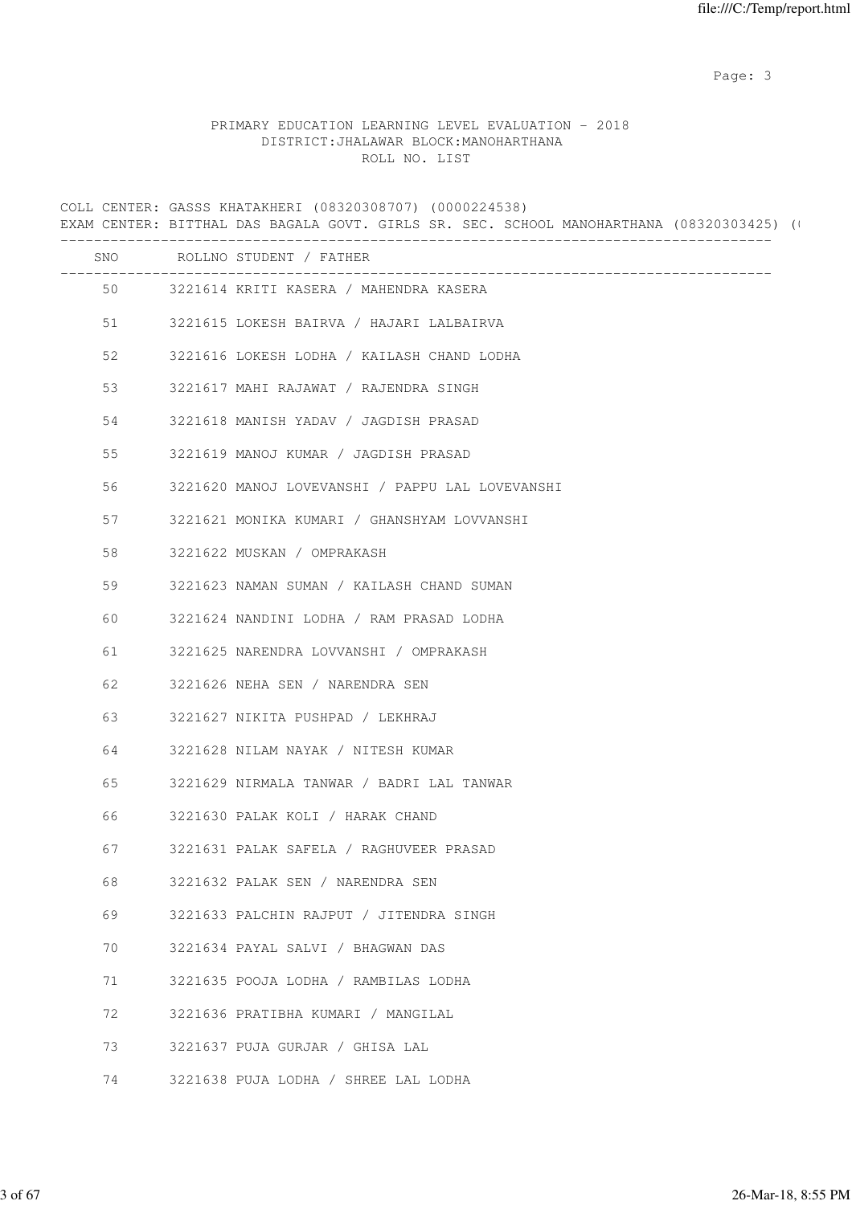PRIMARY EDUCATION LEARNING LEVEL EVALUATION - 2018
DISTRICT:JHALAWAR BLOCK:MANOHARTHANA
ROLL NO. LIST

COLL CENTER: GASSS KHATAKHERI (08320308707) (0000224538)
EXAM CENTER: BITTHAL DAS BAGALA GOVT. GIRLS SR. SEC. SCHOOL MANOHARTHANA (08320303425) (

| SNO | ROLLNO | STUDENT / FATHER |
|---|---|---|
| 50 | 3221614 | KRITI KASERA / MAHENDRA KASERA |
| 51 | 3221615 | LOKESH BAIRVA / HAJARI LALBAIRVA |
| 52 | 3221616 | LOKESH LODHA / KAILASH CHAND LODHA |
| 53 | 3221617 | MAHI RAJAWAT / RAJENDRA SINGH |
| 54 | 3221618 | MANISH YADAV / JAGDISH PRASAD |
| 55 | 3221619 | MANOJ KUMAR / JAGDISH PRASAD |
| 56 | 3221620 | MANOJ LOVEVANSHI / PAPPU LAL LOVEVANSHI |
| 57 | 3221621 | MONIKA KUMARI / GHANSHYAM LOVVANSHI |
| 58 | 3221622 | MUSKAN / OMPRAKASH |
| 59 | 3221623 | NAMAN SUMAN / KAILASH CHAND SUMAN |
| 60 | 3221624 | NANDINI LODHA / RAM PRASAD LODHA |
| 61 | 3221625 | NARENDRA LOVVANSHI / OMPRAKASH |
| 62 | 3221626 | NEHA SEN / NARENDRA SEN |
| 63 | 3221627 | NIKITA PUSHPAD / LEKHRAJ |
| 64 | 3221628 | NILAM NAYAK / NITESH KUMAR |
| 65 | 3221629 | NIRMALA TANWAR / BADRI LAL TANWAR |
| 66 | 3221630 | PALAK KOLI / HARAK CHAND |
| 67 | 3221631 | PALAK SAFELA / RAGHUVEER PRASAD |
| 68 | 3221632 | PALAK SEN / NARENDRA SEN |
| 69 | 3221633 | PALCHIN RAJPUT / JITENDRA SINGH |
| 70 | 3221634 | PAYAL SALVI / BHAGWAN DAS |
| 71 | 3221635 | POOJA LODHA / RAMBILAS LODHA |
| 72 | 3221636 | PRATIBHA KUMARI / MANGILAL |
| 73 | 3221637 | PUJA GURJAR / GHISA LAL |
| 74 | 3221638 | PUJA LODHA / SHREE LAL LODHA |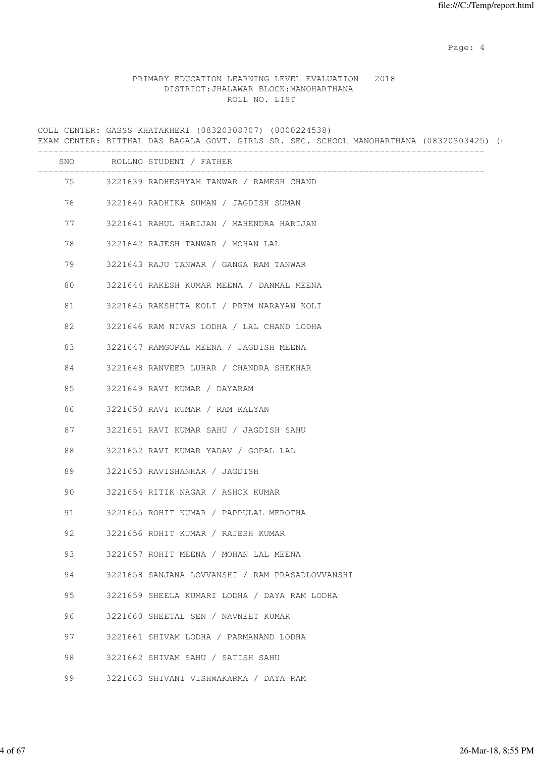PRIMARY EDUCATION LEARNING LEVEL EVALUATION - 2018
DISTRICT:JHALAWAR BLOCK:MANOHARTHANA
ROLL NO. LIST

COLL CENTER: GASSS KHATAKHERI (08320308707) (0000224538)
EXAM CENTER: BITTHAL DAS BAGALA GOVT. GIRLS SR. SEC. SCHOOL MANOHARTHANA (08320303425) (

| SNO | ROLLNO | STUDENT / FATHER |
|---|---|---|
| 75 | 3221639 | RADHESHYAM TANWAR / RAMESH CHAND |
| 76 | 3221640 | RADHIKA SUMAN / JAGDISH SUMAN |
| 77 | 3221641 | RAHUL HARIJAN / MAHENDRA HARIJAN |
| 78 | 3221642 | RAJESH TANWAR / MOHAN LAL |
| 79 | 3221643 | RAJU TANWAR / GANGA RAM TANWAR |
| 80 | 3221644 | RAKESH KUMAR MEENA / DANMAL MEENA |
| 81 | 3221645 | RAKSHITA KOLI / PREM NARAYAN KOLI |
| 82 | 3221646 | RAM NIVAS LODHA / LAL CHAND LODHA |
| 83 | 3221647 | RAMGOPAL MEENA / JAGDISH MEENA |
| 84 | 3221648 | RANVEER LUHAR / CHANDRA SHEKHAR |
| 85 | 3221649 | RAVI KUMAR / DAYARAM |
| 86 | 3221650 | RAVI KUMAR / RAM KALYAN |
| 87 | 3221651 | RAVI KUMAR SAHU / JAGDISH SAHU |
| 88 | 3221652 | RAVI KUMAR YADAV / GOPAL LAL |
| 89 | 3221653 | RAVISHANKAR / JAGDISH |
| 90 | 3221654 | RITIK NAGAR / ASHOK KUMAR |
| 91 | 3221655 | ROHIT KUMAR / PAPPULAL MEROTHA |
| 92 | 3221656 | ROHIT KUMAR / RAJESH KUMAR |
| 93 | 3221657 | ROHIT MEENA / MOHAN LAL MEENA |
| 94 | 3221658 | SANJANA LOVVANSHI / RAM PRASADLOVVANSHI |
| 95 | 3221659 | SHEELA KUMARI LODHA / DAYA RAM LODHA |
| 96 | 3221660 | SHEETAL SEN / NAVNEET KUMAR |
| 97 | 3221661 | SHIVAM LODHA / PARMANAND LODHA |
| 98 | 3221662 | SHIVAM SAHU / SATISH SAHU |
| 99 | 3221663 | SHIVANI VISHWAKARMA / DAYA RAM |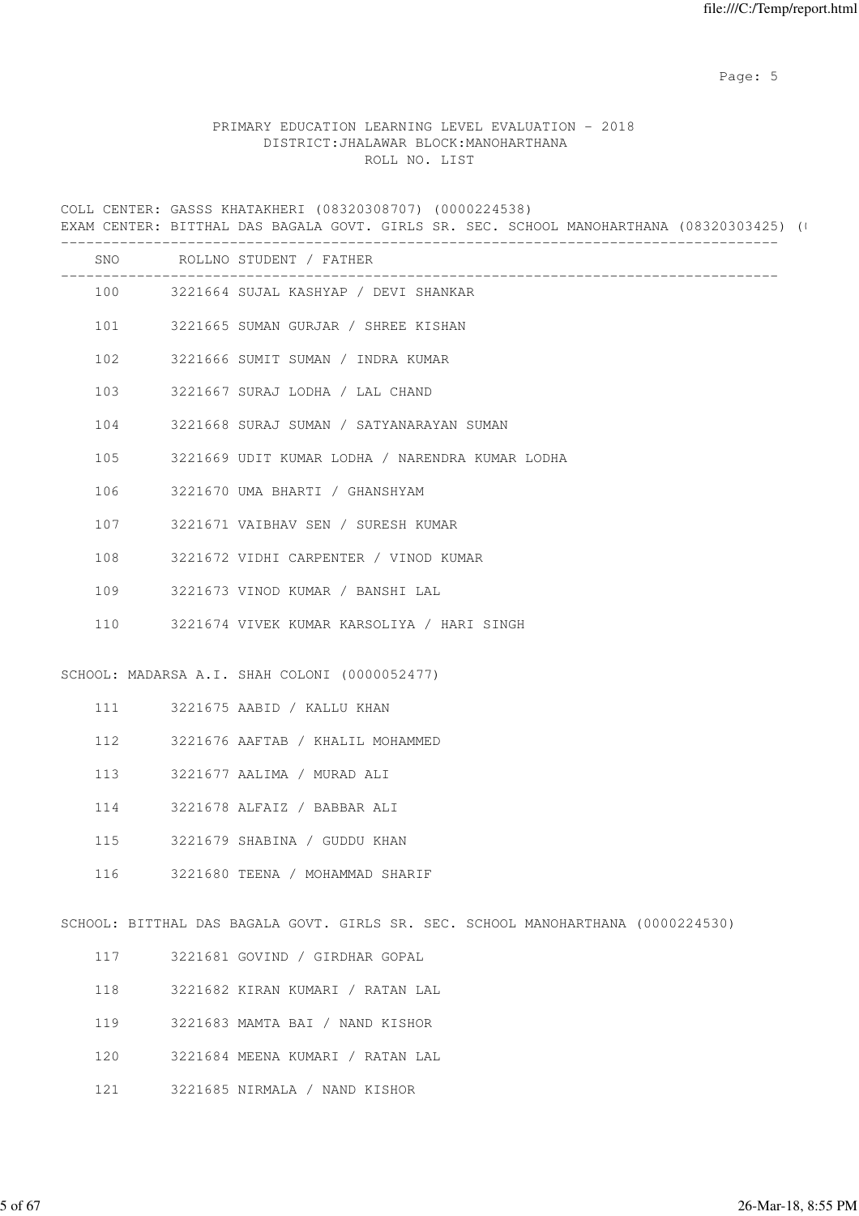PRIMARY EDUCATION LEARNING LEVEL EVALUATION - 2018
DISTRICT:JHALAWAR BLOCK:MANOHARTHANA
ROLL NO. LIST

COLL CENTER: GASSS KHATAKHERI (08320308707) (0000224538)
EXAM CENTER: BITTHAL DAS BAGALA GOVT. GIRLS SR. SEC. SCHOOL MANOHARTHANA (08320303425) (

| SNO | ROLLNO | STUDENT / FATHER |
|---|---|---|
| 100 | 3221664 | SUJAL KASHYAP / DEVI SHANKAR |
| 101 | 3221665 | SUMAN GURJAR / SHREE KISHAN |
| 102 | 3221666 | SUMIT SUMAN / INDRA KUMAR |
| 103 | 3221667 | SURAJ LODHA / LAL CHAND |
| 104 | 3221668 | SURAJ SUMAN / SATYANARAYAN SUMAN |
| 105 | 3221669 | UDIT KUMAR LODHA / NARENDRA KUMAR LODHA |
| 106 | 3221670 | UMA BHARTI / GHANSHYAM |
| 107 | 3221671 | VAIBHAV SEN / SURESH KUMAR |
| 108 | 3221672 | VIDHI CARPENTER / VINOD KUMAR |
| 109 | 3221673 | VINOD KUMAR / BANSHI LAL |
| 110 | 3221674 | VIVEK KUMAR KARSOLIYA / HARI SINGH |

SCHOOL: MADARSA A.I. SHAH COLONI (0000052477)

| SNO | ROLLNO | STUDENT / FATHER |
|---|---|---|
| 111 | 3221675 | AABID / KALLU KHAN |
| 112 | 3221676 | AAFTAB / KHALIL MOHAMMED |
| 113 | 3221677 | AALIMA / MURAD ALI |
| 114 | 3221678 | ALFAIZ / BABBAR ALI |
| 115 | 3221679 | SHABINA / GUDDU KHAN |
| 116 | 3221680 | TEENA / MOHAMMAD SHARIF |

SCHOOL: BITTHAL DAS BAGALA GOVT. GIRLS SR. SEC. SCHOOL MANOHARTHANA (0000224530)

| SNO | ROLLNO | STUDENT / FATHER |
|---|---|---|
| 117 | 3221681 | GOVIND / GIRDHAR GOPAL |
| 118 | 3221682 | KIRAN KUMARI / RATAN LAL |
| 119 | 3221683 | MAMTA BAI / NAND KISHOR |
| 120 | 3221684 | MEENA KUMARI / RATAN LAL |
| 121 | 3221685 | NIRMALA / NAND KISHOR |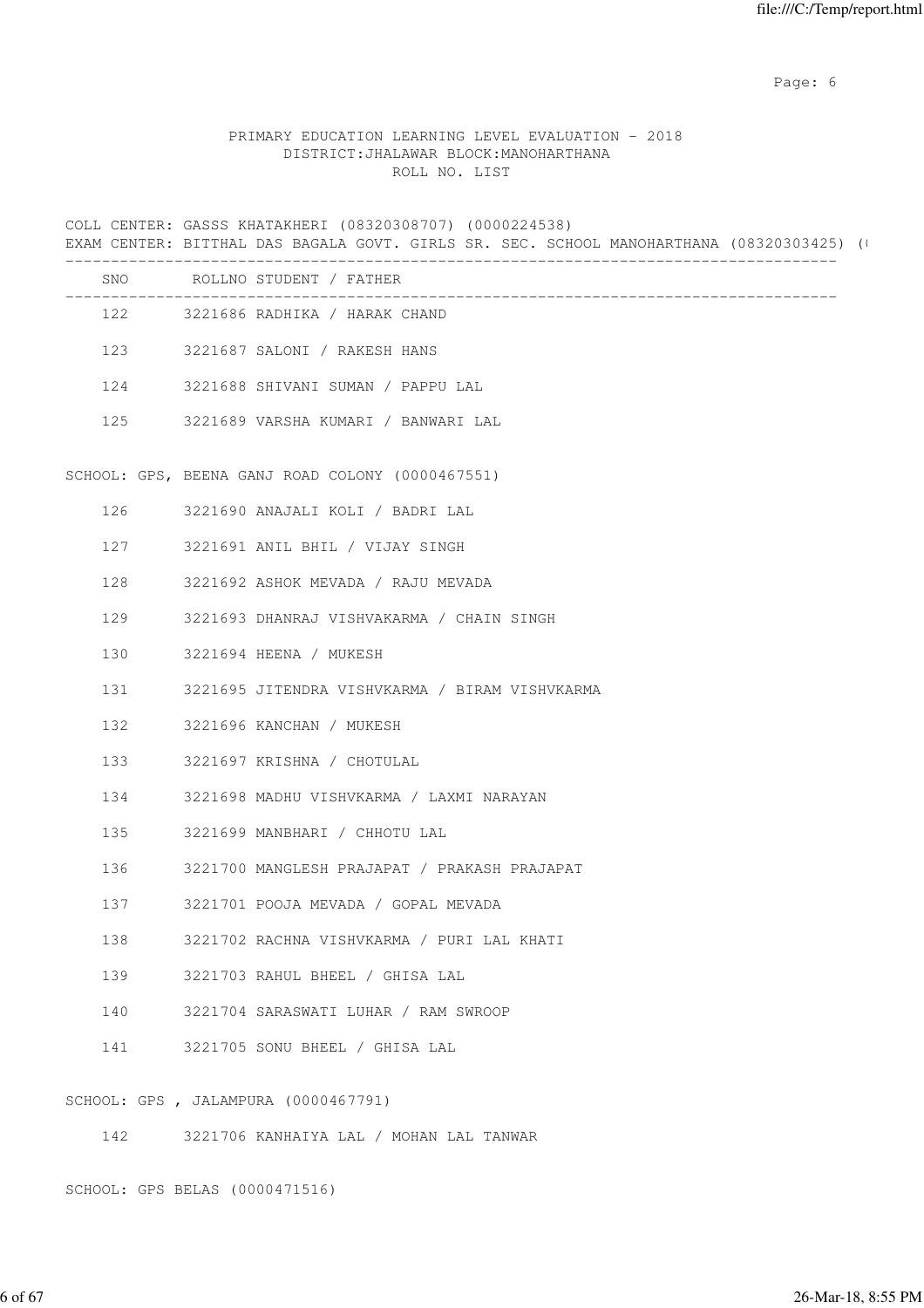PRIMARY EDUCATION LEARNING LEVEL EVALUATION - 2018
DISTRICT:JHALAWAR BLOCK:MANOHARTHANA
ROLL NO. LIST

COLL CENTER: GASSS KHATAKHERI (08320308707) (0000224538)
EXAM CENTER: BITTHAL DAS BAGALA GOVT. GIRLS SR. SEC. SCHOOL MANOHARTHANA (08320303425) (

| SNO | ROLLNO | STUDENT / FATHER |
|---|---|---|
| 122 | 3221686 | RADHIKA / HARAK CHAND |
| 123 | 3221687 | SALONI / RAKESH HANS |
| 124 | 3221688 | SHIVANI SUMAN / PAPPU LAL |
| 125 | 3221689 | VARSHA KUMARI / BANWARI LAL |

SCHOOL: GPS, BEENA GANJ ROAD COLONY (0000467551)

| SNO | ROLLNO | STUDENT / FATHER |
|---|---|---|
| 126 | 3221690 | ANAJALI KOLI / BADRI LAL |
| 127 | 3221691 | ANIL BHIL / VIJAY SINGH |
| 128 | 3221692 | ASHOK MEVADA / RAJU MEVADA |
| 129 | 3221693 | DHANRAJ VISHVAKARMA / CHAIN SINGH |
| 130 | 3221694 | HEENA / MUKESH |
| 131 | 3221695 | JITENDRA VISHVKARMA / BIRAM VISHVKARMA |
| 132 | 3221696 | KANCHAN / MUKESH |
| 133 | 3221697 | KRISHNA / CHOTULAL |
| 134 | 3221698 | MADHU VISHVKARMA / LAXMI NARAYAN |
| 135 | 3221699 | MANBHARI / CHHOTU LAL |
| 136 | 3221700 | MANGLESH PRAJAPAT / PRAKASH PRAJAPAT |
| 137 | 3221701 | POOJA MEVADA / GOPAL MEVADA |
| 138 | 3221702 | RACHNA VISHVKARMA / PURI LAL KHATI |
| 139 | 3221703 | RAHUL BHEEL / GHISA LAL |
| 140 | 3221704 | SARASWATI LUHAR / RAM SWROOP |
| 141 | 3221705 | SONU BHEEL / GHISA LAL |

SCHOOL: GPS , JALAMPURA (0000467791)

| SNO | ROLLNO | STUDENT / FATHER |
|---|---|---|
| 142 | 3221706 | KANHAIYA LAL / MOHAN LAL TANWAR |

SCHOOL: GPS BELAS (0000471516)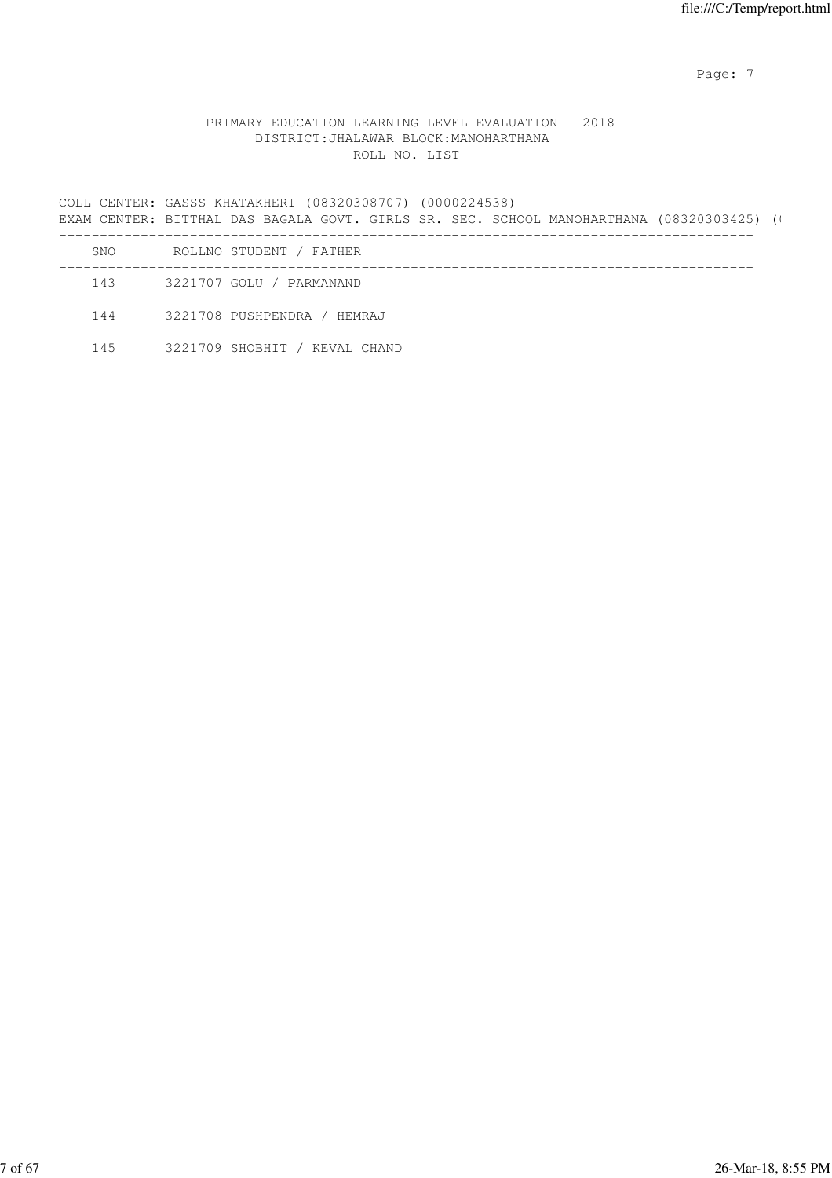PRIMARY EDUCATION LEARNING LEVEL EVALUATION - 2018
DISTRICT:JHALAWAR BLOCK:MANOHARTHANA
ROLL NO. LIST

COLL CENTER: GASSS KHATAKHERI (08320308707) (0000224538)
EXAM CENTER: BITTHAL DAS BAGALA GOVT. GIRLS SR. SEC. SCHOOL MANOHARTHANA (08320303425) (

| SNO | ROLLNO | STUDENT / FATHER |
|---|---|---|
| 143 | 3221707 | GOLU / PARMANAND |
| 144 | 3221708 | PUSHPENDRA / HEMRAJ |
| 145 | 3221709 | SHOBHIT / KEVAL CHAND |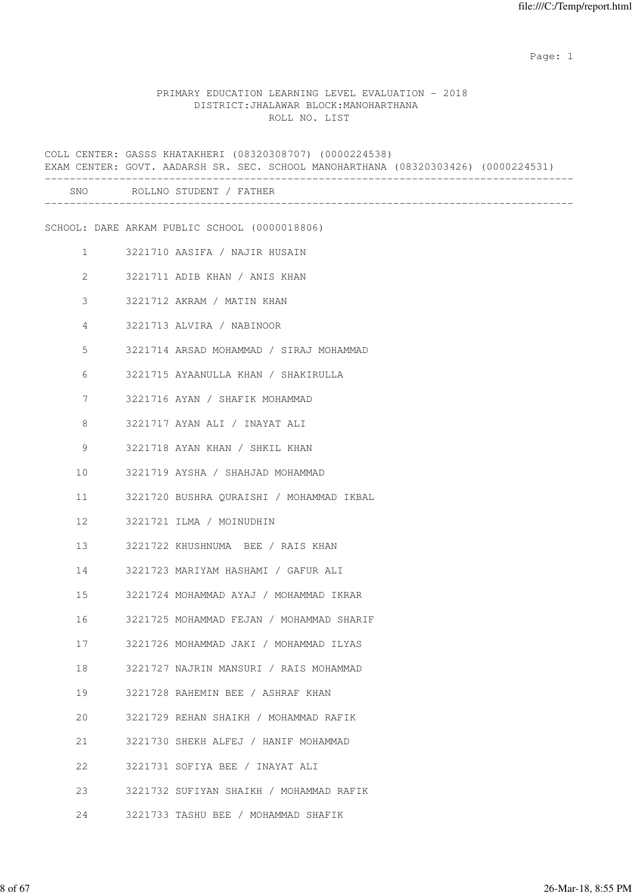PRIMARY EDUCATION LEARNING LEVEL EVALUATION - 2018
DISTRICT:JHALAWAR BLOCK:MANOHARTHANA
ROLL NO. LIST

COLL CENTER: GASSS KHATAKHERI (08320308707) (0000224538)
EXAM CENTER: GOVT. AADARSH SR. SEC. SCHOOL MANOHARTHANA (08320303426) (0000224531)

SCHOOL: DARE ARKAM PUBLIC SCHOOL (0000018806)

| SNO | ROLLNO | STUDENT / FATHER |
|---|---|---|
| 1 | 3221710 | AASIFA / NAJIR HUSAIN |
| 2 | 3221711 | ADIB KHAN / ANIS KHAN |
| 3 | 3221712 | AKRAM / MATIN KHAN |
| 4 | 3221713 | ALVIRA / NABINOOR |
| 5 | 3221714 | ARSAD MOHAMMAD / SIRAJ MOHAMMAD |
| 6 | 3221715 | AYAANULLA KHAN / SHAKIRULLA |
| 7 | 3221716 | AYAN / SHAFIK MOHAMMAD |
| 8 | 3221717 | AYAN ALI / INAYAT ALI |
| 9 | 3221718 | AYAN KHAN / SHKIL KHAN |
| 10 | 3221719 | AYSHA / SHAHJAD MOHAMMAD |
| 11 | 3221720 | BUSHRA QURAISHI / MOHAMMAD IKBAL |
| 12 | 3221721 | ILMA / MOINUDHIN |
| 13 | 3221722 | KHUSHNUMA BEE / RAIS KHAN |
| 14 | 3221723 | MARIYAM HASHAMI / GAFUR ALI |
| 15 | 3221724 | MOHAMMAD AYAJ / MOHAMMAD IKRAR |
| 16 | 3221725 | MOHAMMAD FEJAN / MOHAMMAD SHARIF |
| 17 | 3221726 | MOHAMMAD JAKI / MOHAMMAD ILYAS |
| 18 | 3221727 | NAJRIN MANSURI / RAIS MOHAMMAD |
| 19 | 3221728 | RAHEMIN BEE / ASHRAF KHAN |
| 20 | 3221729 | REHAN SHAIKH / MOHAMMAD RAFIK |
| 21 | 3221730 | SHEKH ALFEJ / HANIF MOHAMMAD |
| 22 | 3221731 | SOFIYA BEE / INAYAT ALI |
| 23 | 3221732 | SUFIYAN SHAIKH / MOHAMMAD RAFIK |
| 24 | 3221733 | TASHU BEE / MOHAMMAD SHAFIK |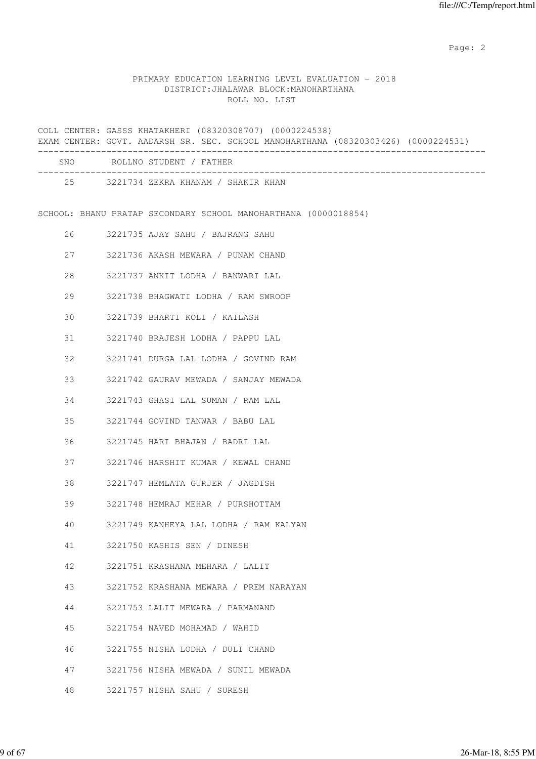PRIMARY EDUCATION LEARNING LEVEL EVALUATION - 2018
DISTRICT:JHALAWAR BLOCK:MANOHARTHANA
ROLL NO. LIST

COLL CENTER: GASSS KHATAKHERI (08320308707) (0000224538)
EXAM CENTER: GOVT. AADARSH SR. SEC. SCHOOL MANOHARTHANA (08320303426) (0000224531)

| SNO | ROLLNO | STUDENT / FATHER |
|---|---|---|
| 25 | 3221734 | ZEKRA KHANAM / SHAKIR KHAN |

SCHOOL: BHANU PRATAP SECONDARY SCHOOL MANOHARTHANA (0000018854)

| SNO | ROLLNO | STUDENT / FATHER |
|---|---|---|
| 26 | 3221735 | AJAY SAHU / BAJRANG SAHU |
| 27 | 3221736 | AKASH MEWARA / PUNAM CHAND |
| 28 | 3221737 | ANKIT LODHA / BANWARI LAL |
| 29 | 3221738 | BHAGWATI LODHA / RAM SWROOP |
| 30 | 3221739 | BHARTI KOLI / KAILASH |
| 31 | 3221740 | BRAJESH LODHA / PAPPU LAL |
| 32 | 3221741 | DURGA LAL LODHA / GOVIND RAM |
| 33 | 3221742 | GAURAV MEWADA / SANJAY MEWADA |
| 34 | 3221743 | GHASI LAL SUMAN / RAM LAL |
| 35 | 3221744 | GOVIND TANWAR / BABU LAL |
| 36 | 3221745 | HARI BHAJAN / BADRI LAL |
| 37 | 3221746 | HARSHIT KUMAR / KEWAL CHAND |
| 38 | 3221747 | HEMLATA GURJER / JAGDISH |
| 39 | 3221748 | HEMRAJ MEHAR / PURSHOTTAM |
| 40 | 3221749 | KANHEYA LAL LODHA / RAM KALYAN |
| 41 | 3221750 | KASHIS SEN / DINESH |
| 42 | 3221751 | KRASHANA MEHARA / LALIT |
| 43 | 3221752 | KRASHANA MEWARA / PREM NARAYAN |
| 44 | 3221753 | LALIT MEWARA / PARMANAND |
| 45 | 3221754 | NAVED MOHAMAD / WAHID |
| 46 | 3221755 | NISHA LODHA / DULI CHAND |
| 47 | 3221756 | NISHA MEWADA / SUNIL MEWADA |
| 48 | 3221757 | NISHA SAHU / SURESH |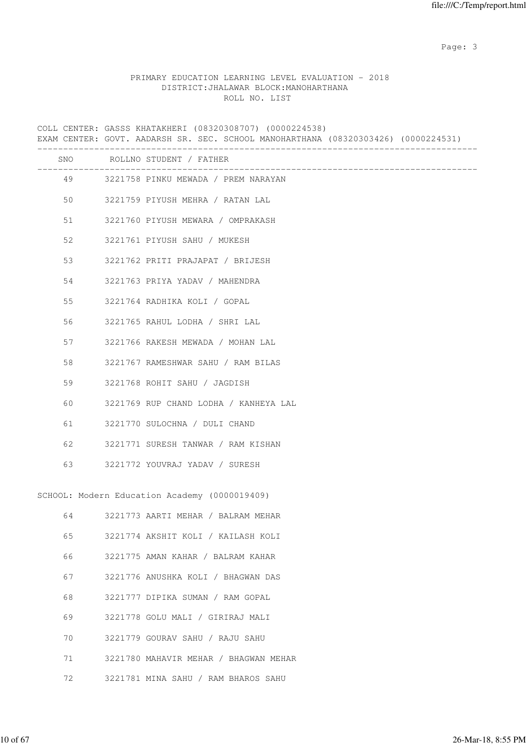PRIMARY EDUCATION LEARNING LEVEL EVALUATION - 2018
DISTRICT:JHALAWAR BLOCK:MANOHARTHANA
ROLL NO. LIST

COLL CENTER: GASSS KHATAKHERI (08320308707) (0000224538)
EXAM CENTER: GOVT. AADARSH SR. SEC. SCHOOL MANOHARTHANA (08320303426) (0000224531)

| SNO | ROLLNO | STUDENT / FATHER |
|---|---|---|
| 49 | 3221758 | PINKU MEWADA / PREM NARAYAN |
| 50 | 3221759 | PIYUSH MEHRA / RATAN LAL |
| 51 | 3221760 | PIYUSH MEWARA / OMPRAKASH |
| 52 | 3221761 | PIYUSH SAHU / MUKESH |
| 53 | 3221762 | PRITI PRAJAPAT / BRIJESH |
| 54 | 3221763 | PRIYA YADAV / MAHENDRA |
| 55 | 3221764 | RADHIKA KOLI / GOPAL |
| 56 | 3221765 | RAHUL LODHA / SHRI LAL |
| 57 | 3221766 | RAKESH MEWADA / MOHAN LAL |
| 58 | 3221767 | RAMESHWAR SAHU / RAM BILAS |
| 59 | 3221768 | ROHIT SAHU / JAGDISH |
| 60 | 3221769 | RUP CHAND LODHA / KANHEYA LAL |
| 61 | 3221770 | SULOCHNA / DULI CHAND |
| 62 | 3221771 | SURESH TANWAR / RAM KISHAN |
| 63 | 3221772 | YOUVRAJ YADAV / SURESH |

SCHOOL: Modern Education Academy (0000019409)

| SNO | ROLLNO | STUDENT / FATHER |
|---|---|---|
| 64 | 3221773 | AARTI MEHAR / BALRAM MEHAR |
| 65 | 3221774 | AKSHIT KOLI / KAILASH KOLI |
| 66 | 3221775 | AMAN KAHAR / BALRAM KAHAR |
| 67 | 3221776 | ANUSHKA KOLI / BHAGWAN DAS |
| 68 | 3221777 | DIPIKA SUMAN / RAM GOPAL |
| 69 | 3221778 | GOLU MALI / GIRIRAJ MALI |
| 70 | 3221779 | GOURAV SAHU / RAJU SAHU |
| 71 | 3221780 | MAHAVIR MEHAR / BHAGWAN MEHAR |
| 72 | 3221781 | MINA SAHU / RAM BHAROS SAHU |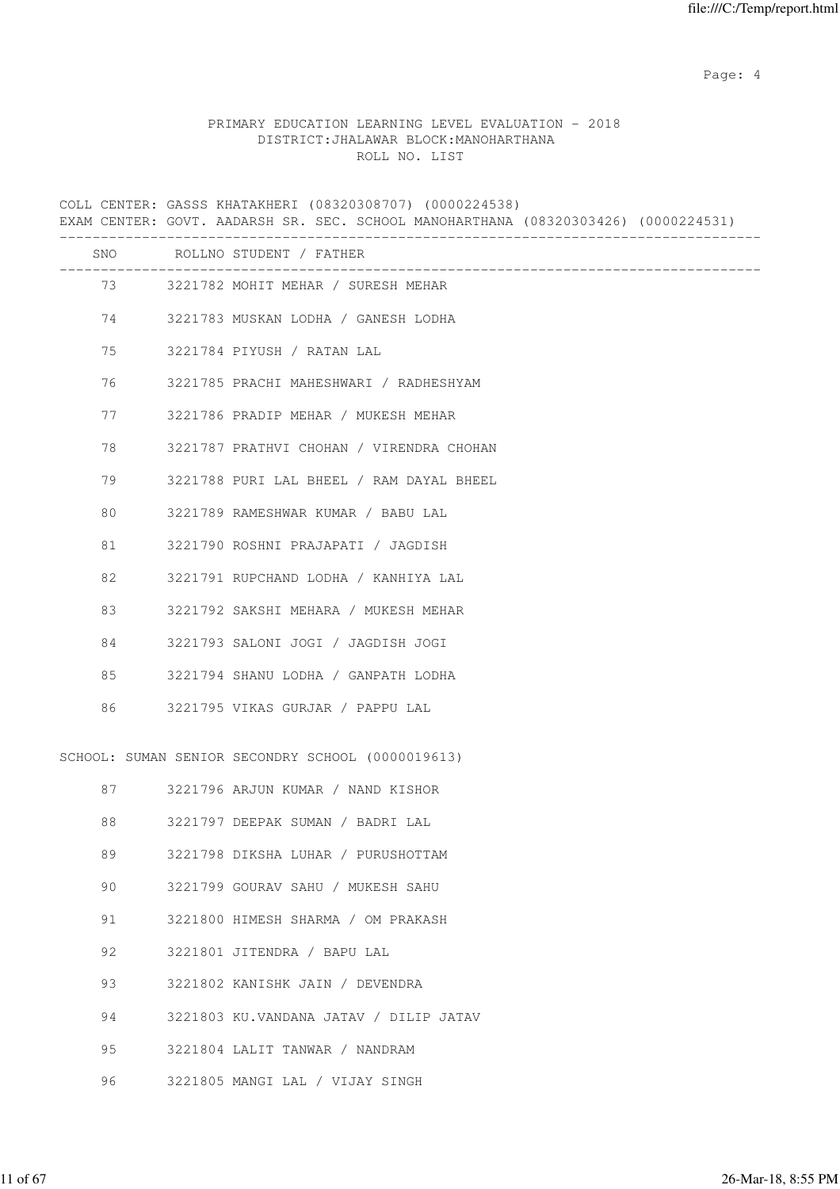PRIMARY EDUCATION LEARNING LEVEL EVALUATION - 2018
DISTRICT:JHALAWAR BLOCK:MANOHARTHANA
ROLL NO. LIST

COLL CENTER: GASSS KHATAKHERI (08320308707) (0000224538)
EXAM CENTER: GOVT. AADARSH SR. SEC. SCHOOL MANOHARTHANA (08320303426) (0000224531)

| SNO | ROLLNO | STUDENT / FATHER |
|---|---|---|
| 73 | 3221782 | MOHIT MEHAR / SURESH MEHAR |
| 74 | 3221783 | MUSKAN LODHA / GANESH LODHA |
| 75 | 3221784 | PIYUSH / RATAN LAL |
| 76 | 3221785 | PRACHI MAHESHWARI / RADHESHYAM |
| 77 | 3221786 | PRADIP MEHAR / MUKESH MEHAR |
| 78 | 3221787 | PRATHVI CHOHAN / VIRENDRA CHOHAN |
| 79 | 3221788 | PURI LAL BHEEL / RAM DAYAL BHEEL |
| 80 | 3221789 | RAMESHWAR KUMAR / BABU LAL |
| 81 | 3221790 | ROSHNI PRAJAPATI / JAGDISH |
| 82 | 3221791 | RUPCHAND LODHA / KANHIYA LAL |
| 83 | 3221792 | SAKSHI MEHARA / MUKESH MEHAR |
| 84 | 3221793 | SALONI JOGI / JAGDISH JOGI |
| 85 | 3221794 | SHANU LODHA / GANPATH LODHA |
| 86 | 3221795 | VIKAS GURJAR / PAPPU LAL |

SCHOOL: SUMAN SENIOR SECONDRY SCHOOL (0000019613)

| SNO | ROLLNO | STUDENT / FATHER |
|---|---|---|
| 87 | 3221796 | ARJUN KUMAR / NAND KISHOR |
| 88 | 3221797 | DEEPAK SUMAN / BADRI LAL |
| 89 | 3221798 | DIKSHA LUHAR / PURUSHOTTAM |
| 90 | 3221799 | GOURAV SAHU / MUKESH SAHU |
| 91 | 3221800 | HIMESH SHARMA / OM PRAKASH |
| 92 | 3221801 | JITENDRA / BAPU LAL |
| 93 | 3221802 | KANISHK JAIN / DEVENDRA |
| 94 | 3221803 | KU.VANDANA JATAV / DILIP JATAV |
| 95 | 3221804 | LALIT TANWAR / NANDRAM |
| 96 | 3221805 | MANGI LAL / VIJAY SINGH |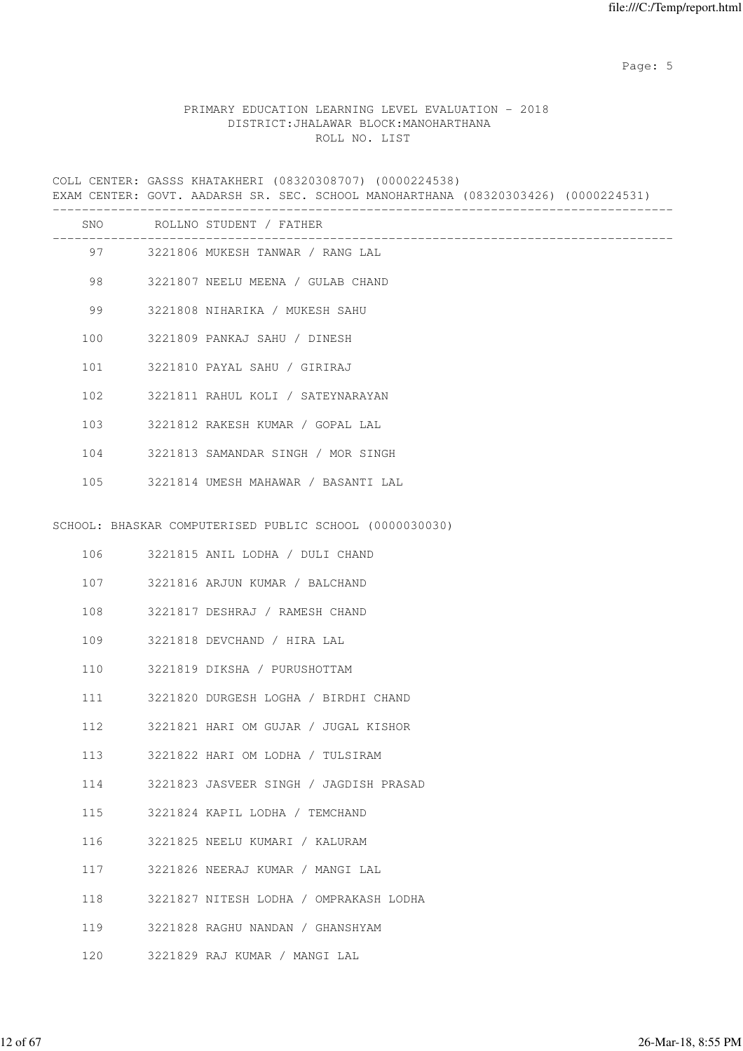PRIMARY EDUCATION LEARNING LEVEL EVALUATION - 2018
DISTRICT:JHALAWAR BLOCK:MANOHARTHANA
ROLL NO. LIST

COLL CENTER: GASSS KHATAKHERI (08320308707) (0000224538)
EXAM CENTER: GOVT. AADARSH SR. SEC. SCHOOL MANOHARTHANA (08320303426) (0000224531)

| SNO | ROLLNO | STUDENT / FATHER |
|---|---|---|
| 97 | 3221806 | MUKESH TANWAR / RANG LAL |
| 98 | 3221807 | NEELU MEENA / GULAB CHAND |
| 99 | 3221808 | NIHARIKA / MUKESH SAHU |
| 100 | 3221809 | PANKAJ SAHU / DINESH |
| 101 | 3221810 | PAYAL SAHU / GIRIRAJ |
| 102 | 3221811 | RAHUL KOLI / SATEYNARAYAN |
| 103 | 3221812 | RAKESH KUMAR / GOPAL LAL |
| 104 | 3221813 | SAMANDAR SINGH / MOR SINGH |
| 105 | 3221814 | UMESH MAHAWAR / BASANTI LAL |

SCHOOL: BHASKAR COMPUTERISED PUBLIC SCHOOL (0000030030)

| SNO | ROLLNO | STUDENT / FATHER |
|---|---|---|
| 106 | 3221815 | ANIL LODHA / DULI CHAND |
| 107 | 3221816 | ARJUN KUMAR / BALCHAND |
| 108 | 3221817 | DESHRAJ / RAMESH CHAND |
| 109 | 3221818 | DEVCHAND / HIRA LAL |
| 110 | 3221819 | DIKSHA / PURUSHOTTAM |
| 111 | 3221820 | DURGESH LOGHA / BIRDHI CHAND |
| 112 | 3221821 | HARI OM GUJAR / JUGAL KISHOR |
| 113 | 3221822 | HARI OM LODHA / TULSIRAM |
| 114 | 3221823 | JASVEER SINGH / JAGDISH PRASAD |
| 115 | 3221824 | KAPIL LODHA / TEMCHAND |
| 116 | 3221825 | NEELU KUMARI / KALURAM |
| 117 | 3221826 | NEERAJ KUMAR / MANGI LAL |
| 118 | 3221827 | NITESH LODHA / OMPRAKASH LODHA |
| 119 | 3221828 | RAGHU NANDAN / GHANSHYAM |
| 120 | 3221829 | RAJ KUMAR / MANGI LAL |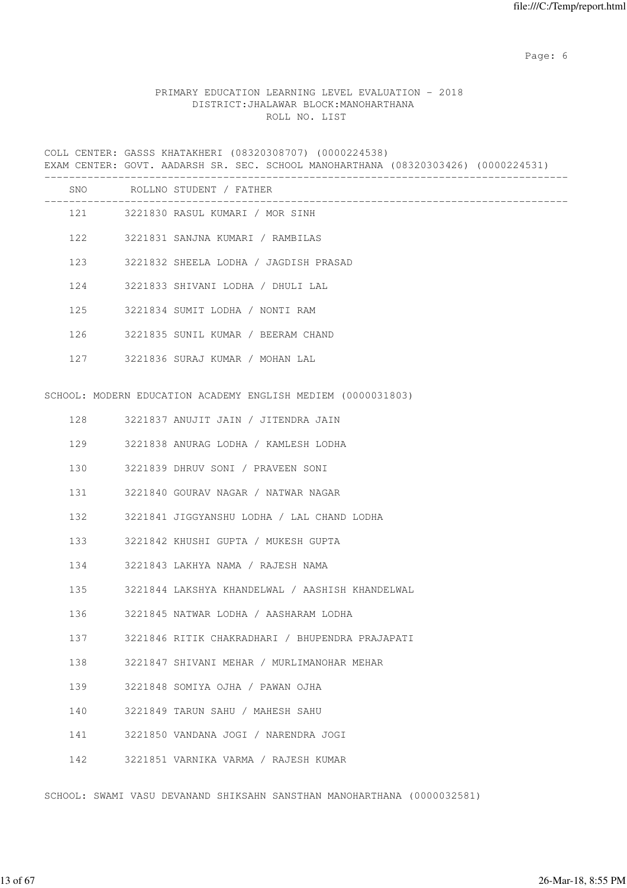PRIMARY EDUCATION LEARNING LEVEL EVALUATION - 2018
DISTRICT:JHALAWAR BLOCK:MANOHARTHANA
ROLL NO. LIST

COLL CENTER: GASSS KHATAKHERI (08320308707) (0000224538)
EXAM CENTER: GOVT. AADARSH SR. SEC. SCHOOL MANOHARTHANA (08320303426) (0000224531)

| SNO | ROLLNO | STUDENT / FATHER |
|---|---|---|
| 121 | 3221830 | RASUL KUMARI / MOR SINH |
| 122 | 3221831 | SANJNA KUMARI / RAMBILAS |
| 123 | 3221832 | SHEELA LODHA / JAGDISH PRASAD |
| 124 | 3221833 | SHIVANI LODHA / DHULI LAL |
| 125 | 3221834 | SUMIT LODHA / NONTI RAM |
| 126 | 3221835 | SUNIL KUMAR / BEERAM CHAND |
| 127 | 3221836 | SURAJ KUMAR / MOHAN LAL |

SCHOOL: MODERN EDUCATION ACADEMY ENGLISH MEDIEM (0000031803)

| SNO | ROLLNO | STUDENT / FATHER |
|---|---|---|
| 128 | 3221837 | ANUJIT JAIN / JITENDRA JAIN |
| 129 | 3221838 | ANURAG LODHA / KAMLESH LODHA |
| 130 | 3221839 | DHRUV SONI / PRAVEEN SONI |
| 131 | 3221840 | GOURAV NAGAR / NATWAR NAGAR |
| 132 | 3221841 | JIGGYANSHU LODHA / LAL CHAND LODHA |
| 133 | 3221842 | KHUSHI GUPTA / MUKESH GUPTA |
| 134 | 3221843 | LAKHYA NAMA / RAJESH NAMA |
| 135 | 3221844 | LAKSHYA KHANDELWAL / AASHISH KHANDELWAL |
| 136 | 3221845 | NATWAR LODHA / AASHARAM LODHA |
| 137 | 3221846 | RITIK CHAKRADHARI / BHUPENDRA PRAJAPATI |
| 138 | 3221847 | SHIVANI MEHAR / MURLIMANOHAR MEHAR |
| 139 | 3221848 | SOMIYA OJHA / PAWAN OJHA |
| 140 | 3221849 | TARUN SAHU / MAHESH SAHU |
| 141 | 3221850 | VANDANA JOGI / NARENDRA JOGI |
| 142 | 3221851 | VARNIKA VARMA / RAJESH KUMAR |

SCHOOL: SWAMI VASU DEVANAND SHIKSAHN SANSTHAN MANOHARTHANA (0000032581)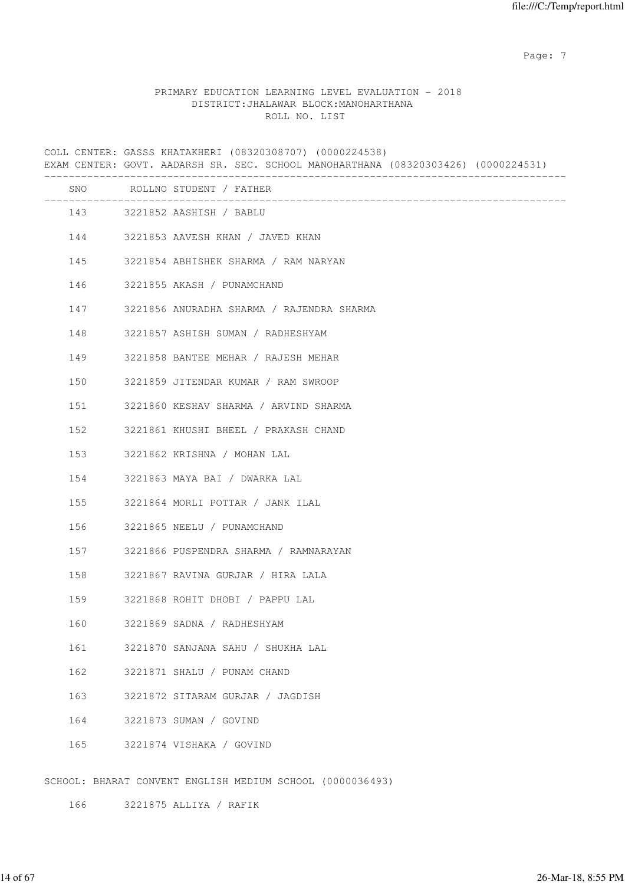PRIMARY EDUCATION LEARNING LEVEL EVALUATION - 2018
DISTRICT:JHALAWAR BLOCK:MANOHARTHANA
ROLL NO. LIST

COLL CENTER: GASSS KHATAKHERI (08320308707) (0000224538)
EXAM CENTER: GOVT. AADARSH SR. SEC. SCHOOL MANOHARTHANA (08320303426) (0000224531)

| SNO | ROLLNO | STUDENT / FATHER |
|---|---|---|
| 143 | 3221852 | AASHISH / BABLU |
| 144 | 3221853 | AAVESH KHAN / JAVED KHAN |
| 145 | 3221854 | ABHISHEK SHARMA / RAM NARYAN |
| 146 | 3221855 | AKASH / PUNAMCHAND |
| 147 | 3221856 | ANURADHA SHARMA / RAJENDRA SHARMA |
| 148 | 3221857 | ASHISH SUMAN / RADHESHYAM |
| 149 | 3221858 | BANTEE MEHAR / RAJESH MEHAR |
| 150 | 3221859 | JITENDAR KUMAR / RAM SWROOP |
| 151 | 3221860 | KESHAV SHARMA / ARVIND SHARMA |
| 152 | 3221861 | KHUSHI BHEEL / PRAKASH CHAND |
| 153 | 3221862 | KRISHNA / MOHAN LAL |
| 154 | 3221863 | MAYA BAI / DWARKA LAL |
| 155 | 3221864 | MORLI POTTAR / JANK ILAL |
| 156 | 3221865 | NEELU / PUNAMCHAND |
| 157 | 3221866 | PUSPENDRA SHARMA / RAMNARAYAN |
| 158 | 3221867 | RAVINA GURJAR / HIRA LALA |
| 159 | 3221868 | ROHIT DHOBI / PAPPU LAL |
| 160 | 3221869 | SADNA / RADHESHYAM |
| 161 | 3221870 | SANJANA SAHU / SHUKHA LAL |
| 162 | 3221871 | SHALU / PUNAM CHAND |
| 163 | 3221872 | SITARAM GURJAR / JAGDISH |
| 164 | 3221873 | SUMAN / GOVIND |
| 165 | 3221874 | VISHAKA / GOVIND |

SCHOOL: BHARAT CONVENT ENGLISH MEDIUM SCHOOL (0000036493)

| SNO | ROLLNO | STUDENT / FATHER |
|---|---|---|
| 166 | 3221875 | ALLIYA / RAFIK |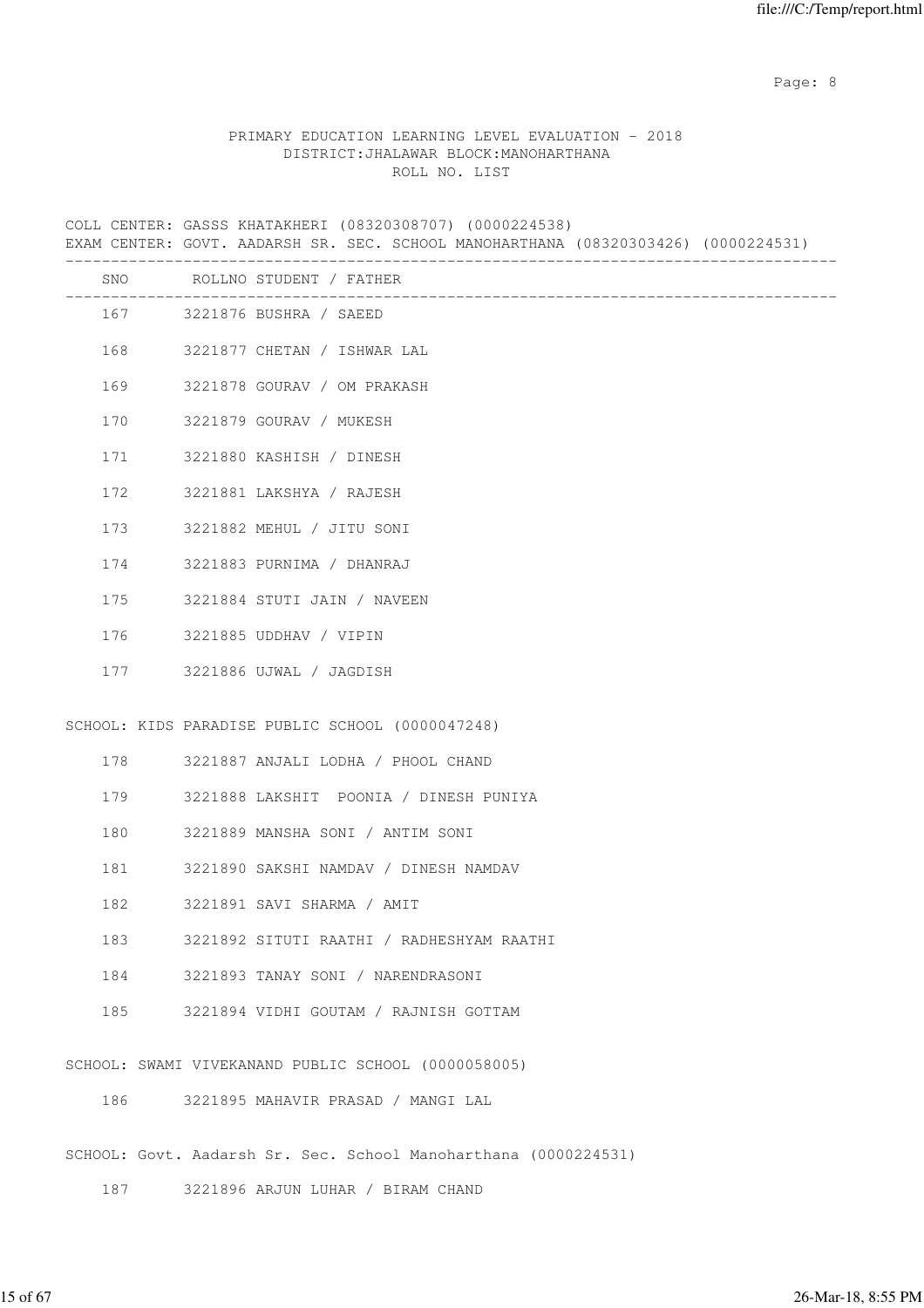PRIMARY EDUCATION LEARNING LEVEL EVALUATION - 2018
DISTRICT:JHALAWAR BLOCK:MANOHARTHANA
ROLL NO. LIST

COLL CENTER: GASSS KHATAKHERI (08320308707) (0000224538)
EXAM CENTER: GOVT. AADARSH SR. SEC. SCHOOL MANOHARTHANA (08320303426) (0000224531)

| SNO | ROLLNO STUDENT / FATHER |
|---|---|
| 167 | 3221876 BUSHRA / SAEED |
| 168 | 3221877 CHETAN / ISHWAR LAL |
| 169 | 3221878 GOURAV / OM PRAKASH |
| 170 | 3221879 GOURAV / MUKESH |
| 171 | 3221880 KASHISH / DINESH |
| 172 | 3221881 LAKSHYA / RAJESH |
| 173 | 3221882 MEHUL / JITU SONI |
| 174 | 3221883 PURNIMA / DHANRAJ |
| 175 | 3221884 STUTI JAIN / NAVEEN |
| 176 | 3221885 UDDHAV / VIPIN |
| 177 | 3221886 UJWAL / JAGDISH |

SCHOOL: KIDS PARADISE PUBLIC SCHOOL (0000047248)

| SNO | ROLLNO STUDENT / FATHER |
|---|---|
| 178 | 3221887 ANJALI LODHA / PHOOL CHAND |
| 179 | 3221888 LAKSHIT POONIA / DINESH PUNIYA |
| 180 | 3221889 MANSHA SONI / ANTIM SONI |
| 181 | 3221890 SAKSHI NAMDAV / DINESH NAMDAV |
| 182 | 3221891 SAVI SHARMA / AMIT |
| 183 | 3221892 SITUTI RAATHI / RADHESHYAM RAATHI |
| 184 | 3221893 TANAY SONI / NARENDRASONI |
| 185 | 3221894 VIDHI GOUTAM / RAJNISH GOTTAM |

SCHOOL: SWAMI VIVEKANAND PUBLIC SCHOOL (0000058005)

| SNO | ROLLNO STUDENT / FATHER |
|---|---|
| 186 | 3221895 MAHAVIR PRASAD / MANGI LAL |

SCHOOL: Govt. Aadarsh Sr. Sec. School Manoharthana (0000224531)

| SNO | ROLLNO STUDENT / FATHER |
|---|---|
| 187 | 3221896 ARJUN LUHAR / BIRAM CHAND |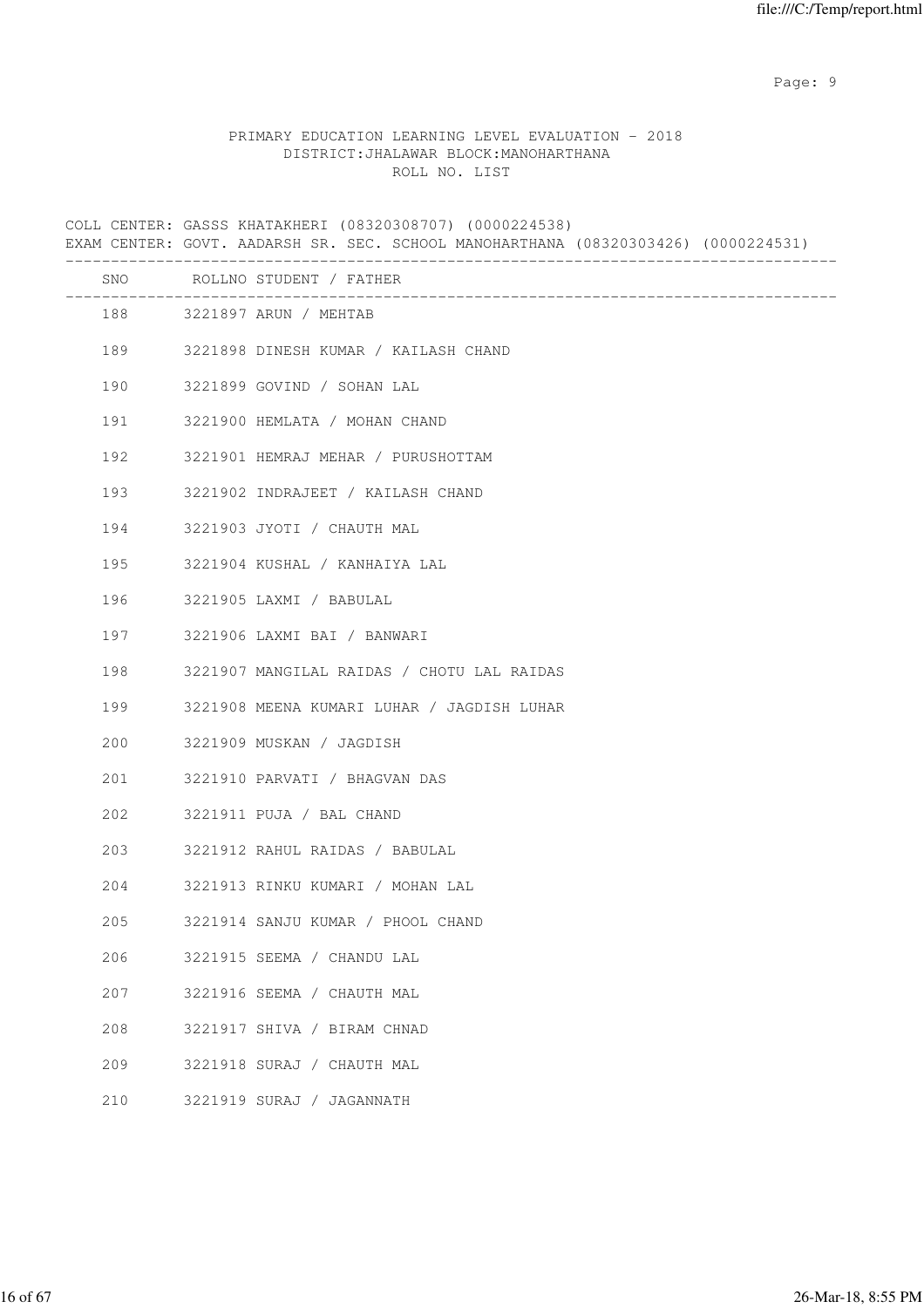PRIMARY EDUCATION LEARNING LEVEL EVALUATION - 2018
DISTRICT:JHALAWAR BLOCK:MANOHARTHANA
ROLL NO. LIST

COLL CENTER: GASSS KHATAKHERI (08320308707) (0000224538)
EXAM CENTER: GOVT. AADARSH SR. SEC. SCHOOL MANOHARTHANA (08320303426) (0000224531)

| SNO | ROLLNO | STUDENT / FATHER |
| --- | --- | --- |
| 188 | 3221897 | ARUN / MEHTAB |
| 189 | 3221898 | DINESH KUMAR / KAILASH CHAND |
| 190 | 3221899 | GOVIND / SOHAN LAL |
| 191 | 3221900 | HEMLATA / MOHAN CHAND |
| 192 | 3221901 | HEMRAJ MEHAR / PURUSHOTTAM |
| 193 | 3221902 | INDRAJEET / KAILASH CHAND |
| 194 | 3221903 | JYOTI / CHAUTH MAL |
| 195 | 3221904 | KUSHAL / KANHAIYA LAL |
| 196 | 3221905 | LAXMI / BABULAL |
| 197 | 3221906 | LAXMI BAI / BANWARI |
| 198 | 3221907 | MANGILAL RAIDAS / CHOTU LAL RAIDAS |
| 199 | 3221908 | MEENA KUMARI LUHAR / JAGDISH LUHAR |
| 200 | 3221909 | MUSKAN / JAGDISH |
| 201 | 3221910 | PARVATI / BHAGVAN DAS |
| 202 | 3221911 | PUJA / BAL CHAND |
| 203 | 3221912 | RAHUL RAIDAS / BABULAL |
| 204 | 3221913 | RINKU KUMARI / MOHAN LAL |
| 205 | 3221914 | SANJU KUMAR / PHOOL CHAND |
| 206 | 3221915 | SEEMA / CHANDU LAL |
| 207 | 3221916 | SEEMA / CHAUTH MAL |
| 208 | 3221917 | SHIVA / BIRAM CHNAD |
| 209 | 3221918 | SURAJ / CHAUTH MAL |
| 210 | 3221919 | SURAJ / JAGANNATH |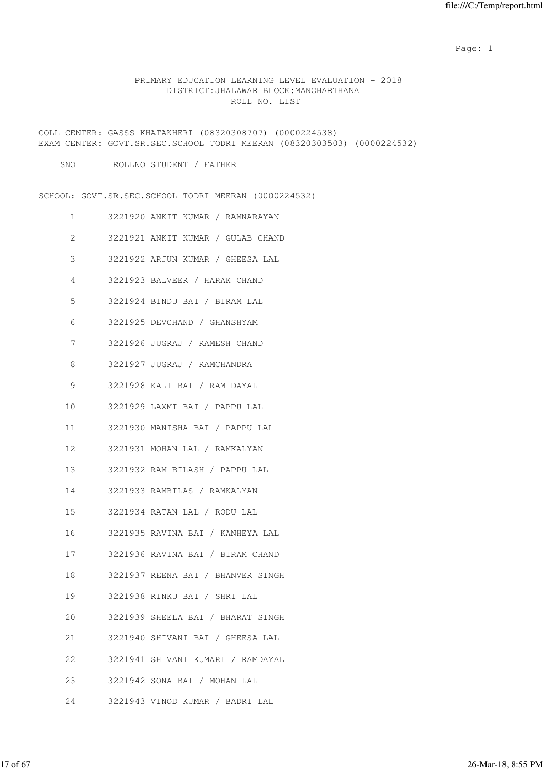PRIMARY EDUCATION LEARNING LEVEL EVALUATION - 2018
DISTRICT:JHALAWAR BLOCK:MANOHARTHANA
ROLL NO. LIST

COLL CENTER: GASSS KHATAKHERI (08320308707) (0000224538)
EXAM CENTER: GOVT.SR.SEC.SCHOOL TODRI MEERAN (08320303503) (0000224532)

SCHOOL: GOVT.SR.SEC.SCHOOL TODRI MEERAN (0000224532)

| SNO | ROLLNO | STUDENT / FATHER |
|---|---|---|
| 1 | 3221920 | ANKIT KUMAR / RAMNARAYAN |
| 2 | 3221921 | ANKIT KUMAR / GULAB CHAND |
| 3 | 3221922 | ARJUN KUMAR / GHEESA LAL |
| 4 | 3221923 | BALVEER / HARAK CHAND |
| 5 | 3221924 | BINDU BAI / BIRAM LAL |
| 6 | 3221925 | DEVCHAND / GHANSHYAM |
| 7 | 3221926 | JUGRAJ / RAMESH CHAND |
| 8 | 3221927 | JUGRAJ / RAMCHANDRA |
| 9 | 3221928 | KALI BAI / RAM DAYAL |
| 10 | 3221929 | LAXMI BAI / PAPPU LAL |
| 11 | 3221930 | MANISHA BAI / PAPPU LAL |
| 12 | 3221931 | MOHAN LAL / RAMKALYAN |
| 13 | 3221932 | RAM BILASH / PAPPU LAL |
| 14 | 3221933 | RAMBILAS / RAMKALYAN |
| 15 | 3221934 | RATAN LAL / RODU LAL |
| 16 | 3221935 | RAVINA BAI / KANHEYA LAL |
| 17 | 3221936 | RAVINA BAI / BIRAM CHAND |
| 18 | 3221937 | REENA BAI / BHANVER SINGH |
| 19 | 3221938 | RINKU BAI / SHRI LAL |
| 20 | 3221939 | SHEELA BAI / BHARAT SINGH |
| 21 | 3221940 | SHIVANI BAI / GHEESA LAL |
| 22 | 3221941 | SHIVANI KUMARI / RAMDAYAL |
| 23 | 3221942 | SONA BAI / MOHAN LAL |
| 24 | 3221943 | VINOD KUMAR / BADRI LAL |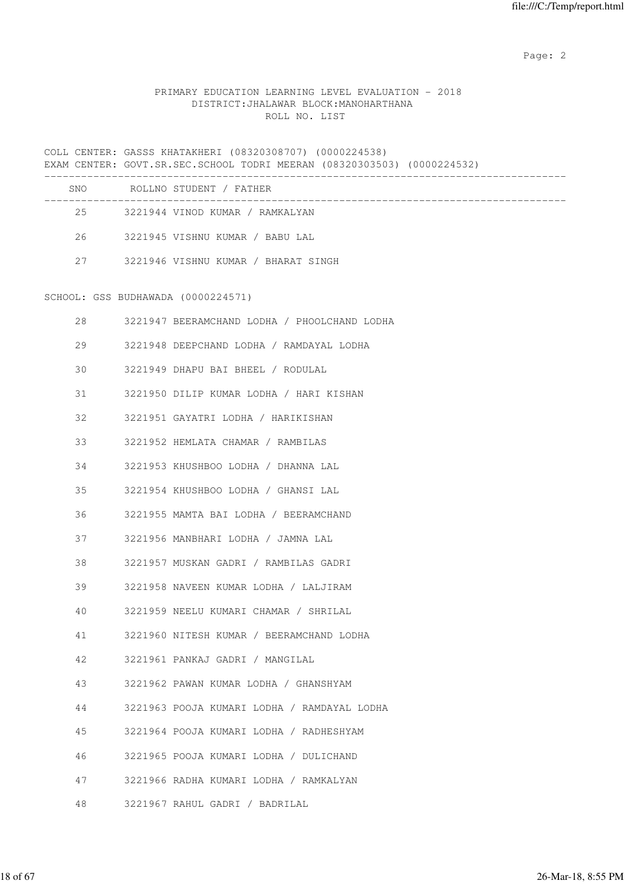PRIMARY EDUCATION LEARNING LEVEL EVALUATION - 2018
DISTRICT:JHALAWAR BLOCK:MANOHARTHANA
ROLL NO. LIST

COLL CENTER: GASSS KHATAKHERI (08320308707) (0000224538)
EXAM CENTER: GOVT.SR.SEC.SCHOOL TODRI MEERAN (08320303503) (0000224532)

| SNO | ROLLNO | STUDENT / FATHER |
|---|---|---|
| 25 | 3221944 | VINOD KUMAR / RAMKALYAN |
| 26 | 3221945 | VISHNU KUMAR / BABU LAL |
| 27 | 3221946 | VISHNU KUMAR / BHARAT SINGH |

SCHOOL: GSS BUDHAWADA (0000224571)

| SNO | ROLLNO | STUDENT / FATHER |
|---|---|---|
| 28 | 3221947 | BEERAMCHAND LODHA / PHOOLCHAND LODHA |
| 29 | 3221948 | DEEPCHAND LODHA / RAMDAYAL LODHA |
| 30 | 3221949 | DHAPU BAI BHEEL / RODULAL |
| 31 | 3221950 | DILIP KUMAR LODHA / HARI KISHAN |
| 32 | 3221951 | GAYATRI LODHA / HARIKISHAN |
| 33 | 3221952 | HEMLATA CHAMAR / RAMBILAS |
| 34 | 3221953 | KHUSHBOO LODHA / DHANNA LAL |
| 35 | 3221954 | KHUSHBOO LODHA / GHANSI LAL |
| 36 | 3221955 | MAMTA BAI LODHA / BEERAMCHAND |
| 37 | 3221956 | MANBHARI LODHA / JAMNA LAL |
| 38 | 3221957 | MUSKAN GADRI / RAMBILAS GADRI |
| 39 | 3221958 | NAVEEN KUMAR LODHA / LALJIRAM |
| 40 | 3221959 | NEELU KUMARI CHAMAR / SHRILAL |
| 41 | 3221960 | NITESH KUMAR / BEERAMCHAND LODHA |
| 42 | 3221961 | PANKAJ GADRI / MANGILAL |
| 43 | 3221962 | PAWAN KUMAR LODHA / GHANSHYAM |
| 44 | 3221963 | POOJA KUMARI LODHA / RAMDAYAL LODHA |
| 45 | 3221964 | POOJA KUMARI LODHA / RADHESHYAM |
| 46 | 3221965 | POOJA KUMARI LODHA / DULICHAND |
| 47 | 3221966 | RADHA KUMARI LODHA / RAMKALYAN |
| 48 | 3221967 | RAHUL GADRI / BADRILAL |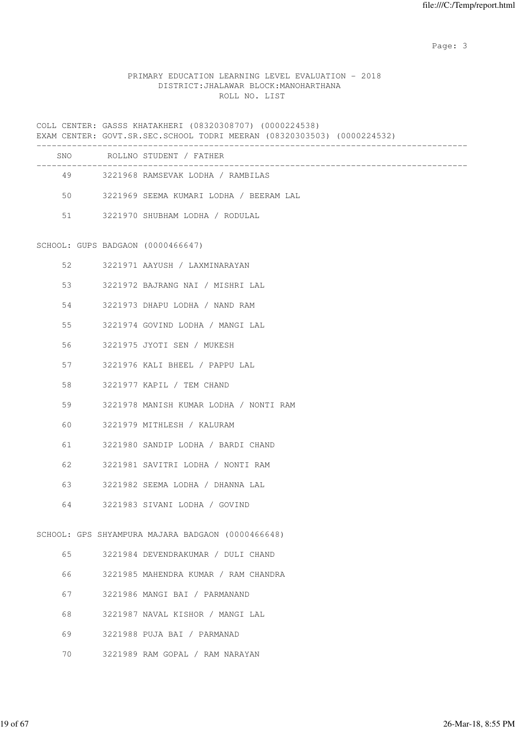PRIMARY EDUCATION LEARNING LEVEL EVALUATION - 2018
DISTRICT:JHALAWAR BLOCK:MANOHARTHANA
ROLL NO. LIST

COLL CENTER: GASSS KHATAKHERI (08320308707) (0000224538)
EXAM CENTER: GOVT.SR.SEC.SCHOOL TODRI MEERAN (08320303503) (0000224532)

| SNO | ROLLNO | STUDENT / FATHER |
|---|---|---|
| 49 | 3221968 | RAMSEVAK LODHA / RAMBILAS |
| 50 | 3221969 | SEEMA KUMARI LODHA / BEERAM LAL |
| 51 | 3221970 | SHUBHAM LODHA / RODULAL |

SCHOOL: GUPS BADGAON (0000466647)

| SNO | ROLLNO | STUDENT / FATHER |
|---|---|---|
| 52 | 3221971 | AAYUSH / LAXMINARAYAN |
| 53 | 3221972 | BAJRANG NAI / MISHRI LAL |
| 54 | 3221973 | DHAPU LODHA / NAND RAM |
| 55 | 3221974 | GOVIND LODHA / MANGI LAL |
| 56 | 3221975 | JYOTI SEN / MUKESH |
| 57 | 3221976 | KALI BHEEL / PAPPU LAL |
| 58 | 3221977 | KAPIL / TEM CHAND |
| 59 | 3221978 | MANISH KUMAR LODHA / NONTI RAM |
| 60 | 3221979 | MITHLESH / KALURAM |
| 61 | 3221980 | SANDIP LODHA / BARDI CHAND |
| 62 | 3221981 | SAVITRI LODHA / NONTI RAM |
| 63 | 3221982 | SEEMA LODHA / DHANNA LAL |
| 64 | 3221983 | SIVANI LODHA / GOVIND |

SCHOOL: GPS SHYAMPURA MAJARA BADGAON (0000466648)

| SNO | ROLLNO | STUDENT / FATHER |
|---|---|---|
| 65 | 3221984 | DEVENDRAKUMAR / DULI CHAND |
| 66 | 3221985 | MAHENDRA KUMAR / RAM CHANDRA |
| 67 | 3221986 | MANGI BAI / PARMANAND |
| 68 | 3221987 | NAVAL KISHOR / MANGI LAL |
| 69 | 3221988 | PUJA BAI / PARMANAD |
| 70 | 3221989 | RAM GOPAL / RAM NARAYAN |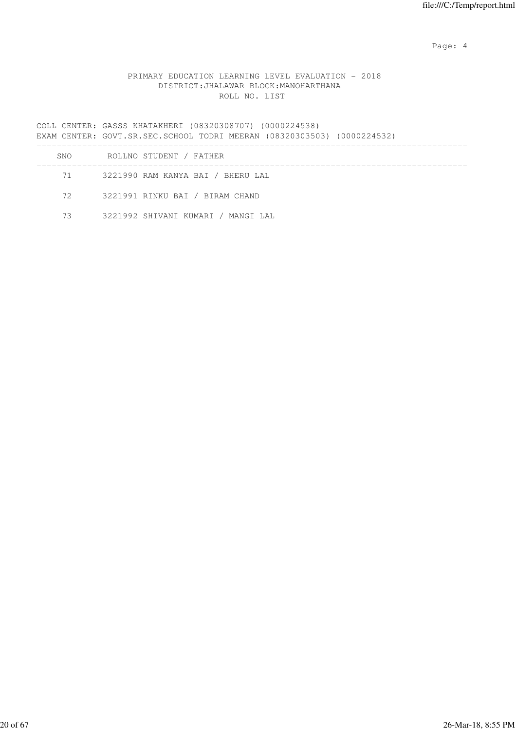PRIMARY EDUCATION LEARNING LEVEL EVALUATION - 2018
DISTRICT:JHALAWAR BLOCK:MANOHARTHANA
ROLL NO. LIST

COLL CENTER: GASSS KHATAKHERI (08320308707) (0000224538)
EXAM CENTER: GOVT.SR.SEC.SCHOOL TODRI MEERAN (08320303503) (0000224532)

| SNO | ROLLNO | STUDENT / FATHER |
|---|---|---|
| 71 | 3221990 | RAM KANYA BAI / BHERU LAL |
| 72 | 3221991 | RINKU BAI / BIRAM CHAND |
| 73 | 3221992 | SHIVANI KUMARI / MANGI LAL |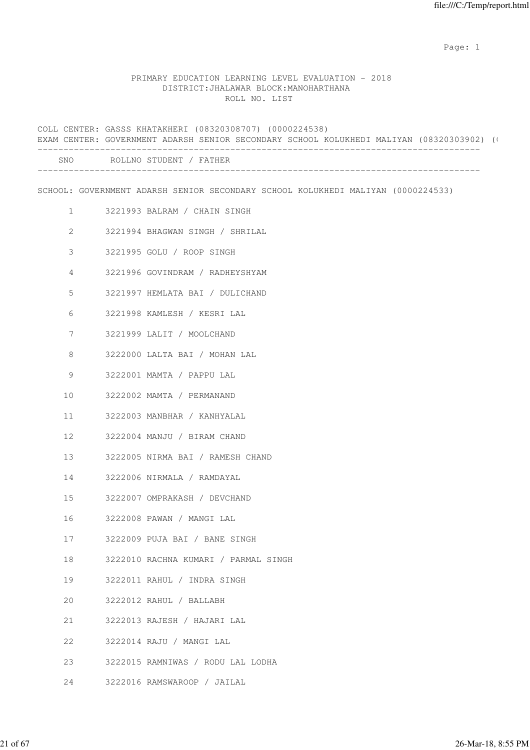PRIMARY EDUCATION LEARNING LEVEL EVALUATION - 2018
DISTRICT:JHALAWAR BLOCK:MANOHARTHANA
ROLL NO. LIST

COLL CENTER: GASSS KHATAKHERI (08320308707) (0000224538)
EXAM CENTER: GOVERNMENT ADARSH SENIOR SECONDARY SCHOOL KOLUKHEDI MALIYAN (08320303902) (

SCHOOL: GOVERNMENT ADARSH SENIOR SECONDARY SCHOOL KOLUKHEDI MALIYAN (0000224533)

| SNO | ROLLNO | STUDENT / FATHER |
|---|---|---|
| 1 | 3221993 | BALRAM / CHAIN SINGH |
| 2 | 3221994 | BHAGWAN SINGH / SHRILAL |
| 3 | 3221995 | GOLU / ROOP SINGH |
| 4 | 3221996 | GOVINDRAM / RADHEYSHYAM |
| 5 | 3221997 | HEMLATA BAI / DULICHAND |
| 6 | 3221998 | KAMLESH / KESRI LAL |
| 7 | 3221999 | LALIT / MOOLCHAND |
| 8 | 3222000 | LALTA BAI / MOHAN LAL |
| 9 | 3222001 | MAMTA / PAPPU LAL |
| 10 | 3222002 | MAMTA / PERMANAND |
| 11 | 3222003 | MANBHAR / KANHYALAL |
| 12 | 3222004 | MANJU / BIRAM CHAND |
| 13 | 3222005 | NIRMA BAI / RAMESH CHAND |
| 14 | 3222006 | NIRMALA / RAMDAYAL |
| 15 | 3222007 | OMPRAKASH / DEVCHAND |
| 16 | 3222008 | PAWAN / MANGI LAL |
| 17 | 3222009 | PUJA BAI / BANE SINGH |
| 18 | 3222010 | RACHNA KUMARI / PARMAL SINGH |
| 19 | 3222011 | RAHUL / INDRA SINGH |
| 20 | 3222012 | RAHUL / BALLABH |
| 21 | 3222013 | RAJESH / HAJARI LAL |
| 22 | 3222014 | RAJU / MANGI LAL |
| 23 | 3222015 | RAMNIWAS / RODU LAL LODHA |
| 24 | 3222016 | RAMSWAROOP / JAILAL |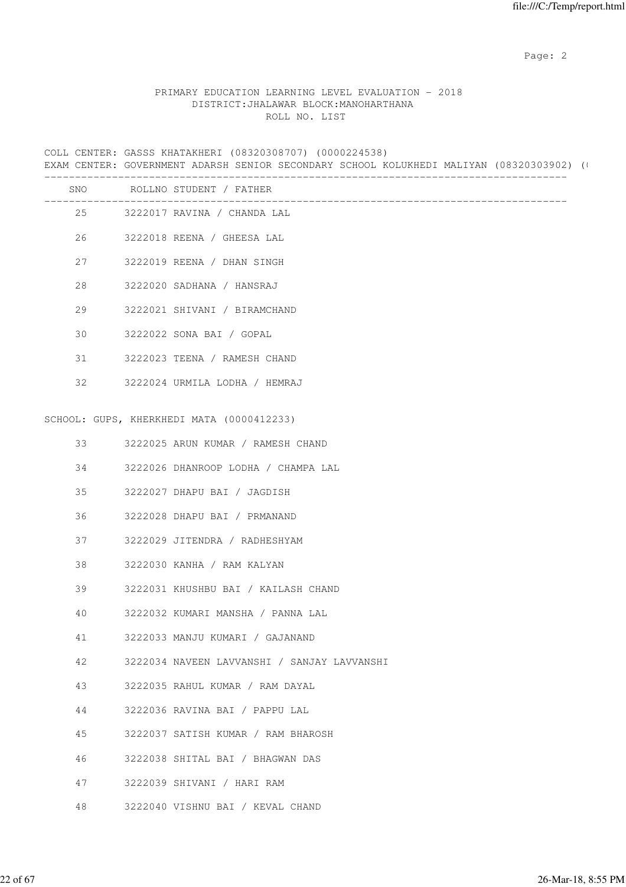PRIMARY EDUCATION LEARNING LEVEL EVALUATION - 2018
DISTRICT:JHALAWAR BLOCK:MANOHARTHANA
ROLL NO. LIST

COLL CENTER: GASSS KHATAKHERI (08320308707) (0000224538)
EXAM CENTER: GOVERNMENT ADARSH SENIOR SECONDARY SCHOOL KOLUKHEDI MALIYAN (08320303902) (

| SNO | ROLLNO | STUDENT / FATHER |
|---|---|---|
| 25 | 3222017 | RAVINA / CHANDA LAL |
| 26 | 3222018 | REENA / GHEESA LAL |
| 27 | 3222019 | REENA / DHAN SINGH |
| 28 | 3222020 | SADHANA / HANSRAJ |
| 29 | 3222021 | SHIVANI / BIRAMCHAND |
| 30 | 3222022 | SONA BAI / GOPAL |
| 31 | 3222023 | TEENA / RAMESH CHAND |
| 32 | 3222024 | URMILA LODHA / HEMRAJ |

SCHOOL: GUPS, KHERKHEDI MATA (0000412233)

| SNO | ROLLNO | STUDENT / FATHER |
|---|---|---|
| 33 | 3222025 | ARUN KUMAR / RAMESH CHAND |
| 34 | 3222026 | DHANROOP LODHA / CHAMPA LAL |
| 35 | 3222027 | DHAPU BAI / JAGDISH |
| 36 | 3222028 | DHAPU BAI / PRMANAND |
| 37 | 3222029 | JITENDRA / RADHESHYAM |
| 38 | 3222030 | KANHA / RAM KALYAN |
| 39 | 3222031 | KHUSHBU BAI / KAILASH CHAND |
| 40 | 3222032 | KUMARI MANSHA / PANNA LAL |
| 41 | 3222033 | MANJU KUMARI / GAJANAND |
| 42 | 3222034 | NAVEEN LAVVANSHI / SANJAY LAVVANSHI |
| 43 | 3222035 | RAHUL KUMAR / RAM DAYAL |
| 44 | 3222036 | RAVINA BAI / PAPPU LAL |
| 45 | 3222037 | SATISH KUMAR / RAM BHAROSH |
| 46 | 3222038 | SHITAL BAI / BHAGWAN DAS |
| 47 | 3222039 | SHIVANI / HARI RAM |
| 48 | 3222040 | VISHNU BAI / KEVAL CHAND |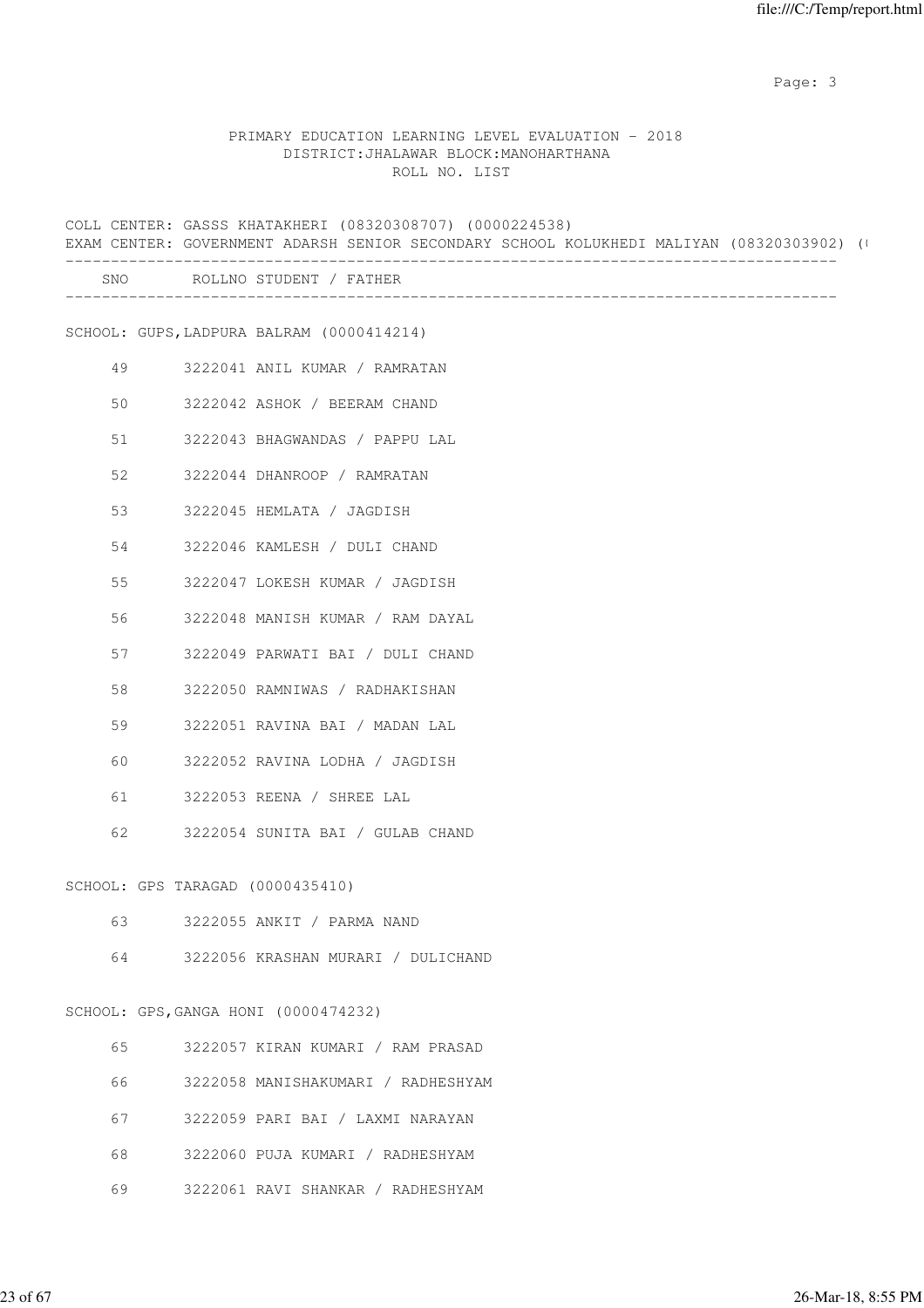PRIMARY EDUCATION LEARNING LEVEL EVALUATION - 2018
DISTRICT:JHALAWAR BLOCK:MANOHARTHANA
ROLL NO. LIST

COLL CENTER: GASSS KHATAKHERI (08320308707) (0000224538)
EXAM CENTER: GOVERNMENT ADARSH SENIOR SECONDARY SCHOOL KOLUKHEDI MALIYAN (08320303902) (

| SNO | ROLLNO STUDENT / FATHER |
|---|---|

SCHOOL: GUPS,LADPURA BALRAM (0000414214)

| SNO | ROLLNO | STUDENT / FATHER |
|---|---|---|
| 49 | 3222041 | ANIL KUMAR / RAMRATAN |
| 50 | 3222042 | ASHOK / BEERAM CHAND |
| 51 | 3222043 | BHAGWANDAS / PAPPU LAL |
| 52 | 3222044 | DHANROOP / RAMRATAN |
| 53 | 3222045 | HEMLATA / JAGDISH |
| 54 | 3222046 | KAMLESH / DULI CHAND |
| 55 | 3222047 | LOKESH KUMAR / JAGDISH |
| 56 | 3222048 | MANISH KUMAR / RAM DAYAL |
| 57 | 3222049 | PARWATI BAI / DULI CHAND |
| 58 | 3222050 | RAMNIWAS / RADHAKISHAN |
| 59 | 3222051 | RAVINA BAI / MADAN LAL |
| 60 | 3222052 | RAVINA LODHA / JAGDISH |
| 61 | 3222053 | REENA / SHREE LAL |
| 62 | 3222054 | SUNITA BAI / GULAB CHAND |

SCHOOL: GPS TARAGAD (0000435410)

| SNO | ROLLNO | STUDENT / FATHER |
|---|---|---|
| 63 | 3222055 | ANKIT / PARMA NAND |
| 64 | 3222056 | KRASHAN MURARI / DULICHAND |

SCHOOL: GPS,GANGA HONI (0000474232)

| SNO | ROLLNO | STUDENT / FATHER |
|---|---|---|
| 65 | 3222057 | KIRAN KUMARI / RAM PRASAD |
| 66 | 3222058 | MANISHAKUMARI / RADHESHYAM |
| 67 | 3222059 | PARI BAI / LAXMI NARAYAN |
| 68 | 3222060 | PUJA KUMARI / RADHESHYAM |
| 69 | 3222061 | RAVI SHANKAR / RADHESHYAM |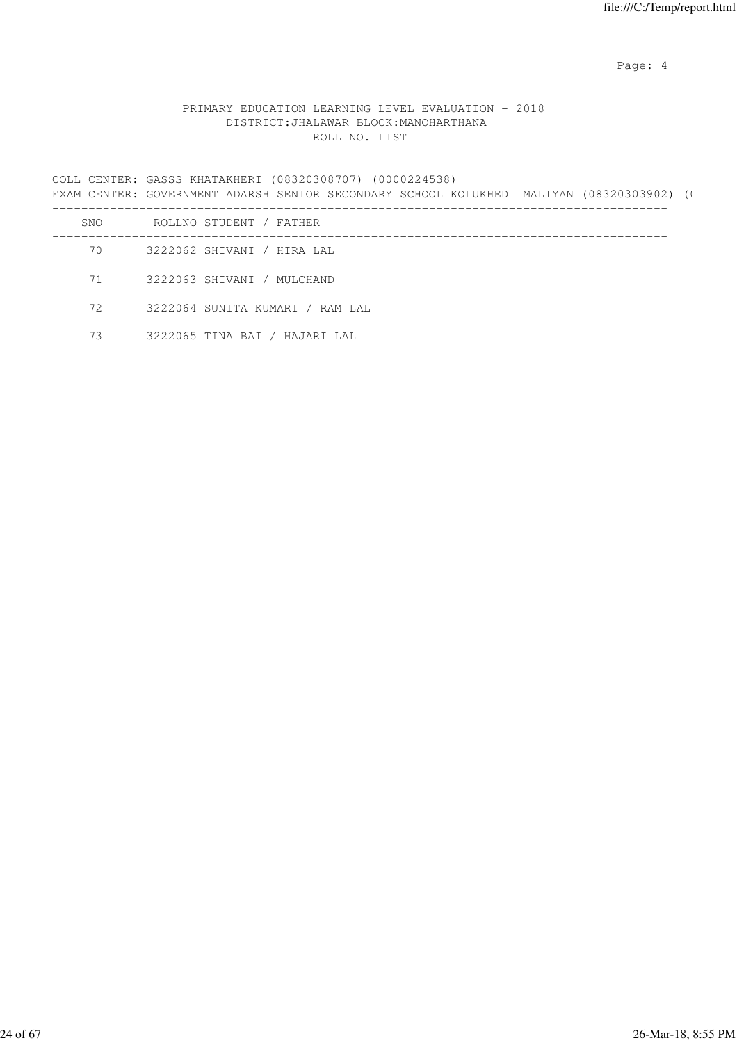PRIMARY EDUCATION LEARNING LEVEL EVALUATION - 2018
DISTRICT:JHALAWAR BLOCK:MANOHARTHANA
ROLL NO. LIST

COLL CENTER: GASSS KHATAKHERI (08320308707) (0000224538)
EXAM CENTER: GOVERNMENT ADARSH SENIOR SECONDARY SCHOOL KOLUKHEDI MALIYAN (08320303902) (

| SNO | ROLLNO | STUDENT / FATHER |
|---|---|---|
| 70 | 3222062 | SHIVANI / HIRA LAL |
| 71 | 3222063 | SHIVANI / MULCHAND |
| 72 | 3222064 | SUNITA KUMARI / RAM LAL |
| 73 | 3222065 | TINA BAI / HAJARI LAL |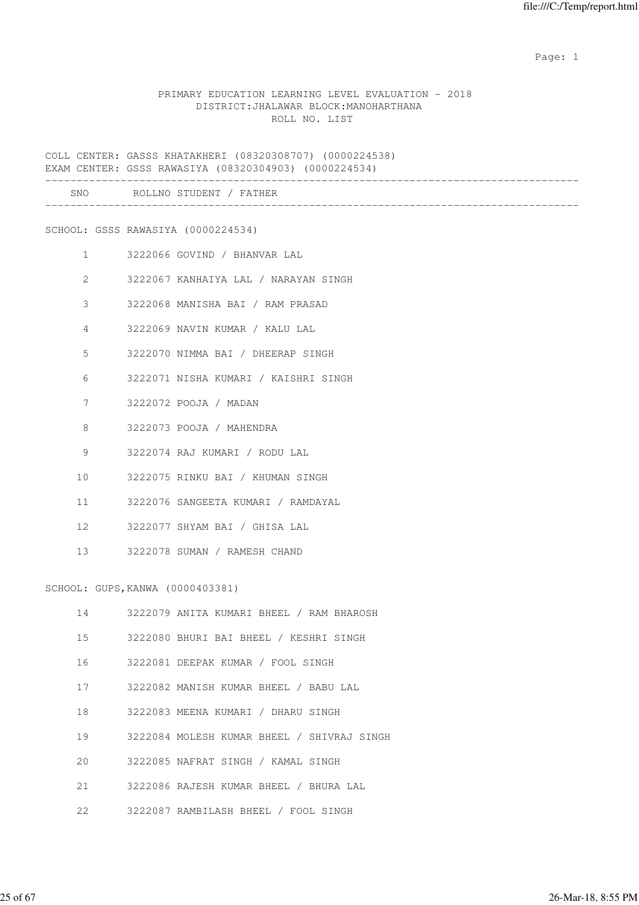PRIMARY EDUCATION LEARNING LEVEL EVALUATION - 2018
DISTRICT:JHALAWAR BLOCK:MANOHARTHANA
ROLL NO. LIST

COLL CENTER: GASSS KHATAKHERI (08320308707) (0000224538)
EXAM CENTER: GSSS RAWASIYA (08320304903) (0000224534)

| SNO | ROLLNO | STUDENT / FATHER |
|---|---|---|
| **SCHOOL: GSSS RAWASIYA (0000224534)** | | |
| 1 | 3222066 | GOVIND / BHANVAR LAL |
| 2 | 3222067 | KANHAIYA LAL / NARAYAN SINGH |
| 3 | 3222068 | MANISHA BAI / RAM PRASAD |
| 4 | 3222069 | NAVIN KUMAR / KALU LAL |
| 5 | 3222070 | NIMMA BAI / DHEERAP SINGH |
| 6 | 3222071 | NISHA KUMARI / KAISHRI SINGH |
| 7 | 3222072 | POOJA / MADAN |
| 8 | 3222073 | POOJA / MAHENDRA |
| 9 | 3222074 | RAJ KUMARI / RODU LAL |
| 10 | 3222075 | RINKU BAI / KHUMAN SINGH |
| 11 | 3222076 | SANGEETA KUMARI / RAMDAYAL |
| 12 | 3222077 | SHYAM BAI / GHISA LAL |
| 13 | 3222078 | SUMAN / RAMESH CHAND |
| **SCHOOL: GUPS,KANWA (0000403381)** | | |
| 14 | 3222079 | ANITA KUMARI BHEEL / RAM BHAROSH |
| 15 | 3222080 | BHURI BAI BHEEL / KESHRI SINGH |
| 16 | 3222081 | DEEPAK KUMAR / FOOL SINGH |
| 17 | 3222082 | MANISH KUMAR BHEEL / BABU LAL |
| 18 | 3222083 | MEENA KUMARI / DHARU SINGH |
| 19 | 3222084 | MOLESH KUMAR BHEEL / SHIVRAJ SINGH |
| 20 | 3222085 | NAFRAT SINGH / KAMAL SINGH |
| 21 | 3222086 | RAJESH KUMAR BHEEL / BHURA LAL |
| 22 | 3222087 | RAMBILASH BHEEL / FOOL SINGH |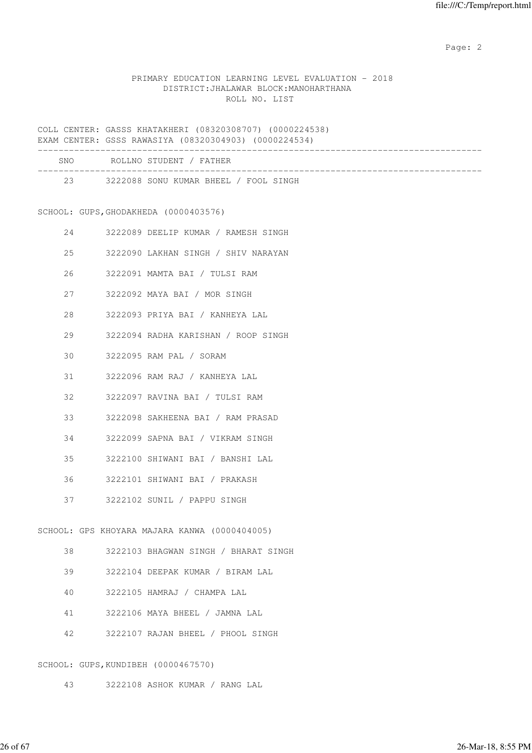PRIMARY EDUCATION LEARNING LEVEL EVALUATION - 2018
DISTRICT:JHALAWAR BLOCK:MANOHARTHANA
ROLL NO. LIST

COLL CENTER: GASSS KHATAKHERI (08320308707) (0000224538)
EXAM CENTER: GSSS RAWASIYA (08320304903) (0000224534)

| SNO | ROLLNO STUDENT / FATHER |
|---|---|
| 23 | 3222088 SONU KUMAR BHEEL / FOOL SINGH |

SCHOOL: GUPS,GHODAKHEDA (0000403576)

| SNO | ROLLNO STUDENT / FATHER |
|---|---|
| 24 | 3222089 DEELIP KUMAR / RAMESH SINGH |
| 25 | 3222090 LAKHAN SINGH / SHIV NARAYAN |
| 26 | 3222091 MAMTA BAI / TULSI RAM |
| 27 | 3222092 MAYA BAI / MOR SINGH |
| 28 | 3222093 PRIYA BAI / KANHEYA LAL |
| 29 | 3222094 RADHA KARISHAN / ROOP SINGH |
| 30 | 3222095 RAM PAL / SORAM |
| 31 | 3222096 RAM RAJ / KANHEYA LAL |
| 32 | 3222097 RAVINA BAI / TULSI RAM |
| 33 | 3222098 SAKHEENA BAI / RAM PRASAD |
| 34 | 3222099 SAPNA BAI / VIKRAM SINGH |
| 35 | 3222100 SHIWANI BAI / BANSHI LAL |
| 36 | 3222101 SHIWANI BAI / PRAKASH |
| 37 | 3222102 SUNIL / PAPPU SINGH |

SCHOOL: GPS KHOYARA MAJARA KANWA (0000404005)

| SNO | ROLLNO STUDENT / FATHER |
|---|---|
| 38 | 3222103 BHAGWAN SINGH / BHARAT SINGH |
| 39 | 3222104 DEEPAK KUMAR / BIRAM LAL |
| 40 | 3222105 HAMRAJ / CHAMPA LAL |
| 41 | 3222106 MAYA BHEEL / JAMNA LAL |
| 42 | 3222107 RAJAN BHEEL / PHOOL SINGH |

SCHOOL: GUPS,KUNDIBEH (0000467570)

| SNO | ROLLNO STUDENT / FATHER |
|---|---|
| 43 | 3222108 ASHOK KUMAR / RANG LAL |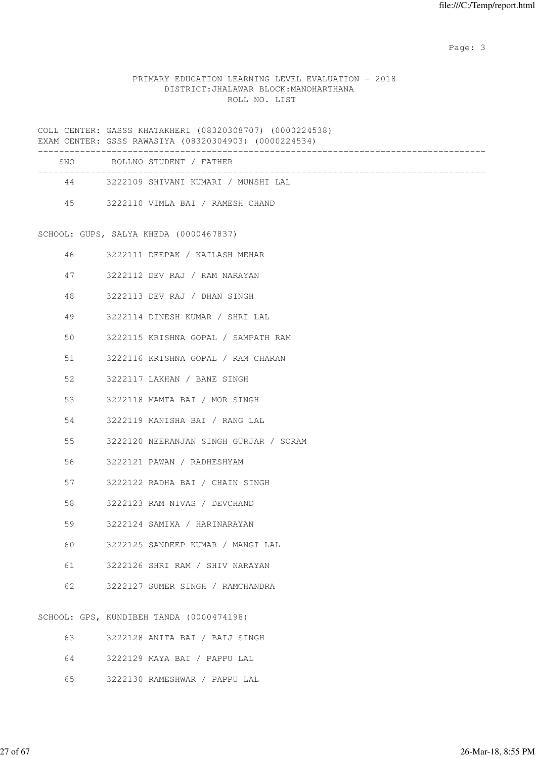PRIMARY EDUCATION LEARNING LEVEL EVALUATION - 2018
DISTRICT:JHALAWAR BLOCK:MANOHARTHANA
ROLL NO. LIST

COLL CENTER: GASSS KHATAKHERI (08320308707) (0000224538)
EXAM CENTER: GSSS RAWASIYA (08320304903) (0000224534)

| SNO | ROLLNO | STUDENT / FATHER |
|---|---|---|
| 44 | 3222109 | SHIVANI KUMARI / MUNSHI LAL |
| 45 | 3222110 | VIMLA BAI / RAMESH CHAND |

SCHOOL: GUPS, SALYA KHEDA (0000467837)

| SNO | ROLLNO | STUDENT / FATHER |
|---|---|---|
| 46 | 3222111 | DEEPAK / KAILASH MEHAR |
| 47 | 3222112 | DEV RAJ / RAM NARAYAN |
| 48 | 3222113 | DEV RAJ / DHAN SINGH |
| 49 | 3222114 | DINESH KUMAR / SHRI LAL |
| 50 | 3222115 | KRISHNA GOPAL / SAMPATH RAM |
| 51 | 3222116 | KRISHNA GOPAL / RAM CHARAN |
| 52 | 3222117 | LAKHAN / BANE SINGH |
| 53 | 3222118 | MAMTA BAI / MOR SINGH |
| 54 | 3222119 | MANISHA BAI / RANG LAL |
| 55 | 3222120 | NEERANJAN SINGH GURJAR / SORAM |
| 56 | 3222121 | PAWAN / RADHESHYAM |
| 57 | 3222122 | RADHA BAI / CHAIN SINGH |
| 58 | 3222123 | RAM NIVAS / DEVCHAND |
| 59 | 3222124 | SAMIXA / HARINARAYAN |
| 60 | 3222125 | SANDEEP KUMAR / MANGI LAL |
| 61 | 3222126 | SHRI RAM / SHIV NARAYAN |
| 62 | 3222127 | SUMER SINGH / RAMCHANDRA |

SCHOOL: GPS, KUNDIBEH TANDA (0000474198)

| SNO | ROLLNO | STUDENT / FATHER |
|---|---|---|
| 63 | 3222128 | ANITA BAI / BAIJ SINGH |
| 64 | 3222129 | MAYA BAI / PAPPU LAL |
| 65 | 3222130 | RAMESHWAR / PAPPU LAL |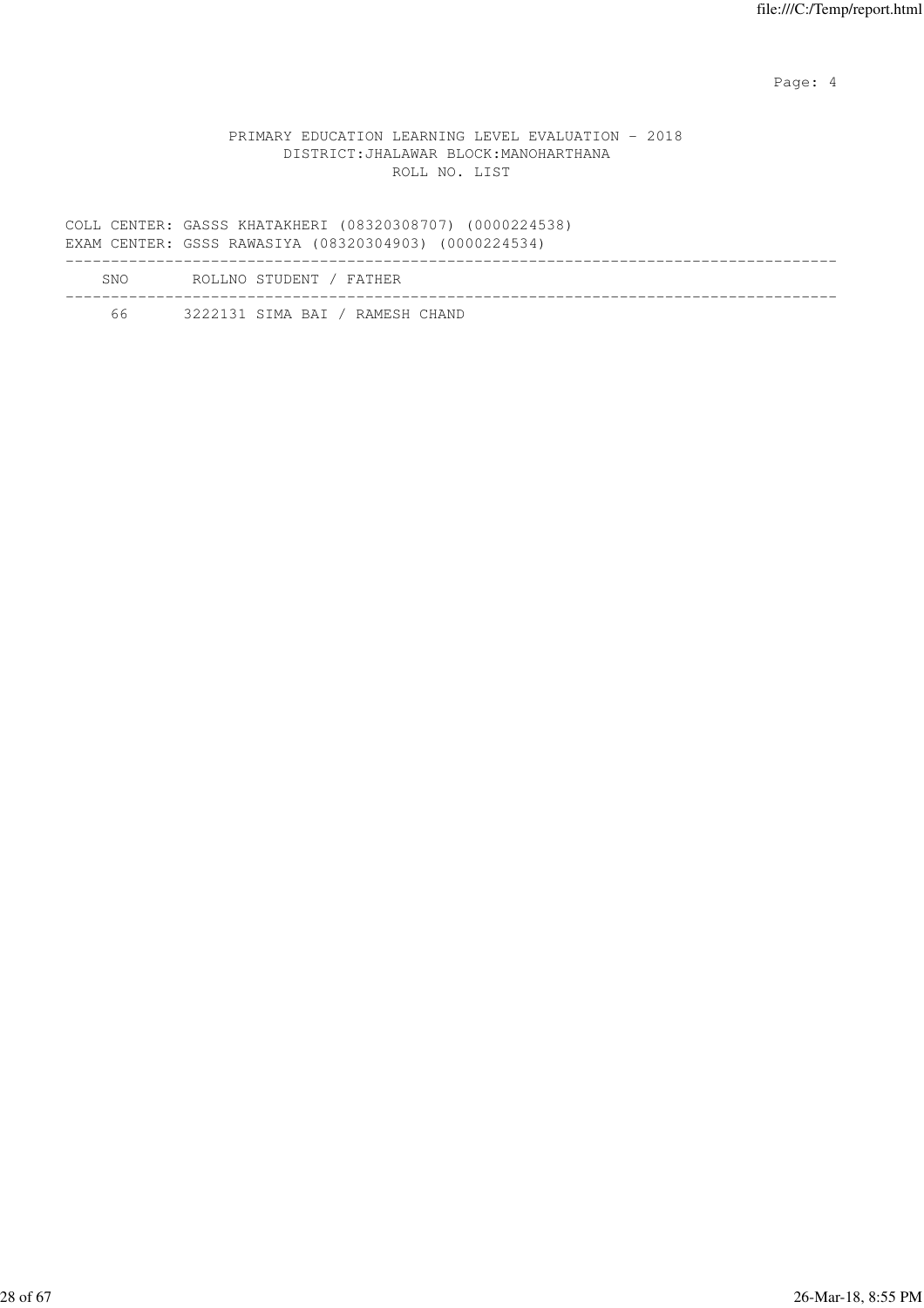PRIMARY EDUCATION LEARNING LEVEL EVALUATION - 2018
DISTRICT:JHALAWAR BLOCK:MANOHARTHANA
ROLL NO. LIST

COLL CENTER: GASSS KHATAKHERI (08320308707) (0000224538)
EXAM CENTER: GSSS RAWASIYA (08320304903) (0000224534)

| SNO | ROLLNO | STUDENT / FATHER |
|---|---|---|
| 66 | 3222131 | SIMA BAI / RAMESH CHAND |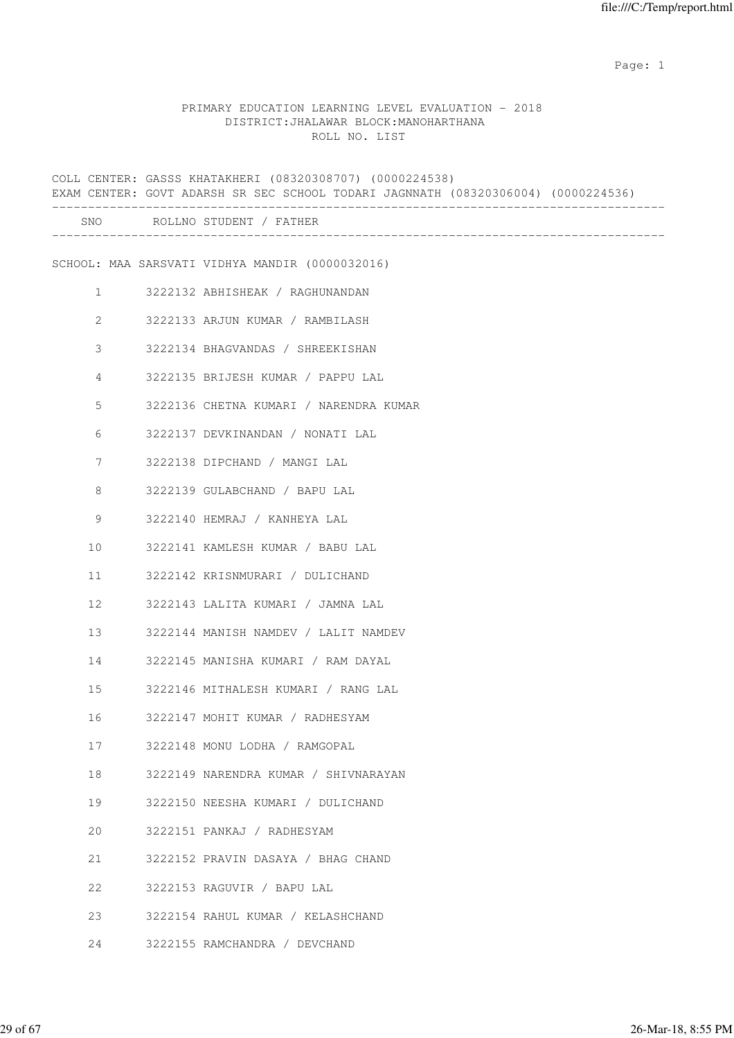PRIMARY EDUCATION LEARNING LEVEL EVALUATION - 2018
DISTRICT:JHALAWAR BLOCK:MANOHARTHANA
ROLL NO. LIST

COLL CENTER: GASSS KHATAKHERI (08320308707) (0000224538)
EXAM CENTER: GOVT ADARSH SR SEC SCHOOL TODARI JAGNNATH (08320306004) (0000224536)

SCHOOL: MAA SARSVATI VIDHYA MANDIR (0000032016)

| SNO | ROLLNO | STUDENT / FATHER |
|---|---|---|
| 1 | 3222132 | ABHISHEAK / RAGHUNANDAN |
| 2 | 3222133 | ARJUN KUMAR / RAMBILASH |
| 3 | 3222134 | BHAGVANDAS / SHREEKISHAN |
| 4 | 3222135 | BRIJESH KUMAR / PAPPU LAL |
| 5 | 3222136 | CHETNA KUMARI / NARENDRA KUMAR |
| 6 | 3222137 | DEVKINANDAN / NONATI LAL |
| 7 | 3222138 | DIPCHAND / MANGI LAL |
| 8 | 3222139 | GULABCHAND / BAPU LAL |
| 9 | 3222140 | HEMRAJ / KANHEYA LAL |
| 10 | 3222141 | KAMLESH KUMAR / BABU LAL |
| 11 | 3222142 | KRISNMURARI / DULICHAND |
| 12 | 3222143 | LALITA KUMARI / JAMNA LAL |
| 13 | 3222144 | MANISH NAMDEV / LALIT NAMDEV |
| 14 | 3222145 | MANISHA KUMARI / RAM DAYAL |
| 15 | 3222146 | MITHALESH KUMARI / RANG LAL |
| 16 | 3222147 | MOHIT KUMAR / RADHESYAM |
| 17 | 3222148 | MONU LODHA / RAMGOPAL |
| 18 | 3222149 | NARENDRA KUMAR / SHIVNARAYAN |
| 19 | 3222150 | NEESHA KUMARI / DULICHAND |
| 20 | 3222151 | PANKAJ / RADHESYAM |
| 21 | 3222152 | PRAVIN DASAYA / BHAG CHAND |
| 22 | 3222153 | RAGUVIR / BAPU LAL |
| 23 | 3222154 | RAHUL KUMAR / KELASHCHAND |
| 24 | 3222155 | RAMCHANDRA / DEVCHAND |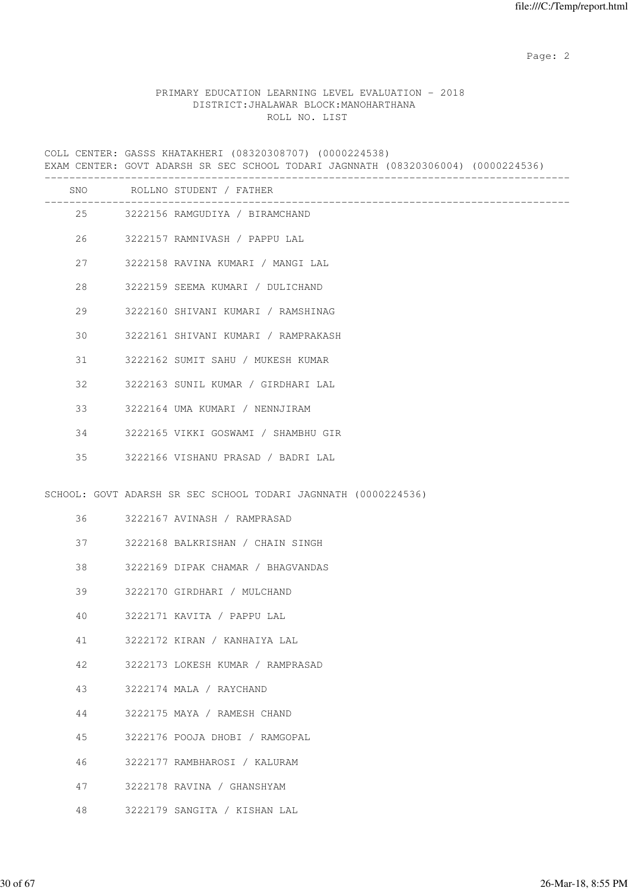PRIMARY EDUCATION LEARNING LEVEL EVALUATION - 2018
DISTRICT:JHALAWAR BLOCK:MANOHARTHANA
ROLL NO. LIST

COLL CENTER: GASSS KHATAKHERI (08320308707) (0000224538)
EXAM CENTER: GOVT ADARSH SR SEC SCHOOL TODARI JAGNNATH (08320306004) (0000224536)

| SNO | ROLLNO | STUDENT / FATHER |
|---|---|---|
| 25 | 3222156 | RAMGUDIYA / BIRAMCHAND |
| 26 | 3222157 | RAMNIVASH / PAPPU LAL |
| 27 | 3222158 | RAVINA KUMARI / MANGI LAL |
| 28 | 3222159 | SEEMA KUMARI / DULICHAND |
| 29 | 3222160 | SHIVANI KUMARI / RAMSHINAG |
| 30 | 3222161 | SHIVANI KUMARI / RAMPRAKASH |
| 31 | 3222162 | SUMIT SAHU / MUKESH KUMAR |
| 32 | 3222163 | SUNIL KUMAR / GIRDHARI LAL |
| 33 | 3222164 | UMA KUMARI / NENNJIRAM |
| 34 | 3222165 | VIKKI GOSWAMI / SHAMBHU GIR |
| 35 | 3222166 | VISHANU PRASAD / BADRI LAL |

SCHOOL: GOVT ADARSH SR SEC SCHOOL TODARI JAGNNATH (0000224536)

| SNO | ROLLNO | STUDENT / FATHER |
|---|---|---|
| 36 | 3222167 | AVINASH / RAMPRASAD |
| 37 | 3222168 | BALKRISHAN / CHAIN SINGH |
| 38 | 3222169 | DIPAK CHAMAR / BHAGVANDAS |
| 39 | 3222170 | GIRDHARI / MULCHAND |
| 40 | 3222171 | KAVITA / PAPPU LAL |
| 41 | 3222172 | KIRAN / KANHAIYA LAL |
| 42 | 3222173 | LOKESH KUMAR / RAMPRASAD |
| 43 | 3222174 | MALA / RAYCHAND |
| 44 | 3222175 | MAYA / RAMESH CHAND |
| 45 | 3222176 | POOJA DHOBI / RAMGOPAL |
| 46 | 3222177 | RAMBHAROSI / KALURAM |
| 47 | 3222178 | RAVINA / GHANSHYAM |
| 48 | 3222179 | SANGITA / KISHAN LAL |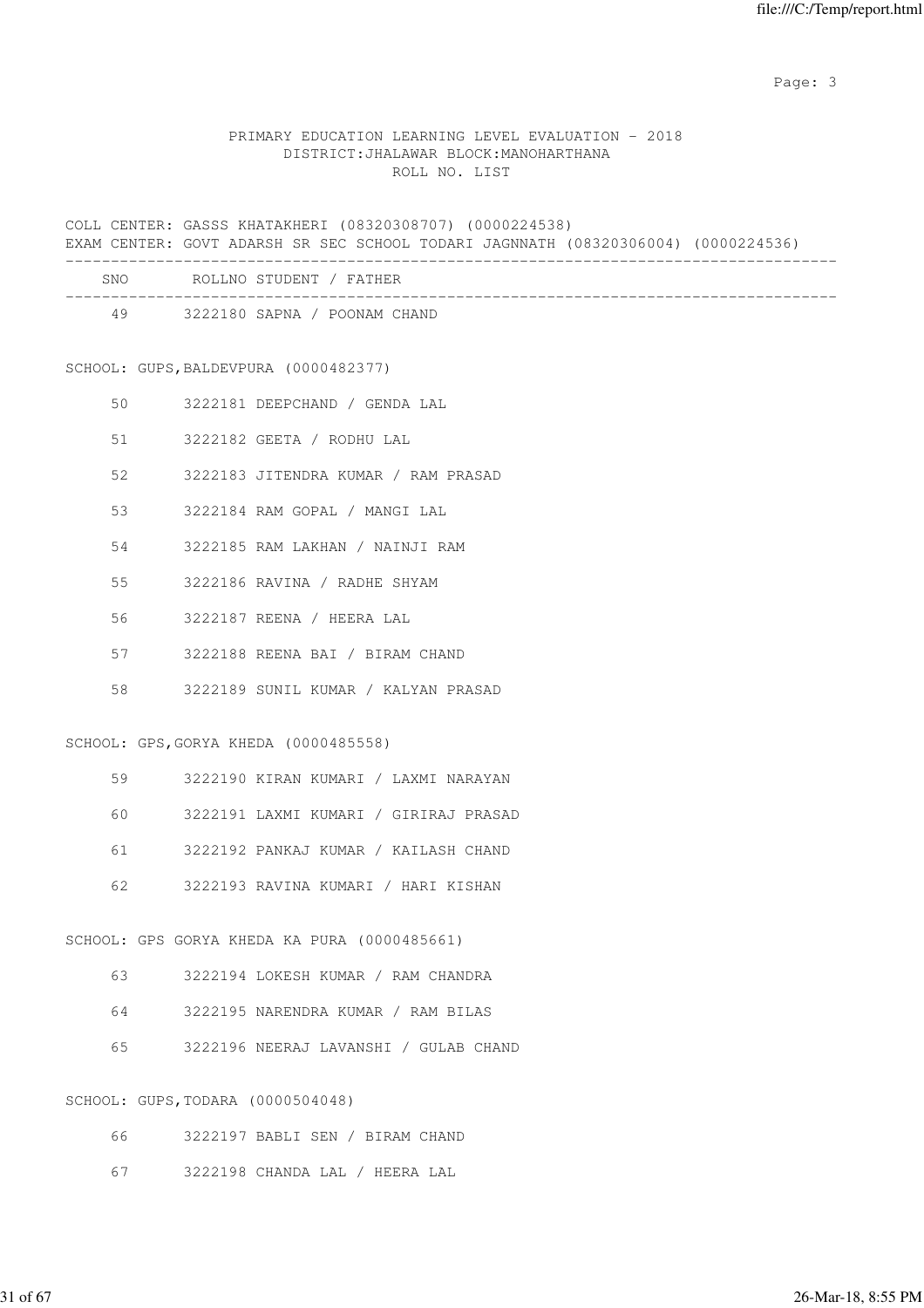PRIMARY EDUCATION LEARNING LEVEL EVALUATION - 2018
DISTRICT:JHALAWAR BLOCK:MANOHARTHANA
ROLL NO. LIST

COLL CENTER: GASSS KHATAKHERI (08320308707) (0000224538)
EXAM CENTER: GOVT ADARSH SR SEC SCHOOL TODARI JAGNNATH (08320306004) (0000224536)

| SNO | ROLLNO | STUDENT / FATHER |
|---|---|---|
| 49 | 3222180 | SAPNA / POONAM CHAND |

SCHOOL: GUPS,BALDEVPURA (0000482377)

| SNO | ROLLNO | STUDENT / FATHER |
|---|---|---|
| 50 | 3222181 | DEEPCHAND / GENDA LAL |
| 51 | 3222182 | GEETA / RODHU LAL |
| 52 | 3222183 | JITENDRA KUMAR / RAM PRASAD |
| 53 | 3222184 | RAM GOPAL / MANGI LAL |
| 54 | 3222185 | RAM LAKHAN / NAINJI RAM |
| 55 | 3222186 | RAVINA / RADHE SHYAM |
| 56 | 3222187 | REENA / HEERA LAL |
| 57 | 3222188 | REENA BAI / BIRAM CHAND |
| 58 | 3222189 | SUNIL KUMAR / KALYAN PRASAD |

SCHOOL: GPS,GORYA KHEDA (0000485558)

| SNO | ROLLNO | STUDENT / FATHER |
|---|---|---|
| 59 | 3222190 | KIRAN KUMARI / LAXMI NARAYAN |
| 60 | 3222191 | LAXMI KUMARI / GIRIRAJ PRASAD |
| 61 | 3222192 | PANKAJ KUMAR / KAILASH CHAND |
| 62 | 3222193 | RAVINA KUMARI / HARI KISHAN |

SCHOOL: GPS GORYA KHEDA KA PURA (0000485661)

| SNO | ROLLNO | STUDENT / FATHER |
|---|---|---|
| 63 | 3222194 | LOKESH KUMAR / RAM CHANDRA |
| 64 | 3222195 | NARENDRA KUMAR / RAM BILAS |
| 65 | 3222196 | NEERAJ LAVANSHI / GULAB CHAND |

SCHOOL: GUPS,TODARA (0000504048)

| SNO | ROLLNO | STUDENT / FATHER |
|---|---|---|
| 66 | 3222197 | BABLI SEN / BIRAM CHAND |
| 67 | 3222198 | CHANDA LAL / HEERA LAL |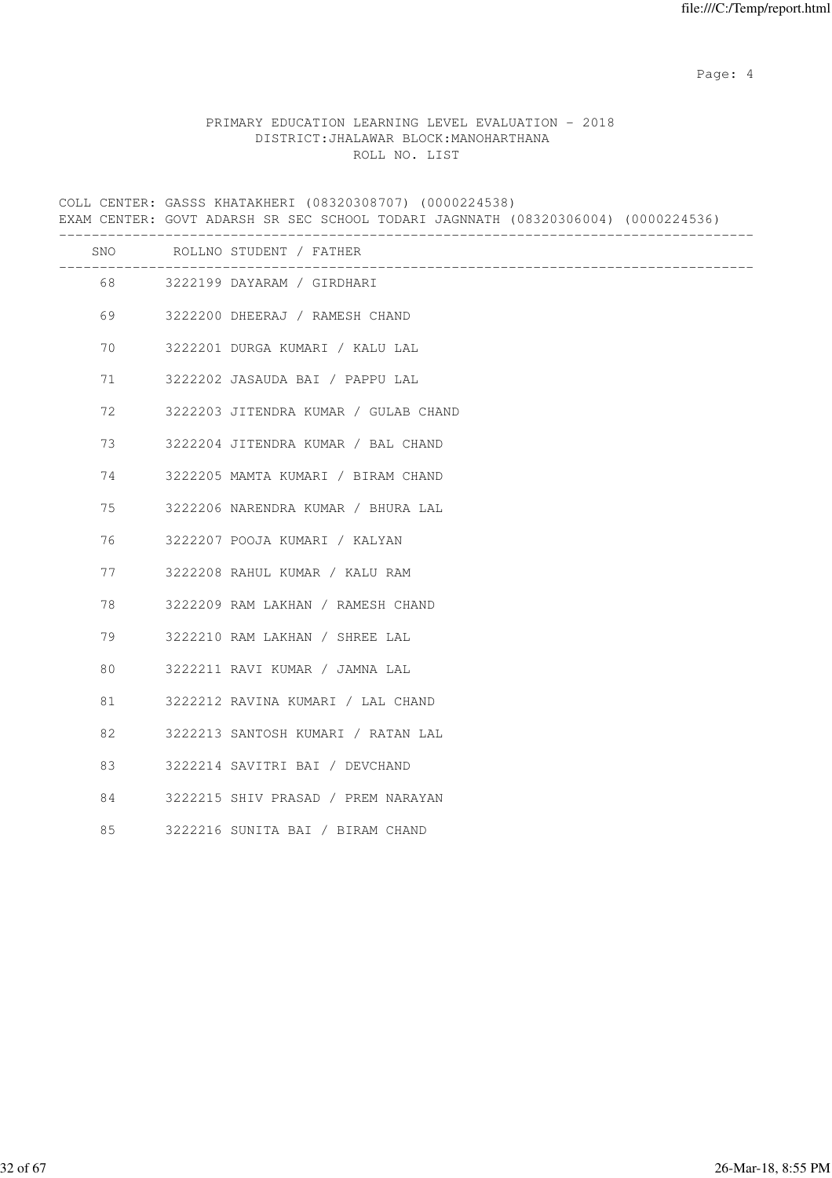PRIMARY EDUCATION LEARNING LEVEL EVALUATION - 2018
DISTRICT:JHALAWAR BLOCK:MANOHARTHANA
ROLL NO. LIST

COLL CENTER: GASSS KHATAKHERI (08320308707) (0000224538)
EXAM CENTER: GOVT ADARSH SR SEC SCHOOL TODARI JAGNNATH (08320306004) (0000224536)

| SNO | ROLLNO STUDENT / FATHER |
|---|---|
| 68 | 3222199 DAYARAM / GIRDHARI |
| 69 | 3222200 DHEERAJ / RAMESH CHAND |
| 70 | 3222201 DURGA KUMARI / KALU LAL |
| 71 | 3222202 JASAUDA BAI / PAPPU LAL |
| 72 | 3222203 JITENDRA KUMAR / GULAB CHAND |
| 73 | 3222204 JITENDRA KUMAR / BAL CHAND |
| 74 | 3222205 MAMTA KUMARI / BIRAM CHAND |
| 75 | 3222206 NARENDRA KUMAR / BHURA LAL |
| 76 | 3222207 POOJA KUMARI / KALYAN |
| 77 | 3222208 RAHUL KUMAR / KALU RAM |
| 78 | 3222209 RAM LAKHAN / RAMESH CHAND |
| 79 | 3222210 RAM LAKHAN / SHREE LAL |
| 80 | 3222211 RAVI KUMAR / JAMNA LAL |
| 81 | 3222212 RAVINA KUMARI / LAL CHAND |
| 82 | 3222213 SANTOSH KUMARI / RATAN LAL |
| 83 | 3222214 SAVITRI BAI / DEVCHAND |
| 84 | 3222215 SHIV PRASAD / PREM NARAYAN |
| 85 | 3222216 SUNITA BAI / BIRAM CHAND |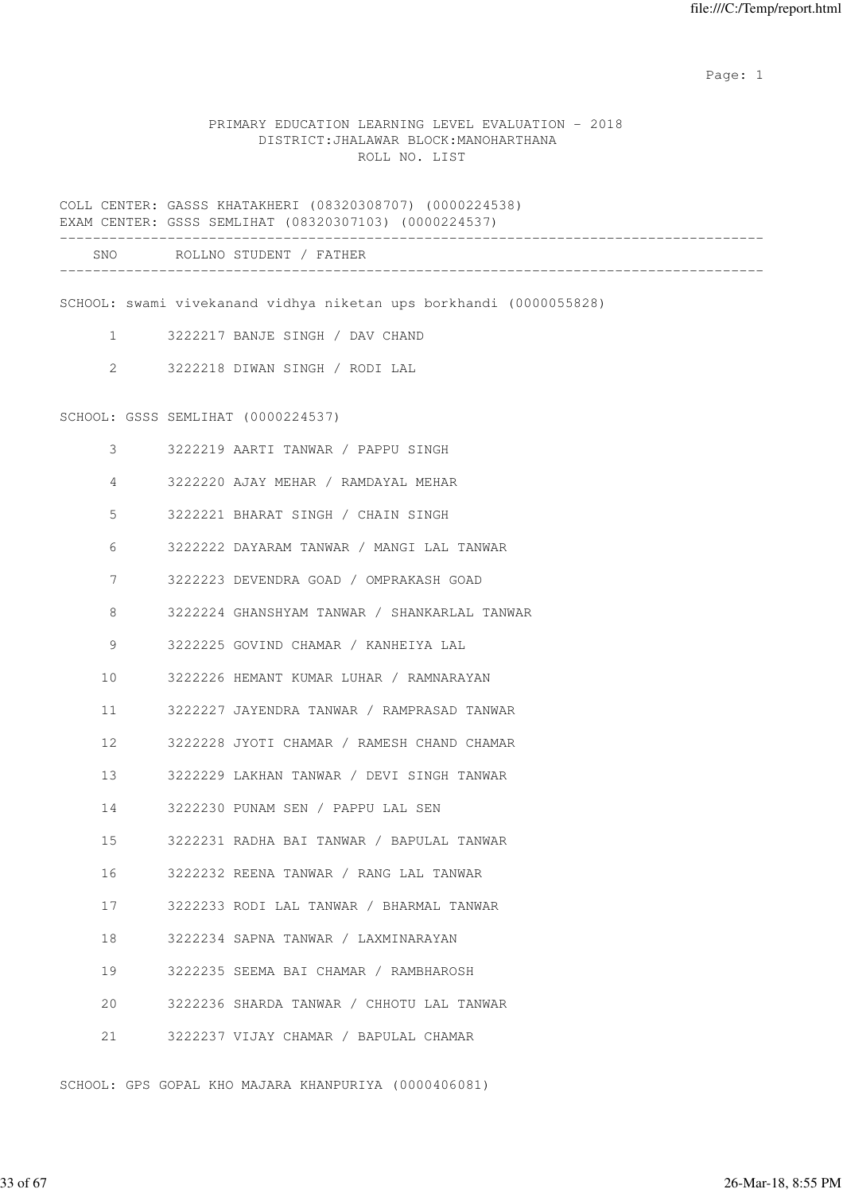PRIMARY EDUCATION LEARNING LEVEL EVALUATION - 2018
DISTRICT:JHALAWAR BLOCK:MANOHARTHANA
ROLL NO. LIST

COLL CENTER: GASSS KHATAKHERI (08320308707) (0000224538)
EXAM CENTER: GSSS SEMLIHAT (08320307103) (0000224537)

| SNO | ROLLNO | STUDENT / FATHER |
|---|---|---|

SCHOOL: swami vivekanand vidhya niketan ups borkhandi (0000055828)

| SNO | ROLLNO | STUDENT / FATHER |
|---|---|---|
| 1 | 3222217 | BANJE SINGH / DAV CHAND |
| 2 | 3222218 | DIWAN SINGH / RODI LAL |

SCHOOL: GSSS SEMLIHAT (0000224537)

| SNO | ROLLNO | STUDENT / FATHER |
|---|---|---|
| 3 | 3222219 | AARTI TANWAR / PAPPU SINGH |
| 4 | 3222220 | AJAY MEHAR / RAMDAYAL MEHAR |
| 5 | 3222221 | BHARAT SINGH / CHAIN SINGH |
| 6 | 3222222 | DAYARAM TANWAR / MANGI LAL TANWAR |
| 7 | 3222223 | DEVENDRA GOAD / OMPRAKASH GOAD |
| 8 | 3222224 | GHANSHYAM TANWAR / SHANKARLAL TANWAR |
| 9 | 3222225 | GOVIND CHAMAR / KANHEIYA LAL |
| 10 | 3222226 | HEMANT KUMAR LUHAR / RAMNARAYAN |
| 11 | 3222227 | JAYENDRA TANWAR / RAMPRASAD TANWAR |
| 12 | 3222228 | JYOTI CHAMAR / RAMESH CHAND CHAMAR |
| 13 | 3222229 | LAKHAN TANWAR / DEVI SINGH TANWAR |
| 14 | 3222230 | PUNAM SEN / PAPPU LAL SEN |
| 15 | 3222231 | RADHA BAI TANWAR / BAPULAL TANWAR |
| 16 | 3222232 | REENA TANWAR / RANG LAL TANWAR |
| 17 | 3222233 | RODI LAL TANWAR / BHARMAL TANWAR |
| 18 | 3222234 | SAPNA TANWAR / LAXMINARAYAN |
| 19 | 3222235 | SEEMA BAI CHAMAR / RAMBHAROSH |
| 20 | 3222236 | SHARDA TANWAR / CHHOTU LAL TANWAR |
| 21 | 3222237 | VIJAY CHAMAR / BAPULAL CHAMAR |

SCHOOL: GPS GOPAL KHO MAJARA KHANPURIYA (0000406081)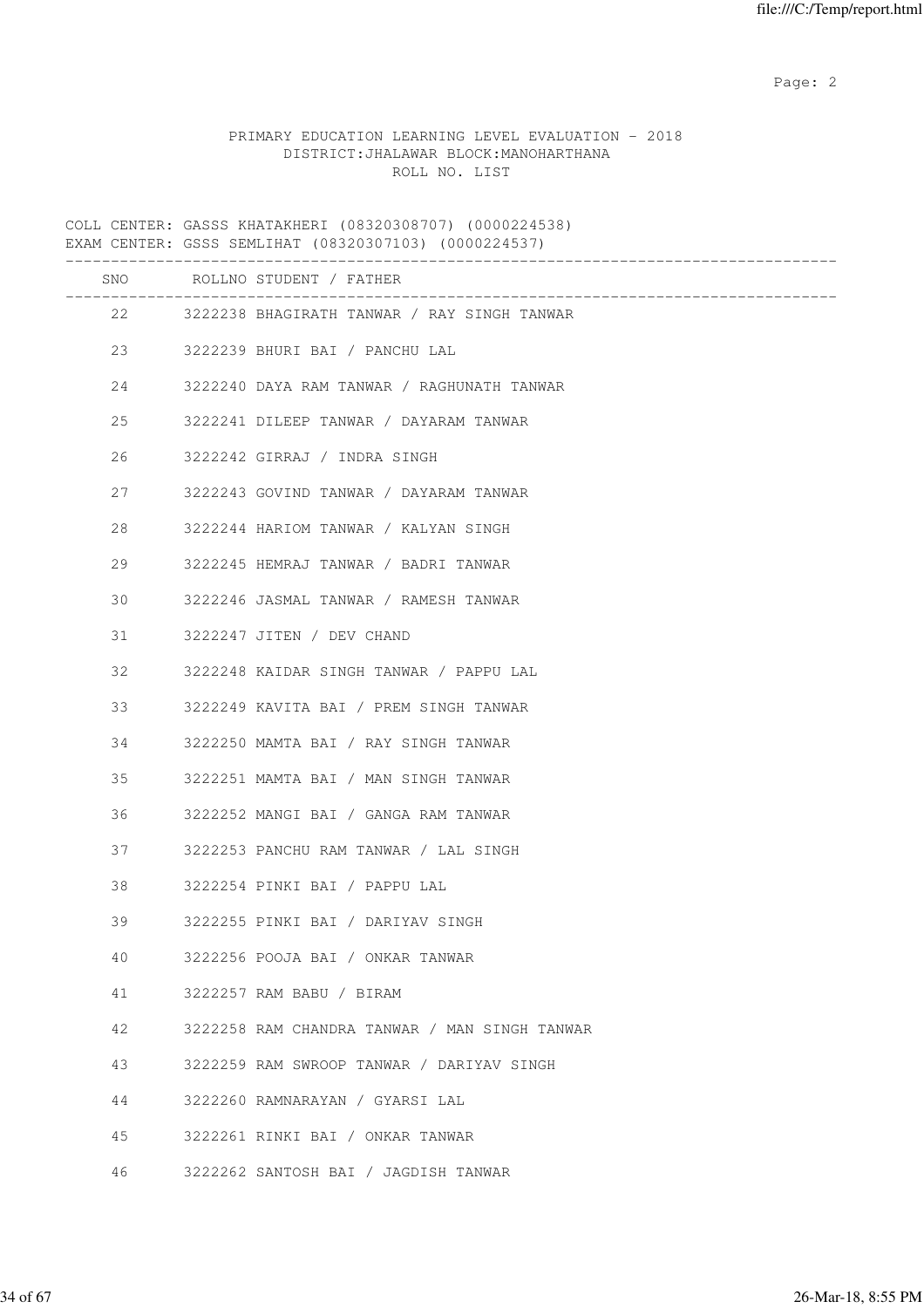PRIMARY EDUCATION LEARNING LEVEL EVALUATION - 2018
DISTRICT:JHALAWAR BLOCK:MANOHARTHANA
ROLL NO. LIST

COLL CENTER: GASSS KHATAKHERI (08320308707) (0000224538)
EXAM CENTER: GSSS SEMLIHAT (08320307103) (0000224537)

| SNO | ROLLNO | STUDENT / FATHER |
|---|---|---|
| 22 | 3222238 | BHAGIRATH TANWAR / RAY SINGH TANWAR |
| 23 | 3222239 | BHURI BAI / PANCHU LAL |
| 24 | 3222240 | DAYA RAM TANWAR / RAGHUNATH TANWAR |
| 25 | 3222241 | DILEEP TANWAR / DAYARAM TANWAR |
| 26 | 3222242 | GIRRAJ / INDRA SINGH |
| 27 | 3222243 | GOVIND TANWAR / DAYARAM TANWAR |
| 28 | 3222244 | HARIOM TANWAR / KALYAN SINGH |
| 29 | 3222245 | HEMRAJ TANWAR / BADRI TANWAR |
| 30 | 3222246 | JASMAL TANWAR / RAMESH TANWAR |
| 31 | 3222247 | JITEN / DEV CHAND |
| 32 | 3222248 | KAIDAR SINGH TANWAR / PAPPU LAL |
| 33 | 3222249 | KAVITA BAI / PREM SINGH TANWAR |
| 34 | 3222250 | MAMTA BAI / RAY SINGH TANWAR |
| 35 | 3222251 | MAMTA BAI / MAN SINGH TANWAR |
| 36 | 3222252 | MANGI BAI / GANGA RAM TANWAR |
| 37 | 3222253 | PANCHU RAM TANWAR / LAL SINGH |
| 38 | 3222254 | PINKI BAI / PAPPU LAL |
| 39 | 3222255 | PINKI BAI / DARIYAV SINGH |
| 40 | 3222256 | POOJA BAI / ONKAR TANWAR |
| 41 | 3222257 | RAM BABU / BIRAM |
| 42 | 3222258 | RAM CHANDRA TANWAR / MAN SINGH TANWAR |
| 43 | 3222259 | RAM SWROOP TANWAR / DARIYAV SINGH |
| 44 | 3222260 | RAMNARAYAN / GYARSI LAL |
| 45 | 3222261 | RINKI BAI / ONKAR TANWAR |
| 46 | 3222262 | SANTOSH BAI / JAGDISH TANWAR |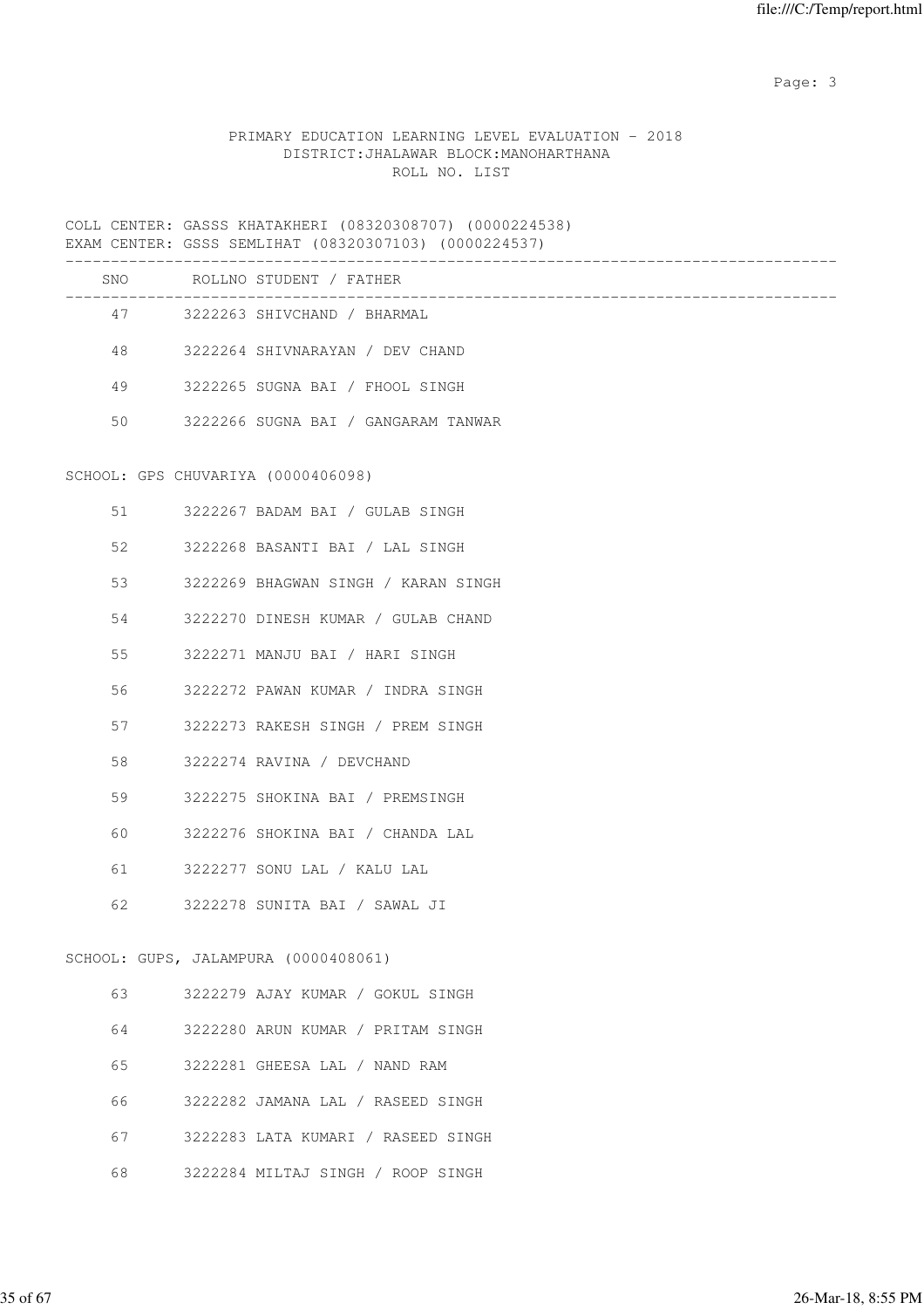PRIMARY EDUCATION LEARNING LEVEL EVALUATION - 2018
DISTRICT:JHALAWAR BLOCK:MANOHARTHANA
ROLL NO. LIST

COLL CENTER: GASSS KHATAKHERI (08320308707) (0000224538)
EXAM CENTER: GSSS SEMLIHAT (08320307103) (0000224537)

| SNO | ROLLNO | STUDENT / FATHER |
|---|---|---|
| 47 | 3222263 | SHIVCHAND / BHARMAL |
| 48 | 3222264 | SHIVNARAYAN / DEV CHAND |
| 49 | 3222265 | SUGNA BAI / FHOOL SINGH |
| 50 | 3222266 | SUGNA BAI / GANGARAM TANWAR |

SCHOOL: GPS CHUVARIYA (0000406098)

| SNO | ROLLNO | STUDENT / FATHER |
|---|---|---|
| 51 | 3222267 | BADAM BAI / GULAB SINGH |
| 52 | 3222268 | BASANTI BAI / LAL SINGH |
| 53 | 3222269 | BHAGWAN SINGH / KARAN SINGH |
| 54 | 3222270 | DINESH KUMAR / GULAB CHAND |
| 55 | 3222271 | MANJU BAI / HARI SINGH |
| 56 | 3222272 | PAWAN KUMAR / INDRA SINGH |
| 57 | 3222273 | RAKESH SINGH / PREM SINGH |
| 58 | 3222274 | RAVINA / DEVCHAND |
| 59 | 3222275 | SHOKINA BAI / PREMSINGH |
| 60 | 3222276 | SHOKINA BAI / CHANDA LAL |
| 61 | 3222277 | SONU LAL / KALU LAL |
| 62 | 3222278 | SUNITA BAI / SAWAL JI |

SCHOOL: GUPS, JALAMPURA (0000408061)

| SNO | ROLLNO | STUDENT / FATHER |
|---|---|---|
| 63 | 3222279 | AJAY KUMAR / GOKUL SINGH |
| 64 | 3222280 | ARUN KUMAR / PRITAM SINGH |
| 65 | 3222281 | GHEESA LAL / NAND RAM |
| 66 | 3222282 | JAMANA LAL / RASEED SINGH |
| 67 | 3222283 | LATA KUMARI / RASEED SINGH |
| 68 | 3222284 | MILTAJ SINGH / ROOP SINGH |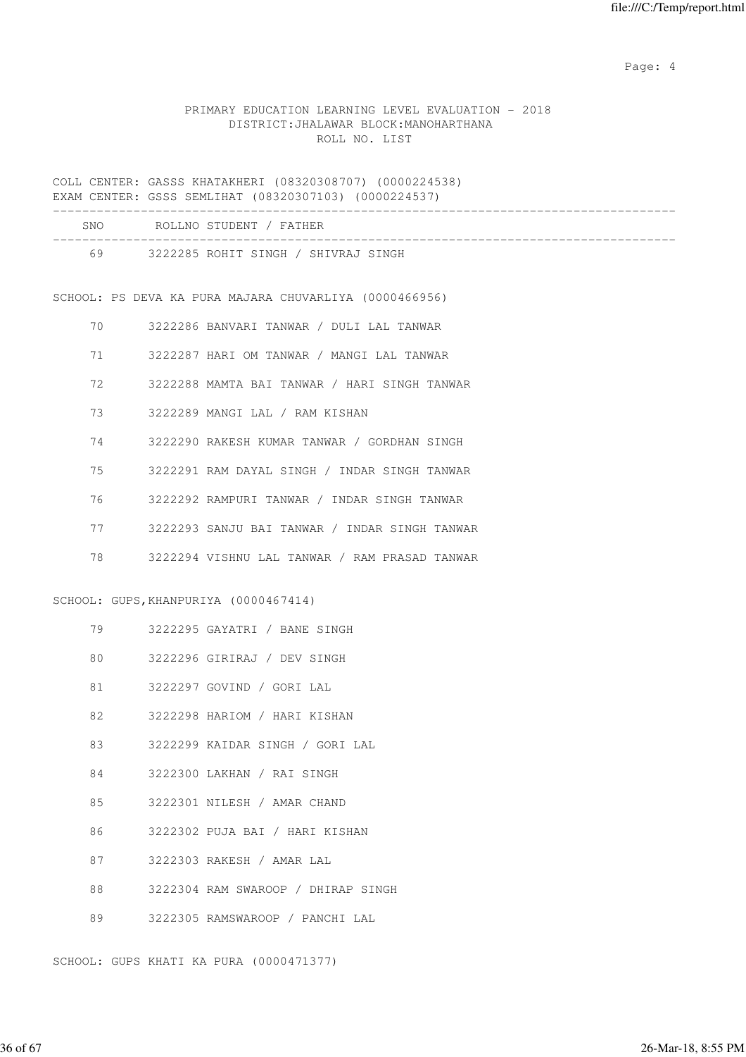PRIMARY EDUCATION LEARNING LEVEL EVALUATION - 2018
DISTRICT:JHALAWAR BLOCK:MANOHARTHANA
ROLL NO. LIST

COLL CENTER: GASSS KHATAKHERI (08320308707) (0000224538)
EXAM CENTER: GSSS SEMLIHAT (08320307103) (0000224537)

| SNO | ROLLNO | STUDENT / FATHER |
|---|---|---|
| 69 | 3222285 | ROHIT SINGH / SHIVRAJ SINGH |

SCHOOL: PS DEVA KA PURA MAJARA CHUVARLIYA (0000466956)

| SNO | ROLLNO | STUDENT / FATHER |
|---|---|---|
| 70 | 3222286 | BANVARI TANWAR / DULI LAL TANWAR |
| 71 | 3222287 | HARI OM TANWAR / MANGI LAL TANWAR |
| 72 | 3222288 | MAMTA BAI TANWAR / HARI SINGH TANWAR |
| 73 | 3222289 | MANGI LAL / RAM KISHAN |
| 74 | 3222290 | RAKESH KUMAR TANWAR / GORDHAN SINGH |
| 75 | 3222291 | RAM DAYAL SINGH / INDAR SINGH TANWAR |
| 76 | 3222292 | RAMPURI TANWAR / INDAR SINGH TANWAR |
| 77 | 3222293 | SANJU BAI TANWAR / INDAR SINGH TANWAR |
| 78 | 3222294 | VISHNU LAL TANWAR / RAM PRASAD TANWAR |

SCHOOL: GUPS,KHANPURIYA (0000467414)

| SNO | ROLLNO | STUDENT / FATHER |
|---|---|---|
| 79 | 3222295 | GAYATRI / BANE SINGH |
| 80 | 3222296 | GIRIRAJ / DEV SINGH |
| 81 | 3222297 | GOVIND / GORI LAL |
| 82 | 3222298 | HARIOM / HARI KISHAN |
| 83 | 3222299 | KAIDAR SINGH / GORI LAL |
| 84 | 3222300 | LAKHAN / RAI SINGH |
| 85 | 3222301 | NILESH / AMAR CHAND |
| 86 | 3222302 | PUJA BAI / HARI KISHAN |
| 87 | 3222303 | RAKESH / AMAR LAL |
| 88 | 3222304 | RAM SWAROOP / DHIRAP SINGH |
| 89 | 3222305 | RAMSWAROOP / PANCHI LAL |

SCHOOL: GUPS KHATI KA PURA (0000471377)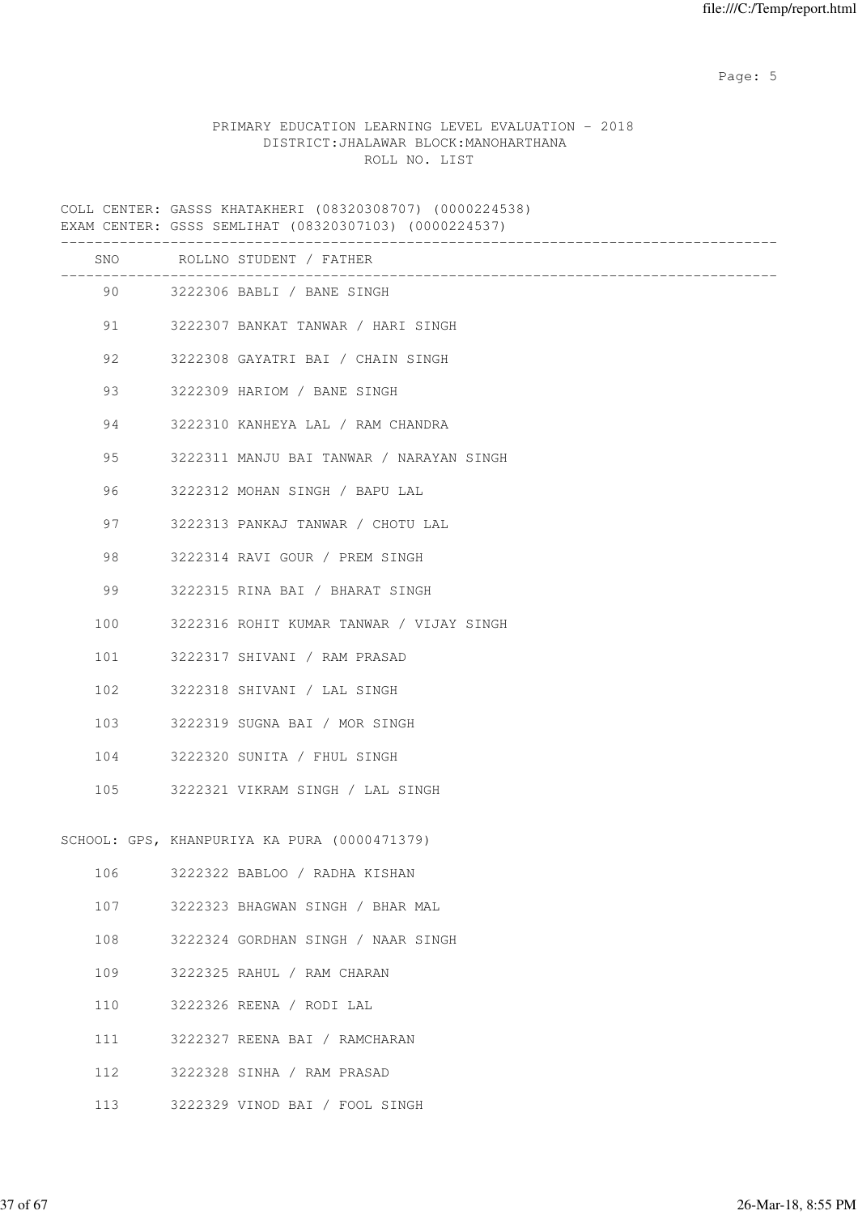PRIMARY EDUCATION LEARNING LEVEL EVALUATION - 2018
DISTRICT:JHALAWAR BLOCK:MANOHARTHANA
ROLL NO. LIST

COLL CENTER: GASSS KHATAKHERI (08320308707) (0000224538)
EXAM CENTER: GSSS SEMLIHAT (08320307103) (0000224537)

| SNO | ROLLNO | STUDENT / FATHER |
|---|---|---|
| 90 | 3222306 | BABLI / BANE SINGH |
| 91 | 3222307 | BANKAT TANWAR / HARI SINGH |
| 92 | 3222308 | GAYATRI BAI / CHAIN SINGH |
| 93 | 3222309 | HARIOM / BANE SINGH |
| 94 | 3222310 | KANHEYA LAL / RAM CHANDRA |
| 95 | 3222311 | MANJU BAI TANWAR / NARAYAN SINGH |
| 96 | 3222312 | MOHAN SINGH / BAPU LAL |
| 97 | 3222313 | PANKAJ TANWAR / CHOTU LAL |
| 98 | 3222314 | RAVI GOUR / PREM SINGH |
| 99 | 3222315 | RINA BAI / BHARAT SINGH |
| 100 | 3222316 | ROHIT KUMAR TANWAR / VIJAY SINGH |
| 101 | 3222317 | SHIVANI / RAM PRASAD |
| 102 | 3222318 | SHIVANI / LAL SINGH |
| 103 | 3222319 | SUGNA BAI / MOR SINGH |
| 104 | 3222320 | SUNITA / FHUL SINGH |
| 105 | 3222321 | VIKRAM SINGH / LAL SINGH |

SCHOOL: GPS, KHANPURIYA KA PURA (0000471379)

| SNO | ROLLNO | STUDENT / FATHER |
|---|---|---|
| 106 | 3222322 | BABLOO / RADHA KISHAN |
| 107 | 3222323 | BHAGWAN SINGH / BHAR MAL |
| 108 | 3222324 | GORDHAN SINGH / NAAR SINGH |
| 109 | 3222325 | RAHUL / RAM CHARAN |
| 110 | 3222326 | REENA / RODI LAL |
| 111 | 3222327 | REENA BAI / RAMCHARAN |
| 112 | 3222328 | SINHA / RAM PRASAD |
| 113 | 3222329 | VINOD BAI / FOOL SINGH |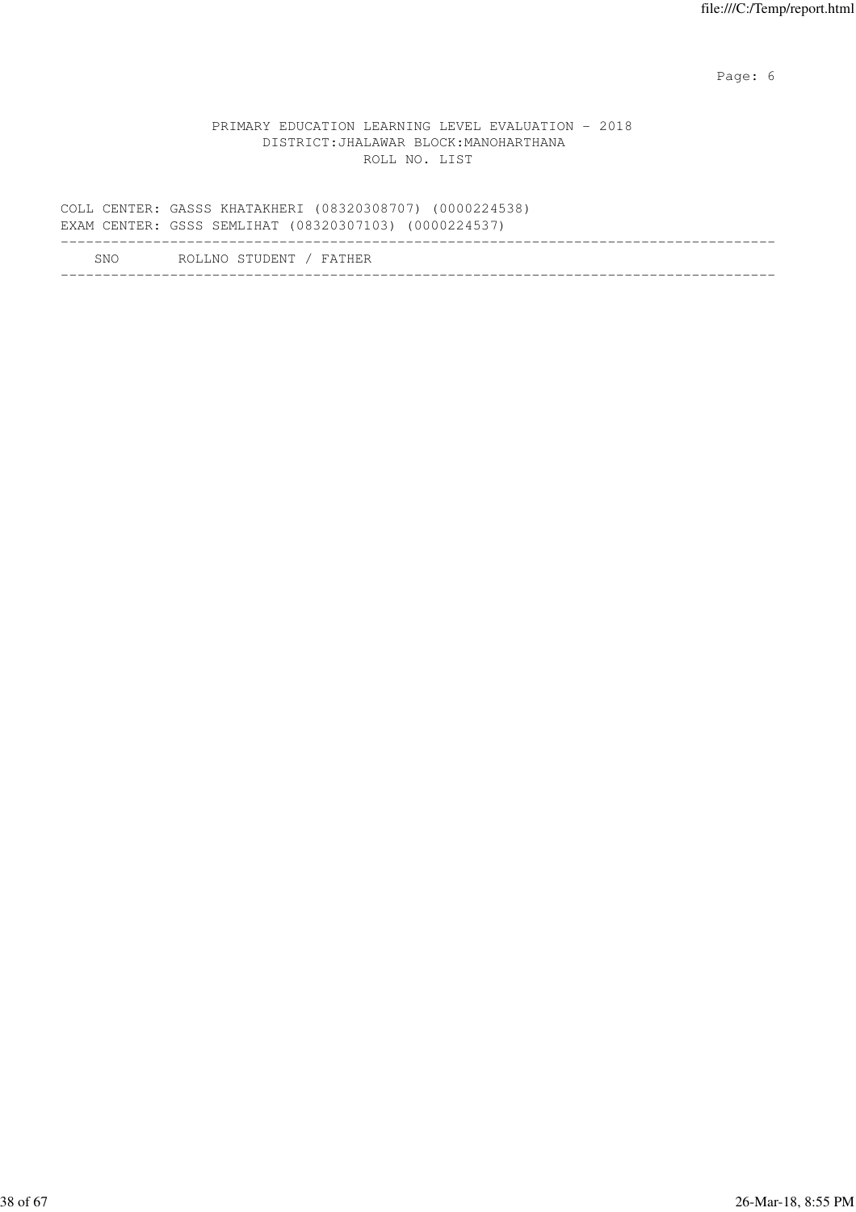PRIMARY EDUCATION LEARNING LEVEL EVALUATION - 2018
DISTRICT:JHALAWAR BLOCK:MANOHARTHANA
ROLL NO. LIST

COLL CENTER: GASSS KHATAKHERI (08320308707) (0000224538)
EXAM CENTER: GSSS SEMLIHAT (08320307103) (0000224537)

| SNO | ROLLNO STUDENT / FATHER |
|---|---|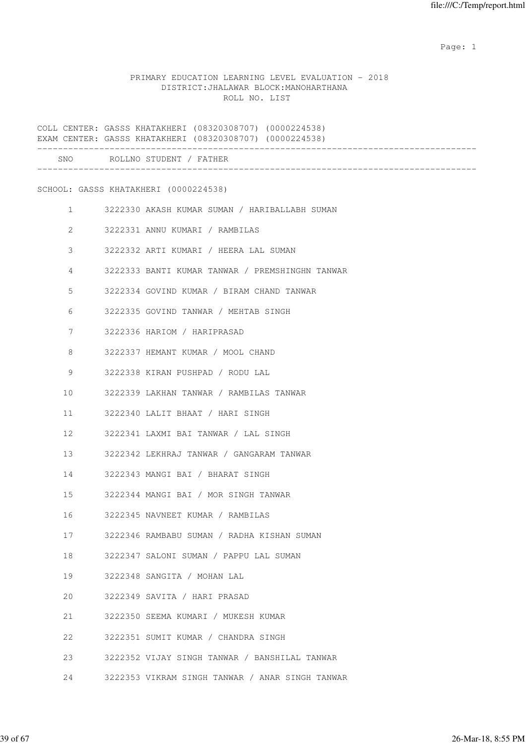PRIMARY EDUCATION LEARNING LEVEL EVALUATION - 2018
DISTRICT:JHALAWAR BLOCK:MANOHARTHANA
ROLL NO. LIST

COLL CENTER: GASSS KHATAKHERI (08320308707) (0000224538)
EXAM CENTER: GASSS KHATAKHERI (08320308707) (0000224538)

| SNO | ROLLNO | STUDENT / FATHER |
|---|---|---|

SCHOOL: GASSS KHATAKHERI (0000224538)

| SNO | ROLLNO | STUDENT / FATHER |
|---|---|---|
| 1 | 3222330 | AKASH KUMAR SUMAN / HARIBALLABH SUMAN |
| 2 | 3222331 | ANNU KUMARI / RAMBILAS |
| 3 | 3222332 | ARTI KUMARI / HEERA LAL SUMAN |
| 4 | 3222333 | BANTI KUMAR TANWAR / PREMSHINGHN TANWAR |
| 5 | 3222334 | GOVIND KUMAR / BIRAM CHAND TANWAR |
| 6 | 3222335 | GOVIND TANWAR / MEHTAB SINGH |
| 7 | 3222336 | HARIOM / HARIPRASAD |
| 8 | 3222337 | HEMANT KUMAR / MOOL CHAND |
| 9 | 3222338 | KIRAN PUSHPAD / RODU LAL |
| 10 | 3222339 | LAKHAN TANWAR / RAMBILAS TANWAR |
| 11 | 3222340 | LALIT BHAAT / HARI SINGH |
| 12 | 3222341 | LAXMI BAI TANWAR / LAL SINGH |
| 13 | 3222342 | LEKHRAJ TANWAR / GANGARAM TANWAR |
| 14 | 3222343 | MANGI BAI / BHARAT SINGH |
| 15 | 3222344 | MANGI BAI / MOR SINGH TANWAR |
| 16 | 3222345 | NAVNEET KUMAR / RAMBILAS |
| 17 | 3222346 | RAMBABU SUMAN / RADHA KISHAN SUMAN |
| 18 | 3222347 | SALONI SUMAN / PAPPU LAL SUMAN |
| 19 | 3222348 | SANGITA / MOHAN LAL |
| 20 | 3222349 | SAVITA / HARI PRASAD |
| 21 | 3222350 | SEEMA KUMARI / MUKESH KUMAR |
| 22 | 3222351 | SUMIT KUMAR / CHANDRA SINGH |
| 23 | 3222352 | VIJAY SINGH TANWAR / BANSHILAL TANWAR |
| 24 | 3222353 | VIKRAM SINGH TANWAR / ANAR SINGH TANWAR |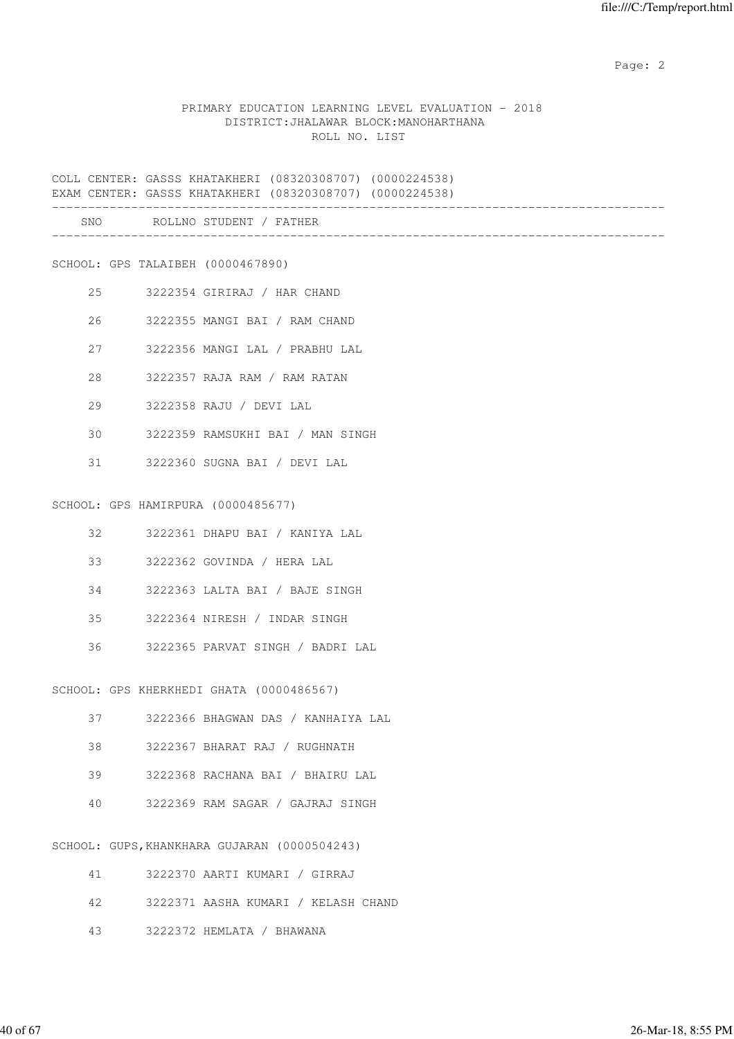PRIMARY EDUCATION LEARNING LEVEL EVALUATION - 2018
DISTRICT:JHALAWAR BLOCK:MANOHARTHANA
ROLL NO. LIST

COLL CENTER: GASSS KHATAKHERI (08320308707) (0000224538)
EXAM CENTER: GASSS KHATAKHERI (08320308707) (0000224538)

| SNO | ROLLNO | STUDENT / FATHER |
|---|---|---|
| **SCHOOL: GPS TALAIBEH (0000467890)** | | |
| 25 | 3222354 | GIRIRAJ / HAR CHAND |
| 26 | 3222355 | MANGI BAI / RAM CHAND |
| 27 | 3222356 | MANGI LAL / PRABHU LAL |
| 28 | 3222357 | RAJA RAM / RAM RATAN |
| 29 | 3222358 | RAJU / DEVI LAL |
| 30 | 3222359 | RAMSUKHI BAI / MAN SINGH |
| 31 | 3222360 | SUGNA BAI / DEVI LAL |
| **SCHOOL: GPS HAMIRPURA (0000485677)** | | |
| 32 | 3222361 | DHAPU BAI / KANIYA LAL |
| 33 | 3222362 | GOVINDA / HERA LAL |
| 34 | 3222363 | LALTA BAI / BAJE SINGH |
| 35 | 3222364 | NIRESH / INDAR SINGH |
| 36 | 3222365 | PARVAT SINGH / BADRI LAL |
| **SCHOOL: GPS KHERKHEDI GHATA (0000486567)** | | |
| 37 | 3222366 | BHAGWAN DAS / KANHAIYA LAL |
| 38 | 3222367 | BHARAT RAJ / RUGHNATH |
| 39 | 3222368 | RACHANA BAI / BHAIRU LAL |
| 40 | 3222369 | RAM SAGAR / GAJRAJ SINGH |
| **SCHOOL: GUPS,KHANKHARA GUJARAN (0000504243)** | | |
| 41 | 3222370 | AARTI KUMARI / GIRRAJ |
| 42 | 3222371 | AASHA KUMARI / KELASH CHAND |
| 43 | 3222372 | HEMLATA / BHAWANA |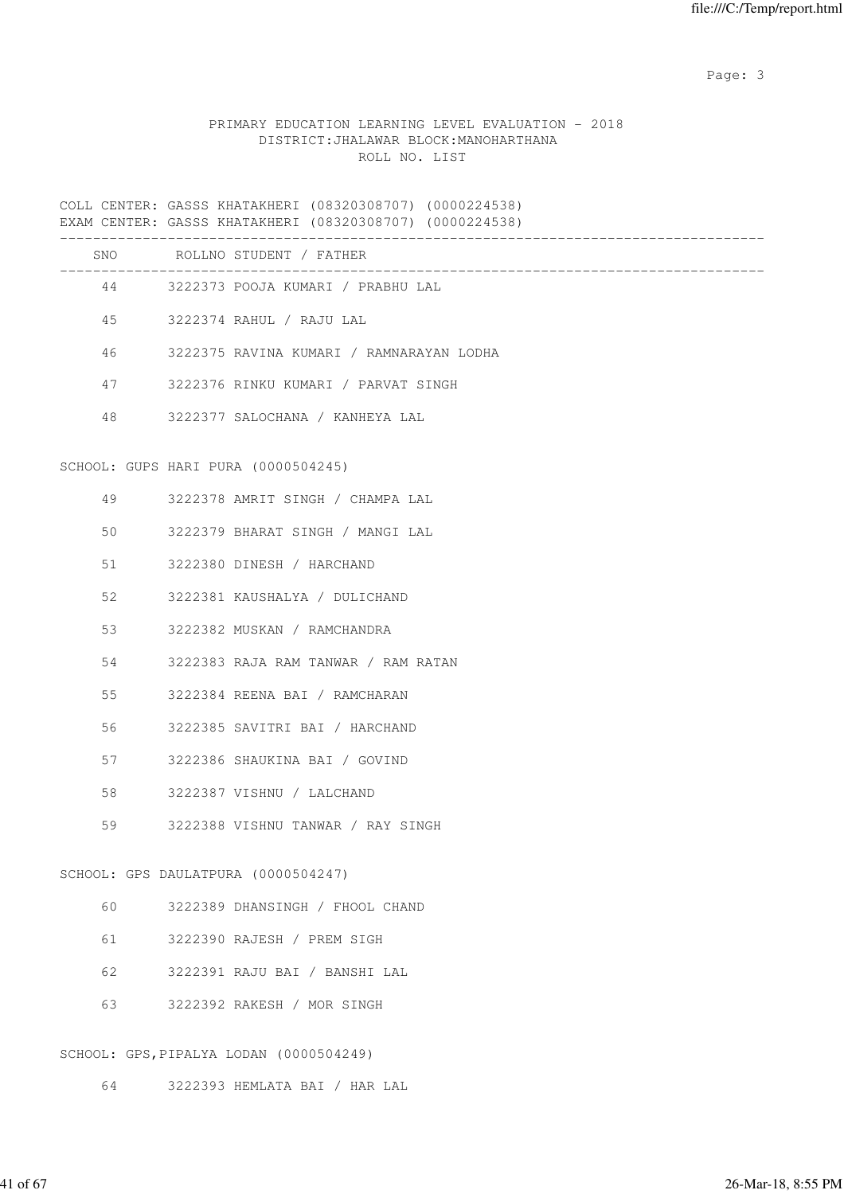PRIMARY EDUCATION LEARNING LEVEL EVALUATION - 2018
DISTRICT:JHALAWAR BLOCK:MANOHARTHANA
ROLL NO. LIST

COLL CENTER: GASSS KHATAKHERI (08320308707) (0000224538)
EXAM CENTER: GASSS KHATAKHERI (08320308707) (0000224538)

| SNO | ROLLNO | STUDENT / FATHER |
|---|---|---|
| 44 | 3222373 | POOJA KUMARI / PRABHU LAL |
| 45 | 3222374 | RAHUL / RAJU LAL |
| 46 | 3222375 | RAVINA KUMARI / RAMNARAYAN LODHA |
| 47 | 3222376 | RINKU KUMARI / PARVAT SINGH |
| 48 | 3222377 | SALOCHANA / KANHEYA LAL |

SCHOOL: GUPS HARI PURA (0000504245)

| SNO | ROLLNO | STUDENT / FATHER |
|---|---|---|
| 49 | 3222378 | AMRIT SINGH / CHAMPA LAL |
| 50 | 3222379 | BHARAT SINGH / MANGI LAL |
| 51 | 3222380 | DINESH / HARCHAND |
| 52 | 3222381 | KAUSHALYA / DULICHAND |
| 53 | 3222382 | MUSKAN / RAMCHANDRA |
| 54 | 3222383 | RAJA RAM TANWAR / RAM RATAN |
| 55 | 3222384 | REENA BAI / RAMCHARAN |
| 56 | 3222385 | SAVITRI BAI / HARCHAND |
| 57 | 3222386 | SHAUKINA BAI / GOVIND |
| 58 | 3222387 | VISHNU / LALCHAND |
| 59 | 3222388 | VISHNU TANWAR / RAY SINGH |

SCHOOL: GPS DAULATPURA (0000504247)

| SNO | ROLLNO | STUDENT / FATHER |
|---|---|---|
| 60 | 3222389 | DHANSINGH / FHOOL CHAND |
| 61 | 3222390 | RAJESH / PREM SIGH |
| 62 | 3222391 | RAJU BAI / BANSHI LAL |
| 63 | 3222392 | RAKESH / MOR SINGH |

SCHOOL: GPS,PIPALYA LODAN (0000504249)

| SNO | ROLLNO | STUDENT / FATHER |
|---|---|---|
| 64 | 3222393 | HEMLATA BAI / HAR LAL |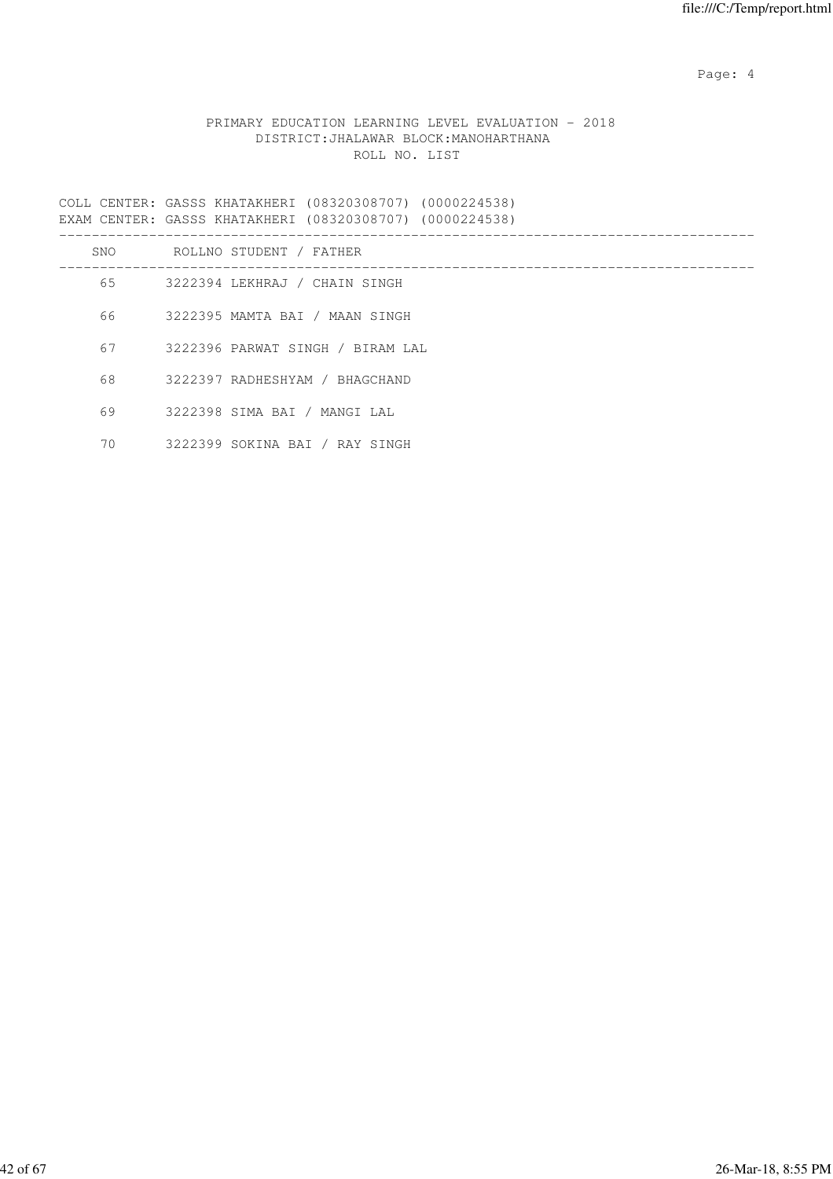PRIMARY EDUCATION LEARNING LEVEL EVALUATION - 2018
DISTRICT:JHALAWAR BLOCK:MANOHARTHANA
ROLL NO. LIST

COLL CENTER: GASSS KHATAKHERI (08320308707) (0000224538)
EXAM CENTER: GASSS KHATAKHERI (08320308707) (0000224538)

| SNO | ROLLNO | STUDENT / FATHER |
|---|---|---|
| 65 | 3222394 | LEKHRAJ / CHAIN SINGH |
| 66 | 3222395 | MAMTA BAI / MAAN SINGH |
| 67 | 3222396 | PARWAT SINGH / BIRAM LAL |
| 68 | 3222397 | RADHESHYAM / BHAGCHAND |
| 69 | 3222398 | SIMA BAI / MANGI LAL |
| 70 | 3222399 | SOKINA BAI / RAY SINGH |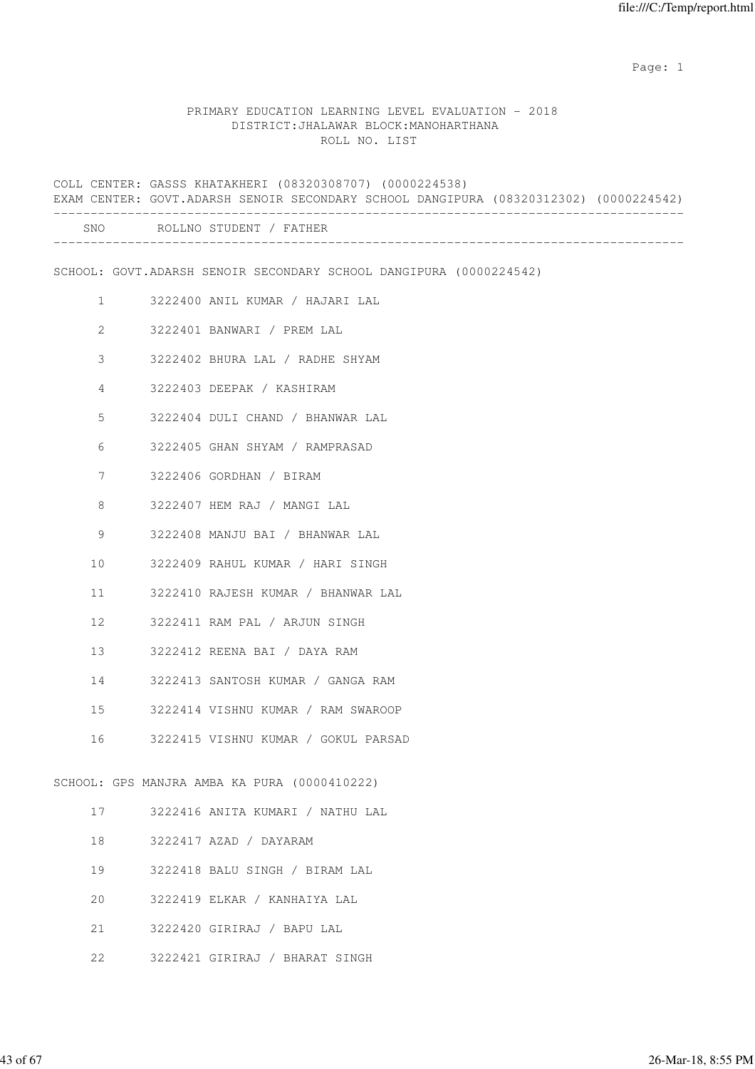PRIMARY EDUCATION LEARNING LEVEL EVALUATION - 2018
DISTRICT:JHALAWAR BLOCK:MANOHARTHANA
ROLL NO. LIST

COLL CENTER: GASSS KHATAKHERI (08320308707) (0000224538)
EXAM CENTER: GOVT.ADARSH SENOIR SECONDARY SCHOOL DANGIPURA (08320312302) (0000224542)

| SNO | ROLLNO | STUDENT / FATHER |
|---|---|---|
| **SCHOOL: GOVT.ADARSH SENOIR SECONDARY SCHOOL DANGIPURA (0000224542)** | | |
| 1 | 3222400 | ANIL KUMAR / HAJARI LAL |
| 2 | 3222401 | BANWARI / PREM LAL |
| 3 | 3222402 | BHURA LAL / RADHE SHYAM |
| 4 | 3222403 | DEEPAK / KASHIRAM |
| 5 | 3222404 | DULI CHAND / BHANWAR LAL |
| 6 | 3222405 | GHAN SHYAM / RAMPRASAD |
| 7 | 3222406 | GORDHAN / BIRAM |
| 8 | 3222407 | HEM RAJ / MANGI LAL |
| 9 | 3222408 | MANJU BAI / BHANWAR LAL |
| 10 | 3222409 | RAHUL KUMAR / HARI SINGH |
| 11 | 3222410 | RAJESH KUMAR / BHANWAR LAL |
| 12 | 3222411 | RAM PAL / ARJUN SINGH |
| 13 | 3222412 | REENA BAI / DAYA RAM |
| 14 | 3222413 | SANTOSH KUMAR / GANGA RAM |
| 15 | 3222414 | VISHNU KUMAR / RAM SWAROOP |
| 16 | 3222415 | VISHNU KUMAR / GOKUL PARSAD |
| **SCHOOL: GPS MANJRA AMBA KA PURA (0000410222)** | | |
| 17 | 3222416 | ANITA KUMARI / NATHU LAL |
| 18 | 3222417 | AZAD / DAYARAM |
| 19 | 3222418 | BALU SINGH / BIRAM LAL |
| 20 | 3222419 | ELKAR / KANHAIYA LAL |
| 21 | 3222420 | GIRIRAJ / BAPU LAL |
| 22 | 3222421 | GIRIRAJ / BHARAT SINGH |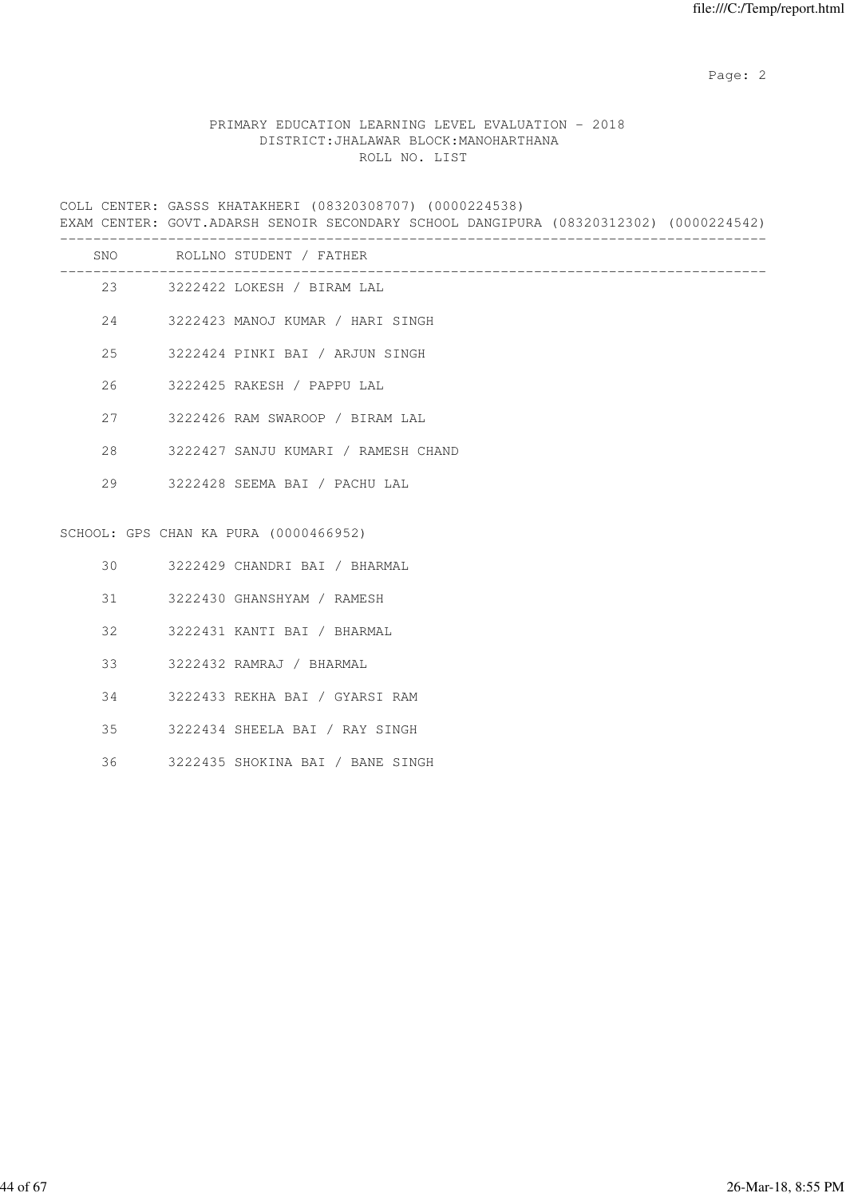PRIMARY EDUCATION LEARNING LEVEL EVALUATION - 2018
DISTRICT:JHALAWAR BLOCK:MANOHARTHANA
ROLL NO. LIST

COLL CENTER: GASSS KHATAKHERI (08320308707) (0000224538)
EXAM CENTER: GOVT.ADARSH SENOIR SECONDARY SCHOOL DANGIPURA (08320312302) (0000224542)

| SNO | ROLLNO | STUDENT / FATHER |
|---|---|---|
| 23 | 3222422 | LOKESH / BIRAM LAL |
| 24 | 3222423 | MANOJ KUMAR / HARI SINGH |
| 25 | 3222424 | PINKI BAI / ARJUN SINGH |
| 26 | 3222425 | RAKESH / PAPPU LAL |
| 27 | 3222426 | RAM SWAROOP / BIRAM LAL |
| 28 | 3222427 | SANJU KUMARI / RAMESH CHAND |
| 29 | 3222428 | SEEMA BAI / PACHU LAL |

SCHOOL: GPS CHAN KA PURA (0000466952)

| SNO | ROLLNO | STUDENT / FATHER |
|---|---|---|
| 30 | 3222429 | CHANDRI BAI / BHARMAL |
| 31 | 3222430 | GHANSHYAM / RAMESH |
| 32 | 3222431 | KANTI BAI / BHARMAL |
| 33 | 3222432 | RAMRAJ / BHARMAL |
| 34 | 3222433 | REKHA BAI / GYARSI RAM |
| 35 | 3222434 | SHEELA BAI / RAY SINGH |
| 36 | 3222435 | SHOKINA BAI / BANE SINGH |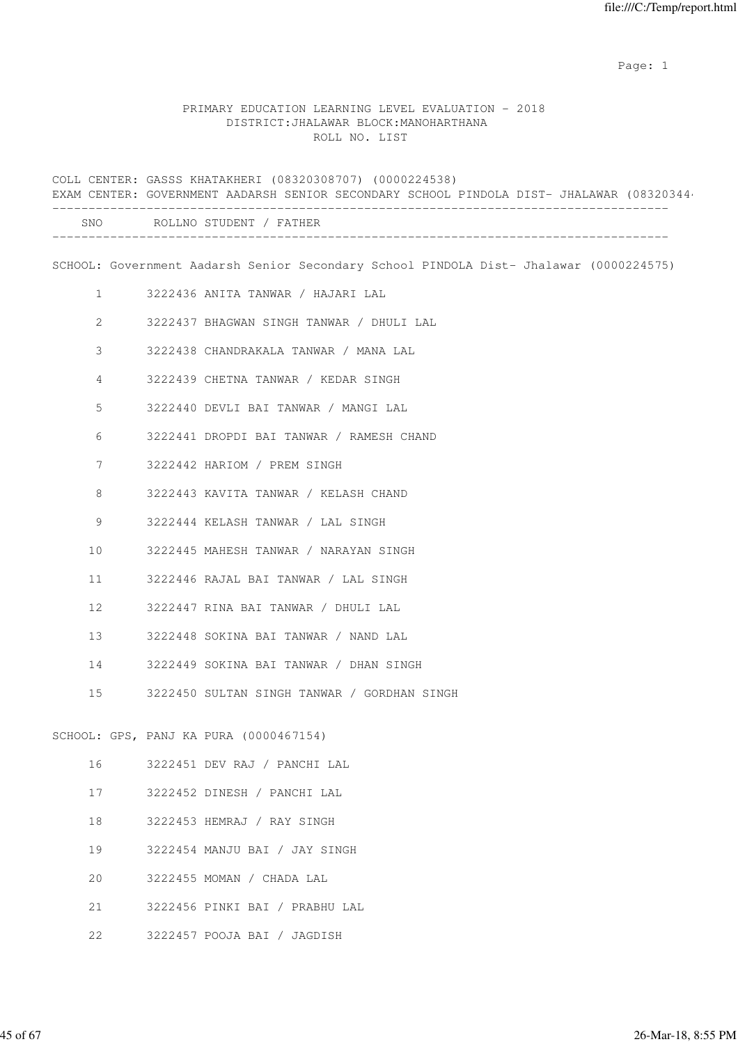PRIMARY EDUCATION LEARNING LEVEL EVALUATION - 2018
DISTRICT:JHALAWAR BLOCK:MANOHARTHANA
ROLL NO. LIST

COLL CENTER: GASSS KHATAKHERI (08320308707) (0000224538)
EXAM CENTER: GOVERNMENT AADARSH SENIOR SECONDARY SCHOOL PINDOLA DIST- JHALAWAR (08320344

| SNO | ROLLNO | STUDENT / FATHER |
|---|---|---|

SCHOOL: Government Aadarsh Senior Secondary School PINDOLA Dist- Jhalawar (0000224575)

| SNO | ROLLNO | STUDENT / FATHER |
|---|---|---|
| 1 | 3222436 | ANITA TANWAR / HAJARI LAL |
| 2 | 3222437 | BHAGWAN SINGH TANWAR / DHULI LAL |
| 3 | 3222438 | CHANDRAKALA TANWAR / MANA LAL |
| 4 | 3222439 | CHETNA TANWAR / KEDAR SINGH |
| 5 | 3222440 | DEVLI BAI TANWAR / MANGI LAL |
| 6 | 3222441 | DROPDI BAI TANWAR / RAMESH CHAND |
| 7 | 3222442 | HARIOM / PREM SINGH |
| 8 | 3222443 | KAVITA TANWAR / KELASH CHAND |
| 9 | 3222444 | KELASH TANWAR / LAL SINGH |
| 10 | 3222445 | MAHESH TANWAR / NARAYAN SINGH |
| 11 | 3222446 | RAJAL BAI TANWAR / LAL SINGH |
| 12 | 3222447 | RINA BAI TANWAR / DHULI LAL |
| 13 | 3222448 | SOKINA BAI TANWAR / NAND LAL |
| 14 | 3222449 | SOKINA BAI TANWAR / DHAN SINGH |
| 15 | 3222450 | SULTAN SINGH TANWAR / GORDHAN SINGH |

SCHOOL: GPS, PANJ KA PURA (0000467154)

| SNO | ROLLNO | STUDENT / FATHER |
|---|---|---|
| 16 | 3222451 | DEV RAJ / PANCHI LAL |
| 17 | 3222452 | DINESH / PANCHI LAL |
| 18 | 3222453 | HEMRAJ / RAY SINGH |
| 19 | 3222454 | MANJU BAI / JAY SINGH |
| 20 | 3222455 | MOMAN / CHADA LAL |
| 21 | 3222456 | PINKI BAI / PRABHU LAL |
| 22 | 3222457 | POOJA BAI / JAGDISH |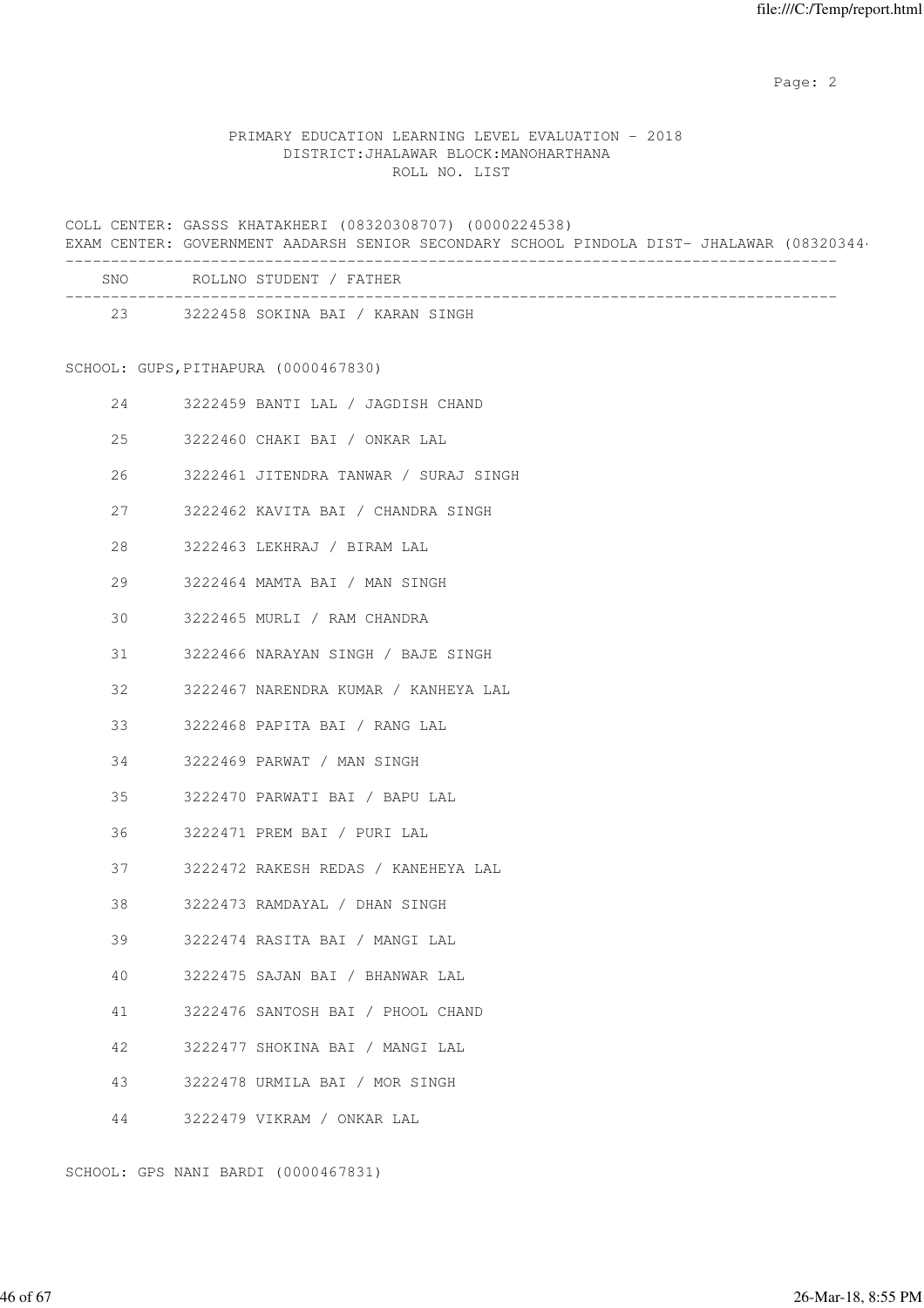PRIMARY EDUCATION LEARNING LEVEL EVALUATION - 2018
DISTRICT:JHALAWAR BLOCK:MANOHARTHANA
ROLL NO. LIST

COLL CENTER: GASSS KHATAKHERI (08320308707) (0000224538)
EXAM CENTER: GOVERNMENT AADARSH SENIOR SECONDARY SCHOOL PINDOLA DIST- JHALAWAR (08320344

| SNO | ROLLNO | STUDENT / FATHER |
|---|---|---|
| 23 | 3222458 | SOKINA BAI / KARAN SINGH |

SCHOOL: GUPS,PITHAPURA (0000467830)

| SNO | ROLLNO | STUDENT / FATHER |
|---|---|---|
| 24 | 3222459 | BANTI LAL / JAGDISH CHAND |
| 25 | 3222460 | CHAKI BAI / ONKAR LAL |
| 26 | 3222461 | JITENDRA TANWAR / SURAJ SINGH |
| 27 | 3222462 | KAVITA BAI / CHANDRA SINGH |
| 28 | 3222463 | LEKHRAJ / BIRAM LAL |
| 29 | 3222464 | MAMTA BAI / MAN SINGH |
| 30 | 3222465 | MURLI / RAM CHANDRA |
| 31 | 3222466 | NARAYAN SINGH / BAJE SINGH |
| 32 | 3222467 | NARENDRA KUMAR / KANHEYA LAL |
| 33 | 3222468 | PAPITA BAI / RANG LAL |
| 34 | 3222469 | PARWAT / MAN SINGH |
| 35 | 3222470 | PARWATI BAI / BAPU LAL |
| 36 | 3222471 | PREM BAI / PURI LAL |
| 37 | 3222472 | RAKESH REDAS / KANEHEYA LAL |
| 38 | 3222473 | RAMDAYAL / DHAN SINGH |
| 39 | 3222474 | RASITA BAI / MANGI LAL |
| 40 | 3222475 | SAJAN BAI / BHANWAR LAL |
| 41 | 3222476 | SANTOSH BAI / PHOOL CHAND |
| 42 | 3222477 | SHOKINA BAI / MANGI LAL |
| 43 | 3222478 | URMILA BAI / MOR SINGH |
| 44 | 3222479 | VIKRAM / ONKAR LAL |

SCHOOL: GPS NANI BARDI (0000467831)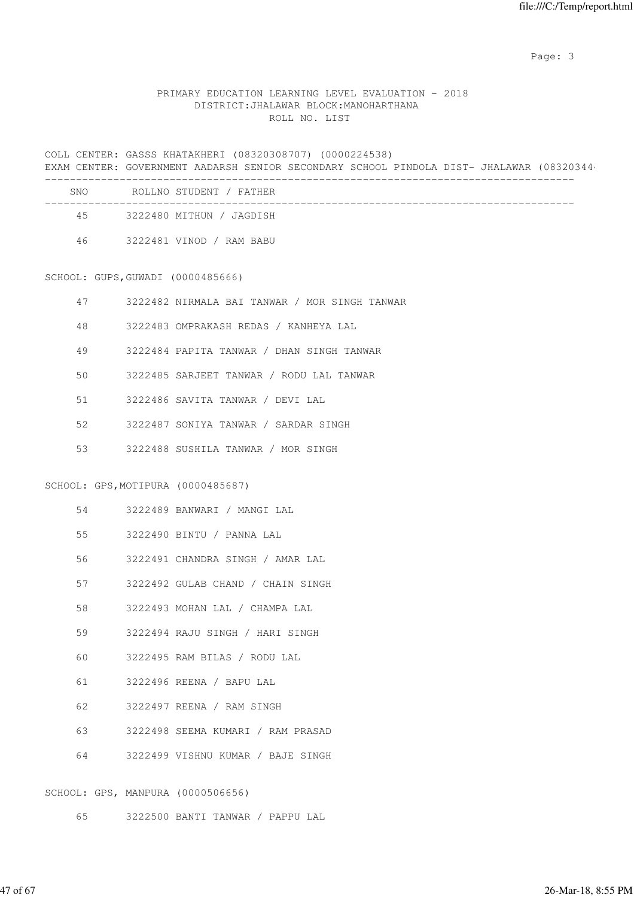PRIMARY EDUCATION LEARNING LEVEL EVALUATION - 2018
DISTRICT:JHALAWAR BLOCK:MANOHARTHANA
ROLL NO. LIST

COLL CENTER: GASSS KHATAKHERI (08320308707) (0000224538)
EXAM CENTER: GOVERNMENT AADARSH SENIOR SECONDARY SCHOOL PINDOLA DIST- JHALAWAR (08320344

| SNO | ROLLNO | STUDENT / FATHER |
|---|---|---|
| 45 | 3222480 | MITHUN / JAGDISH |
| 46 | 3222481 | VINOD / RAM BABU |

SCHOOL: GUPS,GUWADI (0000485666)

| SNO | ROLLNO | STUDENT / FATHER |
|---|---|---|
| 47 | 3222482 | NIRMALA BAI TANWAR / MOR SINGH TANWAR |
| 48 | 3222483 | OMPRAKASH REDAS / KANHEYA LAL |
| 49 | 3222484 | PAPITA TANWAR / DHAN SINGH TANWAR |
| 50 | 3222485 | SARJEET TANWAR / RODU LAL TANWAR |
| 51 | 3222486 | SAVITA TANWAR / DEVI LAL |
| 52 | 3222487 | SONIYA TANWAR / SARDAR SINGH |
| 53 | 3222488 | SUSHILA TANWAR / MOR SINGH |

SCHOOL: GPS,MOTIPURA (0000485687)

| SNO | ROLLNO | STUDENT / FATHER |
|---|---|---|
| 54 | 3222489 | BANWARI / MANGI LAL |
| 55 | 3222490 | BINTU / PANNA LAL |
| 56 | 3222491 | CHANDRA SINGH / AMAR LAL |
| 57 | 3222492 | GULAB CHAND / CHAIN SINGH |
| 58 | 3222493 | MOHAN LAL / CHAMPA LAL |
| 59 | 3222494 | RAJU SINGH / HARI SINGH |
| 60 | 3222495 | RAM BILAS / RODU LAL |
| 61 | 3222496 | REENA / BAPU LAL |
| 62 | 3222497 | REENA / RAM SINGH |
| 63 | 3222498 | SEEMA KUMARI / RAM PRASAD |
| 64 | 3222499 | VISHNU KUMAR / BAJE SINGH |

SCHOOL: GPS, MANPURA (0000506656)

| SNO | ROLLNO | STUDENT / FATHER |
|---|---|---|
| 65 | 3222500 | BANTI TANWAR / PAPPU LAL |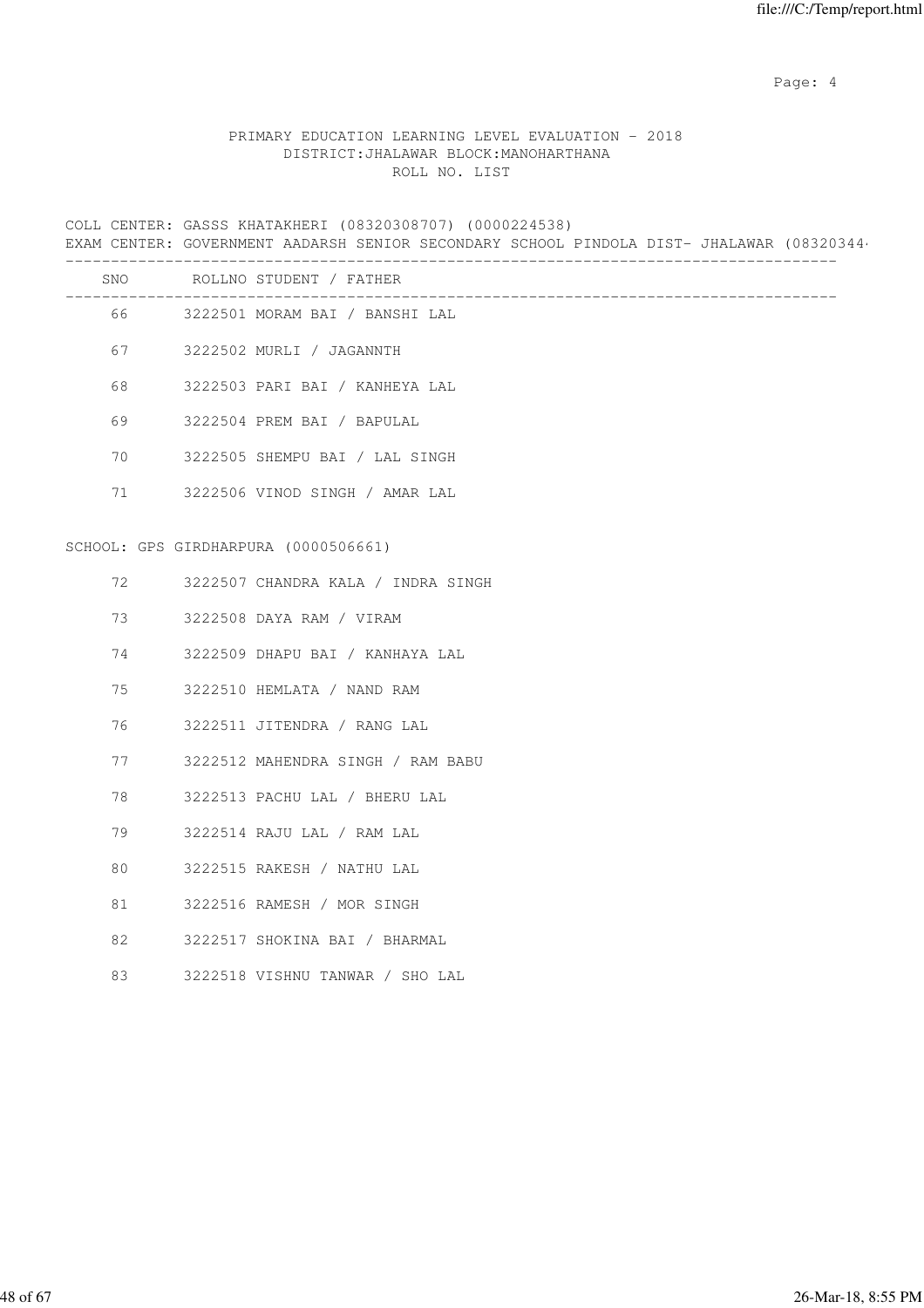PRIMARY EDUCATION LEARNING LEVEL EVALUATION - 2018
DISTRICT:JHALAWAR BLOCK:MANOHARTHANA
ROLL NO. LIST

COLL CENTER: GASSS KHATAKHERI (08320308707) (0000224538)
EXAM CENTER: GOVERNMENT AADARSH SENIOR SECONDARY SCHOOL PINDOLA DIST- JHALAWAR (08320344

| SNO | ROLLNO | STUDENT / FATHER |
|---|---|---|
| 66 | 3222501 | MORAM BAI / BANSHI LAL |
| 67 | 3222502 | MURLI / JAGANNTH |
| 68 | 3222503 | PARI BAI / KANHEYA LAL |
| 69 | 3222504 | PREM BAI / BAPULAL |
| 70 | 3222505 | SHEMPU BAI / LAL SINGH |
| 71 | 3222506 | VINOD SINGH / AMAR LAL |

SCHOOL: GPS GIRDHARPURA (0000506661)

| SNO | ROLLNO | STUDENT / FATHER |
|---|---|---|
| 72 | 3222507 | CHANDRA KALA / INDRA SINGH |
| 73 | 3222508 | DAYA RAM / VIRAM |
| 74 | 3222509 | DHAPU BAI / KANHAYA LAL |
| 75 | 3222510 | HEMLATA / NAND RAM |
| 76 | 3222511 | JITENDRA / RANG LAL |
| 77 | 3222512 | MAHENDRA SINGH / RAM BABU |
| 78 | 3222513 | PACHU LAL / BHERU LAL |
| 79 | 3222514 | RAJU LAL / RAM LAL |
| 80 | 3222515 | RAKESH / NATHU LAL |
| 81 | 3222516 | RAMESH / MOR SINGH |
| 82 | 3222517 | SHOKINA BAI / BHARMAL |
| 83 | 3222518 | VISHNU TANWAR / SHO LAL |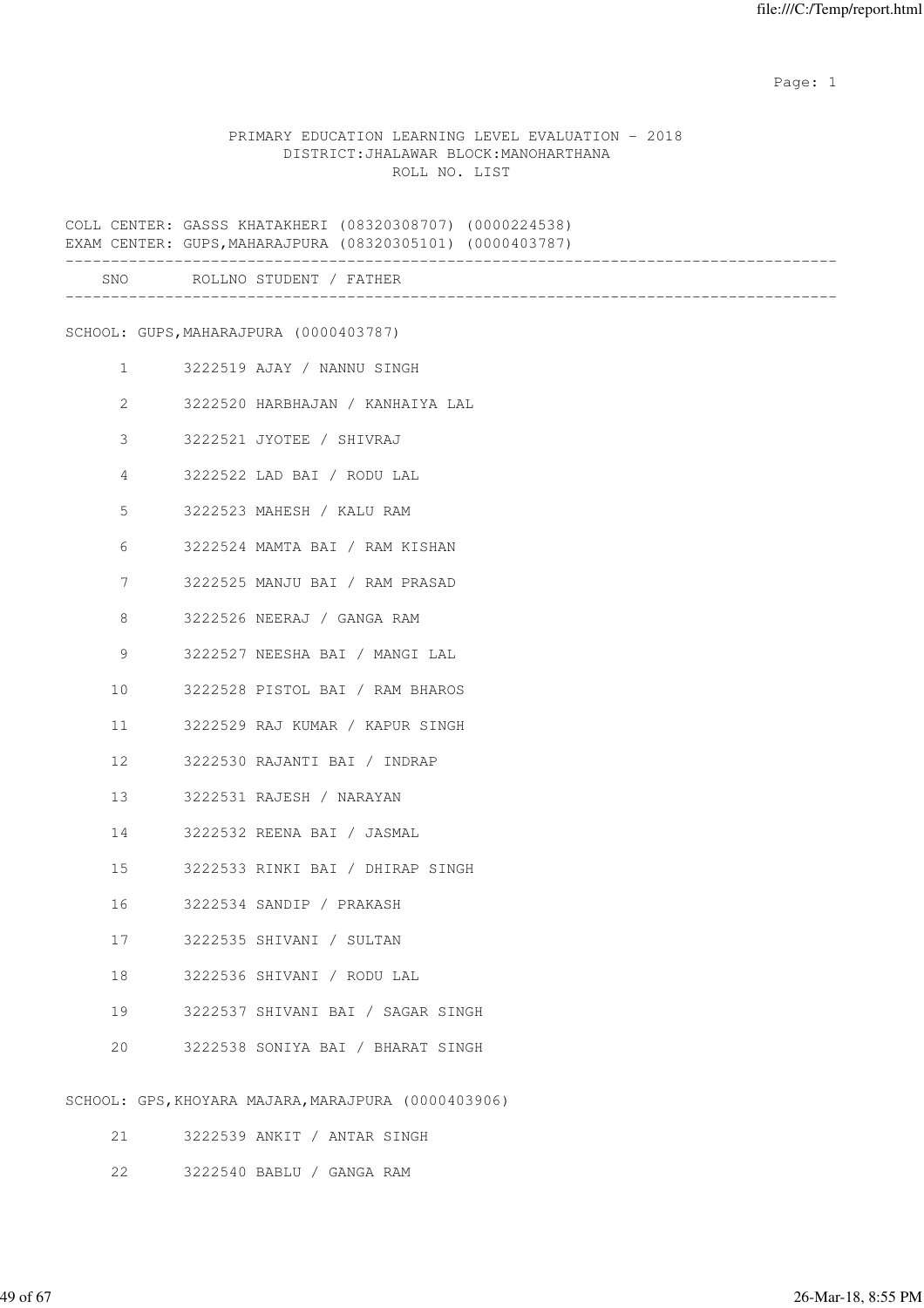PRIMARY EDUCATION LEARNING LEVEL EVALUATION - 2018
DISTRICT:JHALAWAR BLOCK:MANOHARTHANA
ROLL NO. LIST

COLL CENTER: GASSS KHATAKHERI (08320308707) (0000224538)
EXAM CENTER: GUPS,MAHARAJPURA (08320305101) (0000403787)

| SNO | ROLLNO | STUDENT / FATHER |
|---|---|---|
| **SCHOOL: GUPS,MAHARAJPURA (0000403787)** | | |
| 1 | 3222519 | AJAY / NANNU SINGH |
| 2 | 3222520 | HARBHAJAN / KANHAIYA LAL |
| 3 | 3222521 | JYOTEE / SHIVRAJ |
| 4 | 3222522 | LAD BAI / RODU LAL |
| 5 | 3222523 | MAHESH / KALU RAM |
| 6 | 3222524 | MAMTA BAI / RAM KISHAN |
| 7 | 3222525 | MANJU BAI / RAM PRASAD |
| 8 | 3222526 | NEERAJ / GANGA RAM |
| 9 | 3222527 | NEESHA BAI / MANGI LAL |
| 10 | 3222528 | PISTOL BAI / RAM BHAROS |
| 11 | 3222529 | RAJ KUMAR / KAPUR SINGH |
| 12 | 3222530 | RAJANTI BAI / INDRAP |
| 13 | 3222531 | RAJESH / NARAYAN |
| 14 | 3222532 | REENA BAI / JASMAL |
| 15 | 3222533 | RINKI BAI / DHIRAP SINGH |
| 16 | 3222534 | SANDIP / PRAKASH |
| 17 | 3222535 | SHIVANI / SULTAN |
| 18 | 3222536 | SHIVANI / RODU LAL |
| 19 | 3222537 | SHIVANI BAI / SAGAR SINGH |
| 20 | 3222538 | SONIYA BAI / BHARAT SINGH |
| **SCHOOL: GPS,KHOYARA MAJARA,MARAJPURA (0000403906)** | | |
| 21 | 3222539 | ANKIT / ANTAR SINGH |
| 22 | 3222540 | BABLU / GANGA RAM |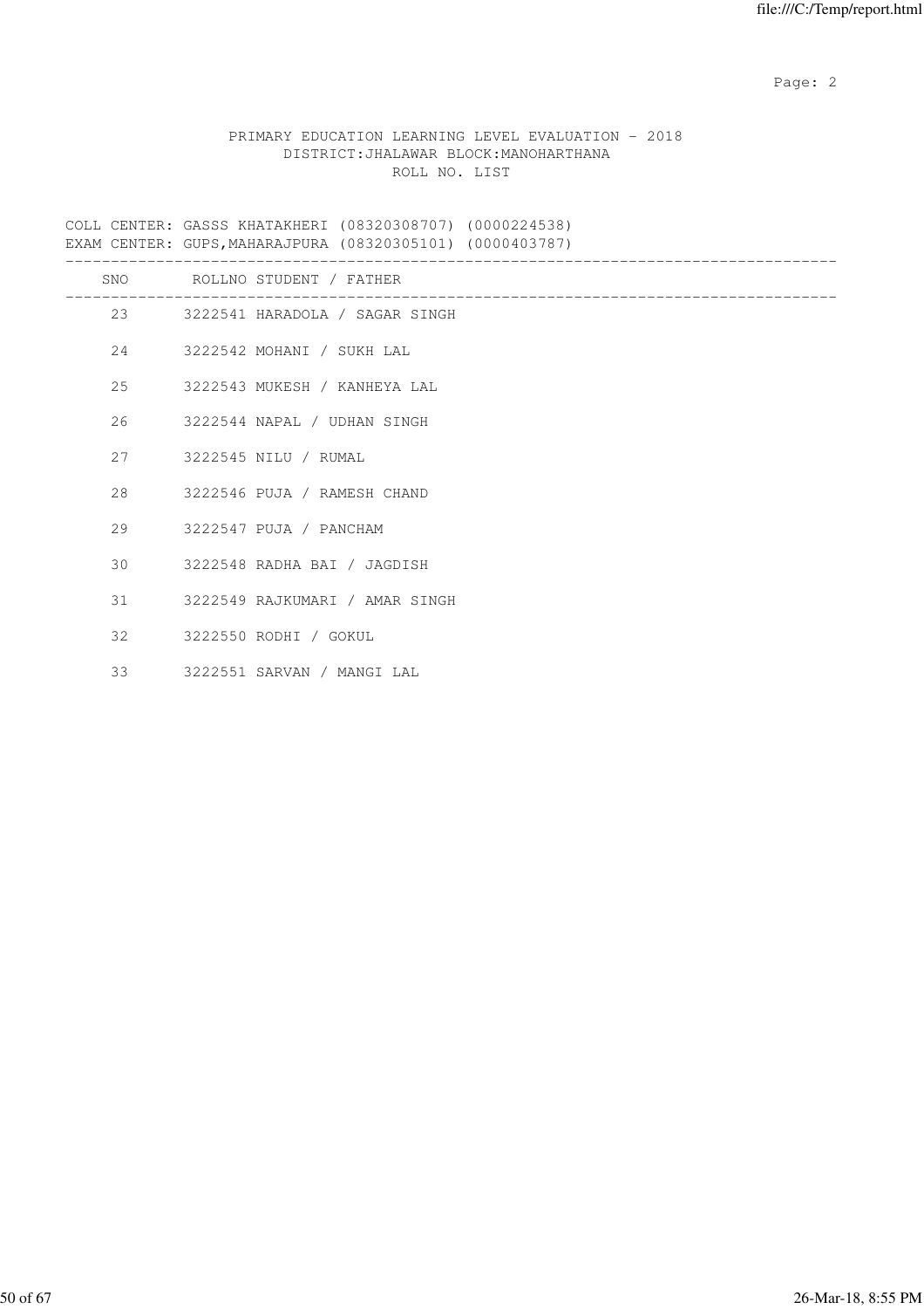PRIMARY EDUCATION LEARNING LEVEL EVALUATION - 2018
DISTRICT:JHALAWAR BLOCK:MANOHARTHANA
ROLL NO. LIST

COLL CENTER: GASSS KHATAKHERI (08320308707) (0000224538)
EXAM CENTER: GUPS,MAHARAJPURA (08320305101) (0000403787)

| SNO | ROLLNO | STUDENT / FATHER |
|---|---|---|
| 23 | 3222541 | HARADOLA / SAGAR SINGH |
| 24 | 3222542 | MOHANI / SUKH LAL |
| 25 | 3222543 | MUKESH / KANHEYA LAL |
| 26 | 3222544 | NAPAL / UDHAN SINGH |
| 27 | 3222545 | NILU / RUMAL |
| 28 | 3222546 | PUJA / RAMESH CHAND |
| 29 | 3222547 | PUJA / PANCHAM |
| 30 | 3222548 | RADHA BAI / JAGDISH |
| 31 | 3222549 | RAJKUMARI / AMAR SINGH |
| 32 | 3222550 | RODHI / GOKUL |
| 33 | 3222551 | SARVAN / MANGI LAL |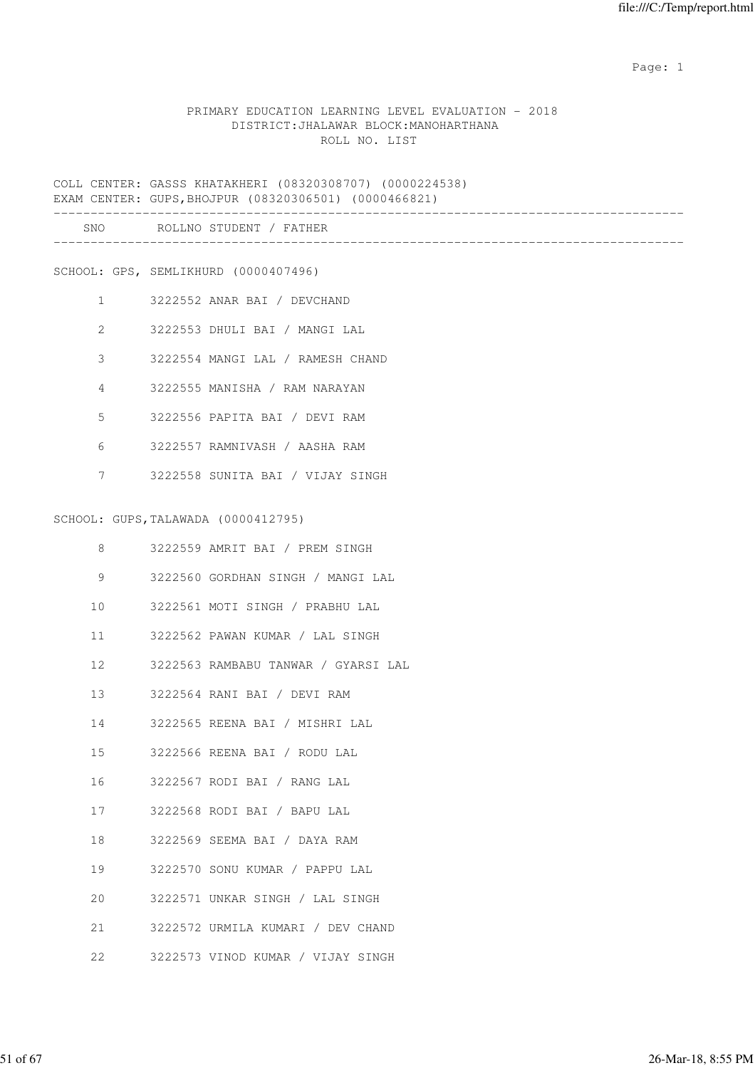PRIMARY EDUCATION LEARNING LEVEL EVALUATION - 2018
DISTRICT:JHALAWAR BLOCK:MANOHARTHANA
ROLL NO. LIST

COLL CENTER: GASSS KHATAKHERI (08320308707) (0000224538)
EXAM CENTER: GUPS,BHOJPUR (08320306501) (0000466821)

| SNO | ROLLNO | STUDENT / FATHER |
|---|---|---|
| **SCHOOL: GPS, SEMLIKHURD (0000407496)** | | |
| 1 | 3222552 | ANAR BAI / DEVCHAND |
| 2 | 3222553 | DHULI BAI / MANGI LAL |
| 3 | 3222554 | MANGI LAL / RAMESH CHAND |
| 4 | 3222555 | MANISHA / RAM NARAYAN |
| 5 | 3222556 | PAPITA BAI / DEVI RAM |
| 6 | 3222557 | RAMNIVASH / AASHA RAM |
| 7 | 3222558 | SUNITA BAI / VIJAY SINGH |
| **SCHOOL: GUPS,TALAWADA (0000412795)** | | |
| 8 | 3222559 | AMRIT BAI / PREM SINGH |
| 9 | 3222560 | GORDHAN SINGH / MANGI LAL |
| 10 | 3222561 | MOTI SINGH / PRABHU LAL |
| 11 | 3222562 | PAWAN KUMAR / LAL SINGH |
| 12 | 3222563 | RAMBABU TANWAR / GYARSI LAL |
| 13 | 3222564 | RANI BAI / DEVI RAM |
| 14 | 3222565 | REENA BAI / MISHRI LAL |
| 15 | 3222566 | REENA BAI / RODU LAL |
| 16 | 3222567 | RODI BAI / RANG LAL |
| 17 | 3222568 | RODI BAI / BAPU LAL |
| 18 | 3222569 | SEEMA BAI / DAYA RAM |
| 19 | 3222570 | SONU KUMAR / PAPPU LAL |
| 20 | 3222571 | UNKAR SINGH / LAL SINGH |
| 21 | 3222572 | URMILA KUMARI / DEV CHAND |
| 22 | 3222573 | VINOD KUMAR / VIJAY SINGH |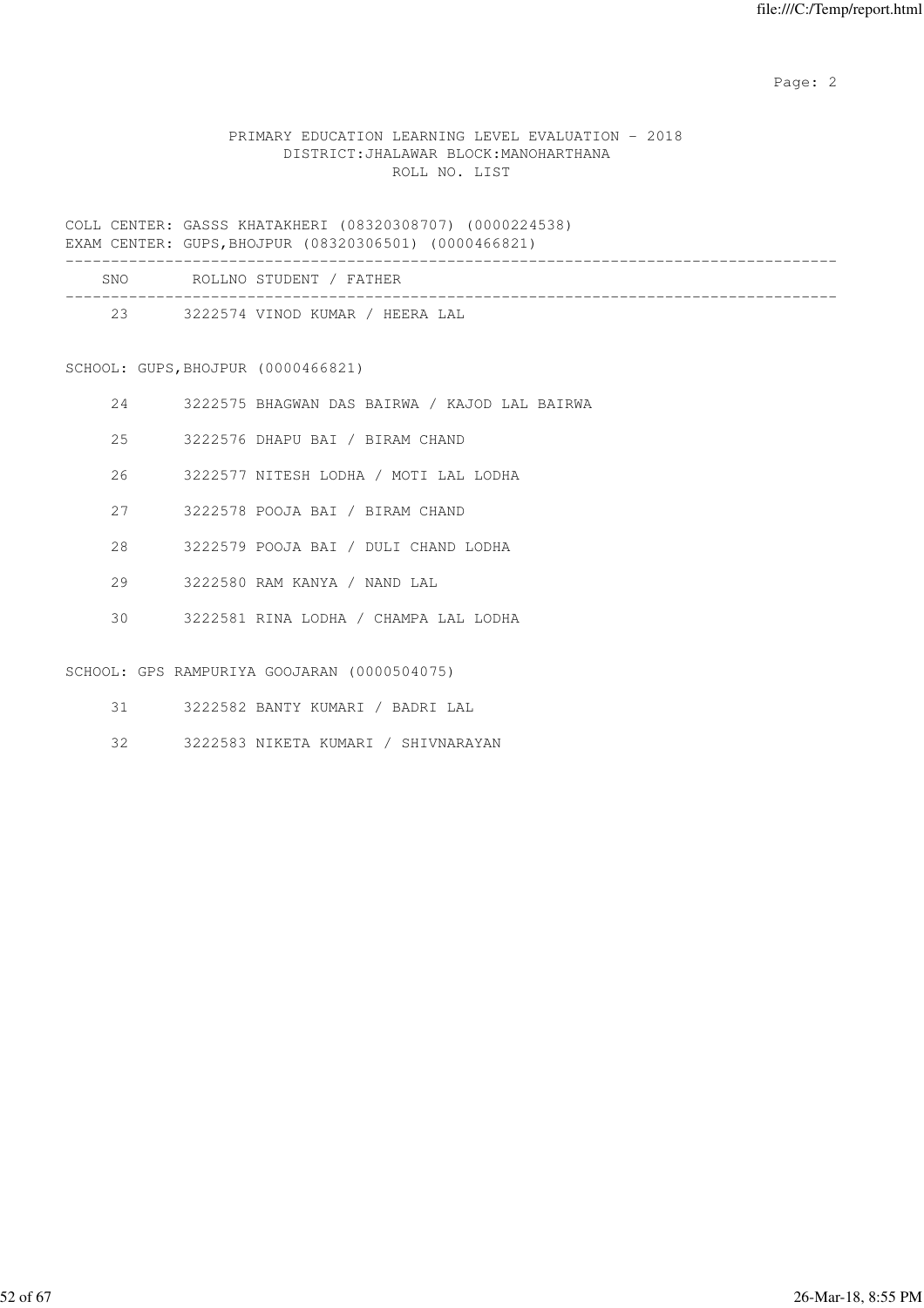PRIMARY EDUCATION LEARNING LEVEL EVALUATION - 2018
DISTRICT:JHALAWAR BLOCK:MANOHARTHANA
ROLL NO. LIST

COLL CENTER: GASSS KHATAKHERI (08320308707) (0000224538)
EXAM CENTER: GUPS,BHOJPUR (08320306501) (0000466821)

| SNO | ROLLNO | STUDENT / FATHER |
|---|---|---|
| 23 | 3222574 | VINOD KUMAR / HEERA LAL |

SCHOOL: GUPS,BHOJPUR (0000466821)

| SNO | ROLLNO | STUDENT / FATHER |
|---|---|---|
| 24 | 3222575 | BHAGWAN DAS BAIRWA / KAJOD LAL BAIRWA |
| 25 | 3222576 | DHAPU BAI / BIRAM CHAND |
| 26 | 3222577 | NITESH LODHA / MOTI LAL LODHA |
| 27 | 3222578 | POOJA BAI / BIRAM CHAND |
| 28 | 3222579 | POOJA BAI / DULI CHAND LODHA |
| 29 | 3222580 | RAM KANYA / NAND LAL |
| 30 | 3222581 | RINA LODHA / CHAMPA LAL LODHA |

SCHOOL: GPS RAMPURIYA GOOJARAN (0000504075)

| SNO | ROLLNO | STUDENT / FATHER |
|---|---|---|
| 31 | 3222582 | BANTY KUMARI / BADRI LAL |
| 32 | 3222583 | NIKETA KUMARI / SHIVNARAYAN |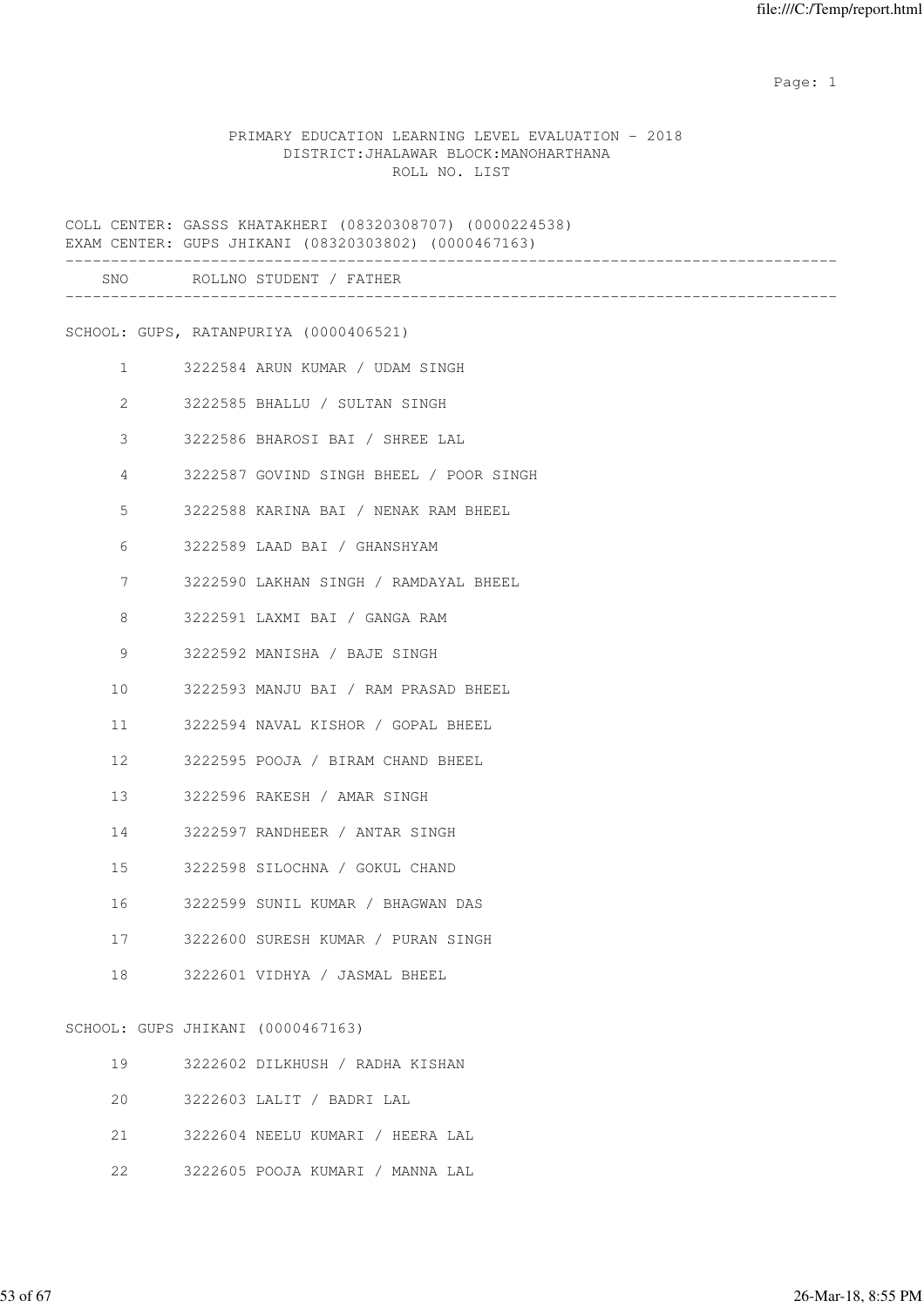PRIMARY EDUCATION LEARNING LEVEL EVALUATION - 2018
DISTRICT:JHALAWAR BLOCK:MANOHARTHANA
ROLL NO. LIST

COLL CENTER: GASSS KHATAKHERI (08320308707) (0000224538)
EXAM CENTER: GUPS JHIKANI (08320303802) (0000467163)

| SNO | ROLLNO | STUDENT / FATHER |
|---|---|---|
| **SCHOOL: GUPS, RATANPURIYA (0000406521)** | | |
| 1 | 3222584 | ARUN KUMAR / UDAM SINGH |
| 2 | 3222585 | BHALLU / SULTAN SINGH |
| 3 | 3222586 | BHAROSI BAI / SHREE LAL |
| 4 | 3222587 | GOVIND SINGH BHEEL / POOR SINGH |
| 5 | 3222588 | KARINA BAI / NENAK RAM BHEEL |
| 6 | 3222589 | LAAD BAI / GHANSHYAM |
| 7 | 3222590 | LAKHAN SINGH / RAMDAYAL BHEEL |
| 8 | 3222591 | LAXMI BAI / GANGA RAM |
| 9 | 3222592 | MANISHA / BAJE SINGH |
| 10 | 3222593 | MANJU BAI / RAM PRASAD BHEEL |
| 11 | 3222594 | NAVAL KISHOR / GOPAL BHEEL |
| 12 | 3222595 | POOJA / BIRAM CHAND BHEEL |
| 13 | 3222596 | RAKESH / AMAR SINGH |
| 14 | 3222597 | RANDHEER / ANTAR SINGH |
| 15 | 3222598 | SILOCHNA / GOKUL CHAND |
| 16 | 3222599 | SUNIL KUMAR / BHAGWAN DAS |
| 17 | 3222600 | SURESH KUMAR / PURAN SINGH |
| 18 | 3222601 | VIDHYA / JASMAL BHEEL |
| **SCHOOL: GUPS JHIKANI (0000467163)** | | |
| 19 | 3222602 | DILKHUSH / RADHA KISHAN |
| 20 | 3222603 | LALIT / BADRI LAL |
| 21 | 3222604 | NEELU KUMARI / HEERA LAL |
| 22 | 3222605 | POOJA KUMARI / MANNA LAL |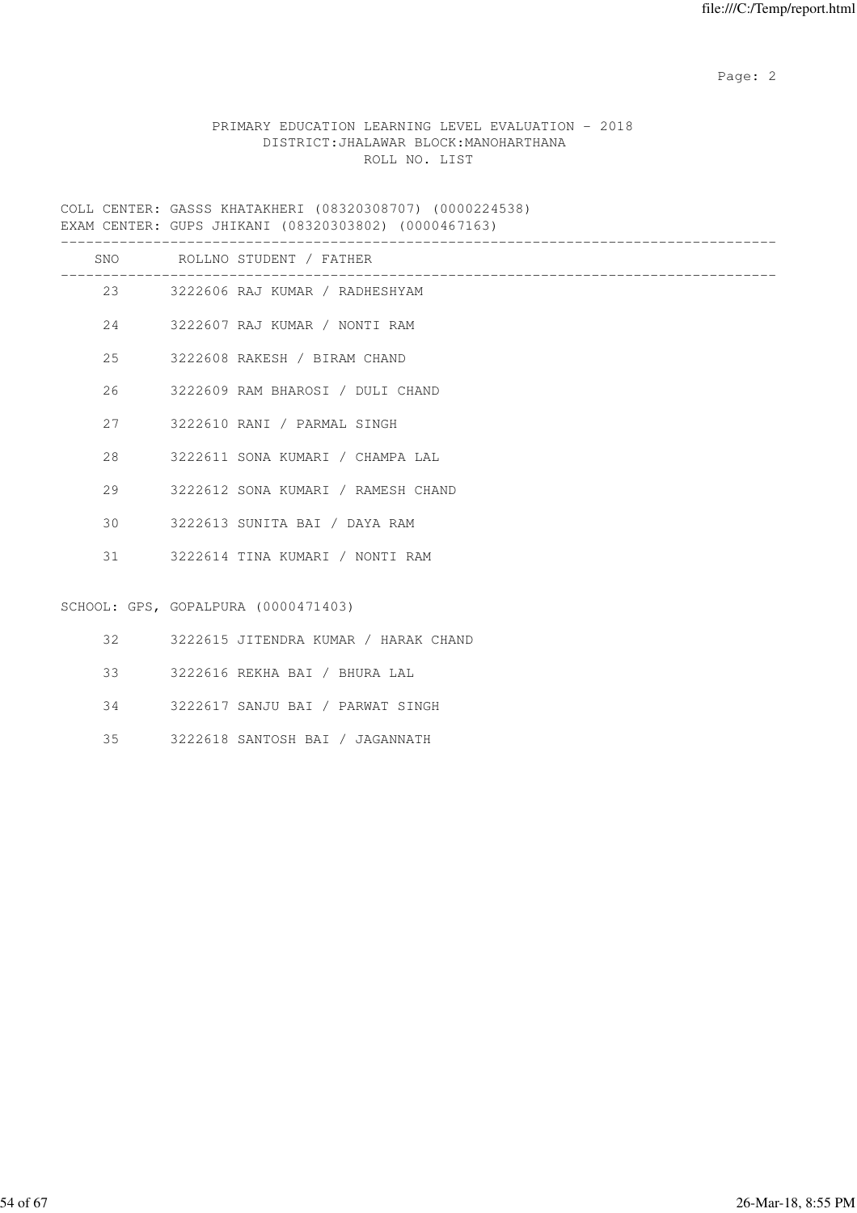PRIMARY EDUCATION LEARNING LEVEL EVALUATION - 2018
DISTRICT:JHALAWAR BLOCK:MANOHARTHANA
ROLL NO. LIST

COLL CENTER: GASSS KHATAKHERI (08320308707) (0000224538)
EXAM CENTER: GUPS JHIKANI (08320303802) (0000467163)

| SNO | ROLLNO | STUDENT / FATHER |
|---|---|---|
| 23 | 3222606 | RAJ KUMAR / RADHESHYAM |
| 24 | 3222607 | RAJ KUMAR / NONTI RAM |
| 25 | 3222608 | RAKESH / BIRAM CHAND |
| 26 | 3222609 | RAM BHAROSI / DULI CHAND |
| 27 | 3222610 | RANI / PARMAL SINGH |
| 28 | 3222611 | SONA KUMARI / CHAMPA LAL |
| 29 | 3222612 | SONA KUMARI / RAMESH CHAND |
| 30 | 3222613 | SUNITA BAI / DAYA RAM |
| 31 | 3222614 | TINA KUMARI / NONTI RAM |

SCHOOL: GPS, GOPALPURA (0000471403)

| SNO | ROLLNO | STUDENT / FATHER |
|---|---|---|
| 32 | 3222615 | JITENDRA KUMAR / HARAK CHAND |
| 33 | 3222616 | REKHA BAI / BHURA LAL |
| 34 | 3222617 | SANJU BAI / PARWAT SINGH |
| 35 | 3222618 | SANTOSH BAI / JAGANNATH |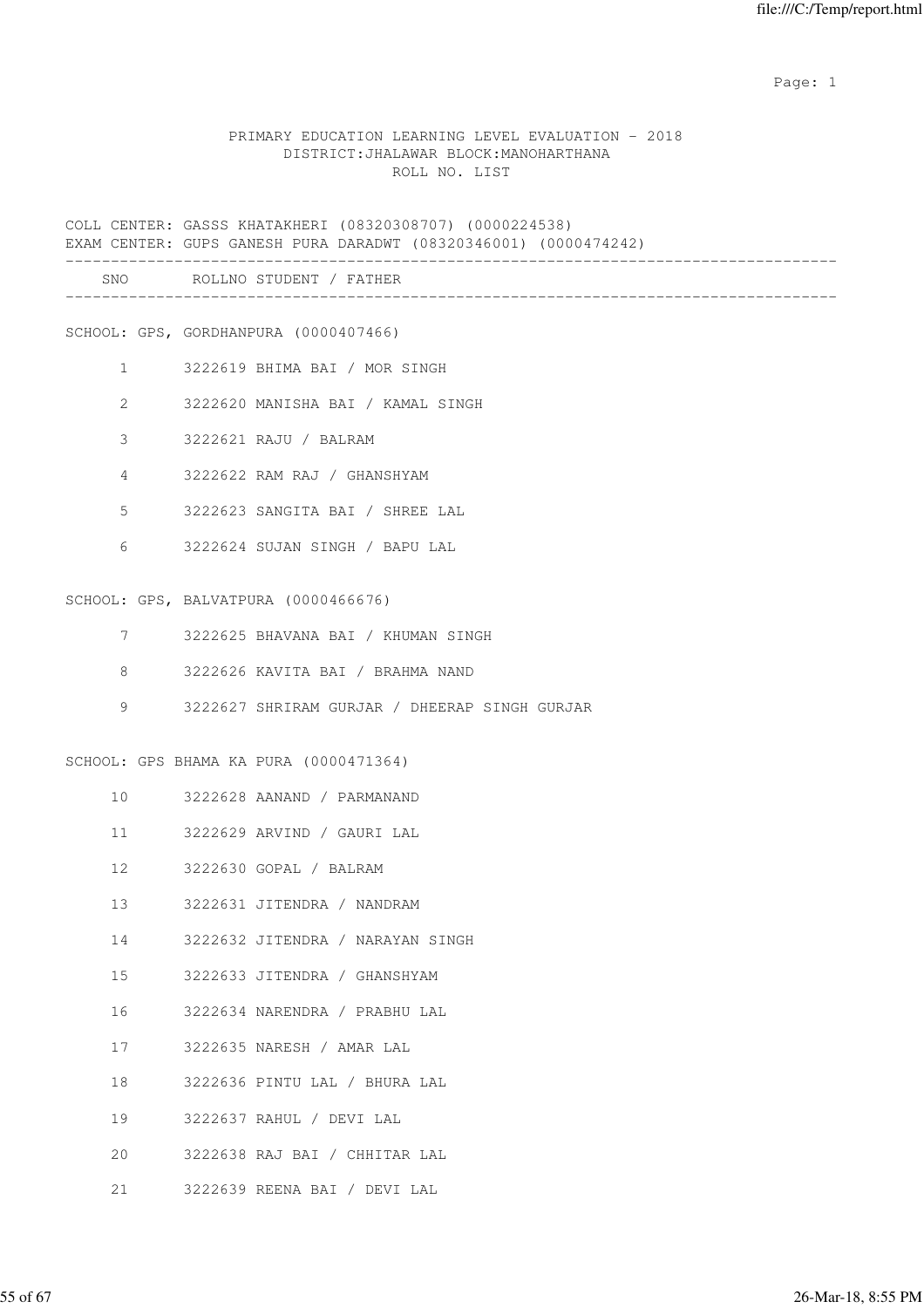PRIMARY EDUCATION LEARNING LEVEL EVALUATION - 2018
DISTRICT:JHALAWAR BLOCK:MANOHARTHANA
ROLL NO. LIST

COLL CENTER: GASSS KHATAKHERI (08320308707) (0000224538)
EXAM CENTER: GUPS GANESH PURA DARADWT (08320346001) (0000474242)

| SNO | ROLLNO | STUDENT / FATHER |
|---|---|---|
| **SCHOOL: GPS, GORDHANPURA (0000407466)** | | |
| 1 | 3222619 | BHIMA BAI / MOR SINGH |
| 2 | 3222620 | MANISHA BAI / KAMAL SINGH |
| 3 | 3222621 | RAJU / BALRAM |
| 4 | 3222622 | RAM RAJ / GHANSHYAM |
| 5 | 3222623 | SANGITA BAI / SHREE LAL |
| 6 | 3222624 | SUJAN SINGH / BAPU LAL |
| **SCHOOL: GPS, BALVATPURA (0000466676)** | | |
| 7 | 3222625 | BHAVANA BAI / KHUMAN SINGH |
| 8 | 3222626 | KAVITA BAI / BRAHMA NAND |
| 9 | 3222627 | SHRIRAM GURJAR / DHEERAP SINGH GURJAR |
| **SCHOOL: GPS BHAMA KA PURA (0000471364)** | | |
| 10 | 3222628 | AANAND / PARMANAND |
| 11 | 3222629 | ARVIND / GAURI LAL |
| 12 | 3222630 | GOPAL / BALRAM |
| 13 | 3222631 | JITENDRA / NANDRAM |
| 14 | 3222632 | JITENDRA / NARAYAN SINGH |
| 15 | 3222633 | JITENDRA / GHANSHYAM |
| 16 | 3222634 | NARENDRA / PRABHU LAL |
| 17 | 3222635 | NARESH / AMAR LAL |
| 18 | 3222636 | PINTU LAL / BHURA LAL |
| 19 | 3222637 | RAHUL / DEVI LAL |
| 20 | 3222638 | RAJ BAI / CHHITAR LAL |
| 21 | 3222639 | REENA BAI / DEVI LAL |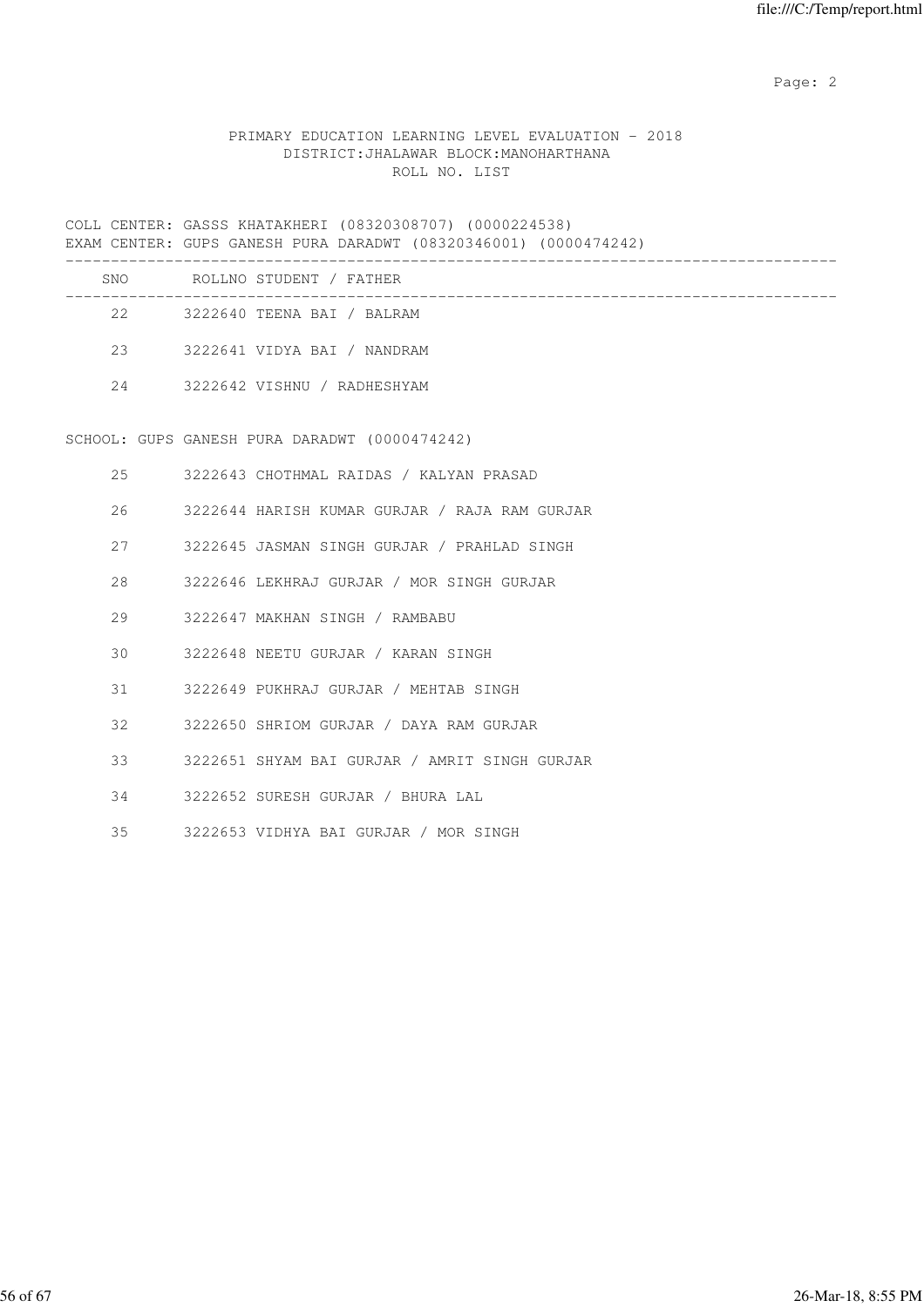PRIMARY EDUCATION LEARNING LEVEL EVALUATION - 2018
DISTRICT:JHALAWAR BLOCK:MANOHARTHANA
ROLL NO. LIST

COLL CENTER: GASSS KHATAKHERI (08320308707) (0000224538)
EXAM CENTER: GUPS GANESH PURA DARADWT (08320346001) (0000474242)

| SNO | ROLLNO | STUDENT / FATHER |
|---|---|---|
| 22 | 3222640 | TEENA BAI / BALRAM |
| 23 | 3222641 | VIDYA BAI / NANDRAM |
| 24 | 3222642 | VISHNU / RADHESHYAM |

SCHOOL: GUPS GANESH PURA DARADWT (0000474242)

| SNO | ROLLNO | STUDENT / FATHER |
|---|---|---|
| 25 | 3222643 | CHOTHMAL RAIDAS / KALYAN PRASAD |
| 26 | 3222644 | HARISH KUMAR GURJAR / RAJA RAM GURJAR |
| 27 | 3222645 | JASMAN SINGH GURJAR / PRAHLAD SINGH |
| 28 | 3222646 | LEKHRAJ GURJAR / MOR SINGH GURJAR |
| 29 | 3222647 | MAKHAN SINGH / RAMBABU |
| 30 | 3222648 | NEETU GURJAR / KARAN SINGH |
| 31 | 3222649 | PUKHRAJ GURJAR / MEHTAB SINGH |
| 32 | 3222650 | SHRIOM GURJAR / DAYA RAM GURJAR |
| 33 | 3222651 | SHYAM BAI GURJAR / AMRIT SINGH GURJAR |
| 34 | 3222652 | SURESH GURJAR / BHURA LAL |
| 35 | 3222653 | VIDHYA BAI GURJAR / MOR SINGH |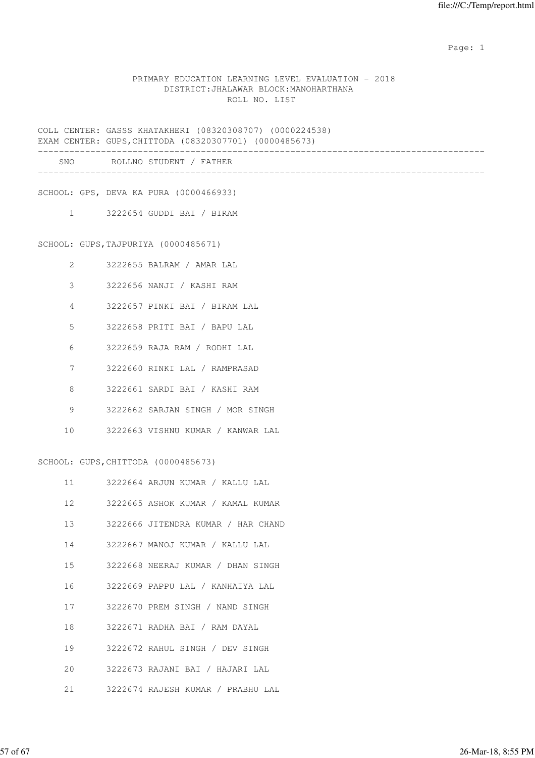# PRIMARY EDUCATION LEARNING LEVEL EVALUATION - 2018

## DISTRICT:JHALAWAR BLOCK:MANOHARTHANA

### ROLL NO. LIST

COLL CENTER: GASSS KHATAKHERI (08320308707) (0000224538)
EXAM CENTER: GUPS,CHITTODA (08320307701) (0000485673)

| SNO | ROLLNO | STUDENT / FATHER |
|---|---|---|
| | | **SCHOOL: GPS, DEVA KA PURA (0000466933)** |
| 1 | 3222654 | GUDDI BAI / BIRAM |
| | | **SCHOOL: GUPS,TAJPURIYA (0000485671)** |
| 2 | 3222655 | BALRAM / AMAR LAL |
| 3 | 3222656 | NANJI / KASHI RAM |
| 4 | 3222657 | PINKI BAI / BIRAM LAL |
| 5 | 3222658 | PRITI BAI / BAPU LAL |
| 6 | 3222659 | RAJA RAM / RODHI LAL |
| 7 | 3222660 | RINKI LAL / RAMPRASAD |
| 8 | 3222661 | SARDI BAI / KASHI RAM |
| 9 | 3222662 | SARJAN SINGH / MOR SINGH |
| 10 | 3222663 | VISHNU KUMAR / KANWAR LAL |
| | | **SCHOOL: GUPS,CHITTODA (0000485673)** |
| 11 | 3222664 | ARJUN KUMAR / KALLU LAL |
| 12 | 3222665 | ASHOK KUMAR / KAMAL KUMAR |
| 13 | 3222666 | JITENDRA KUMAR / HAR CHAND |
| 14 | 3222667 | MANOJ KUMAR / KALLU LAL |
| 15 | 3222668 | NEERAJ KUMAR / DHAN SINGH |
| 16 | 3222669 | PAPPU LAL / KANHAIYA LAL |
| 17 | 3222670 | PREM SINGH / NAND SINGH |
| 18 | 3222671 | RADHA BAI / RAM DAYAL |
| 19 | 3222672 | RAHUL SINGH / DEV SINGH |
| 20 | 3222673 | RAJANI BAI / HAJARI LAL |
| 21 | 3222674 | RAJESH KUMAR / PRABHU LAL |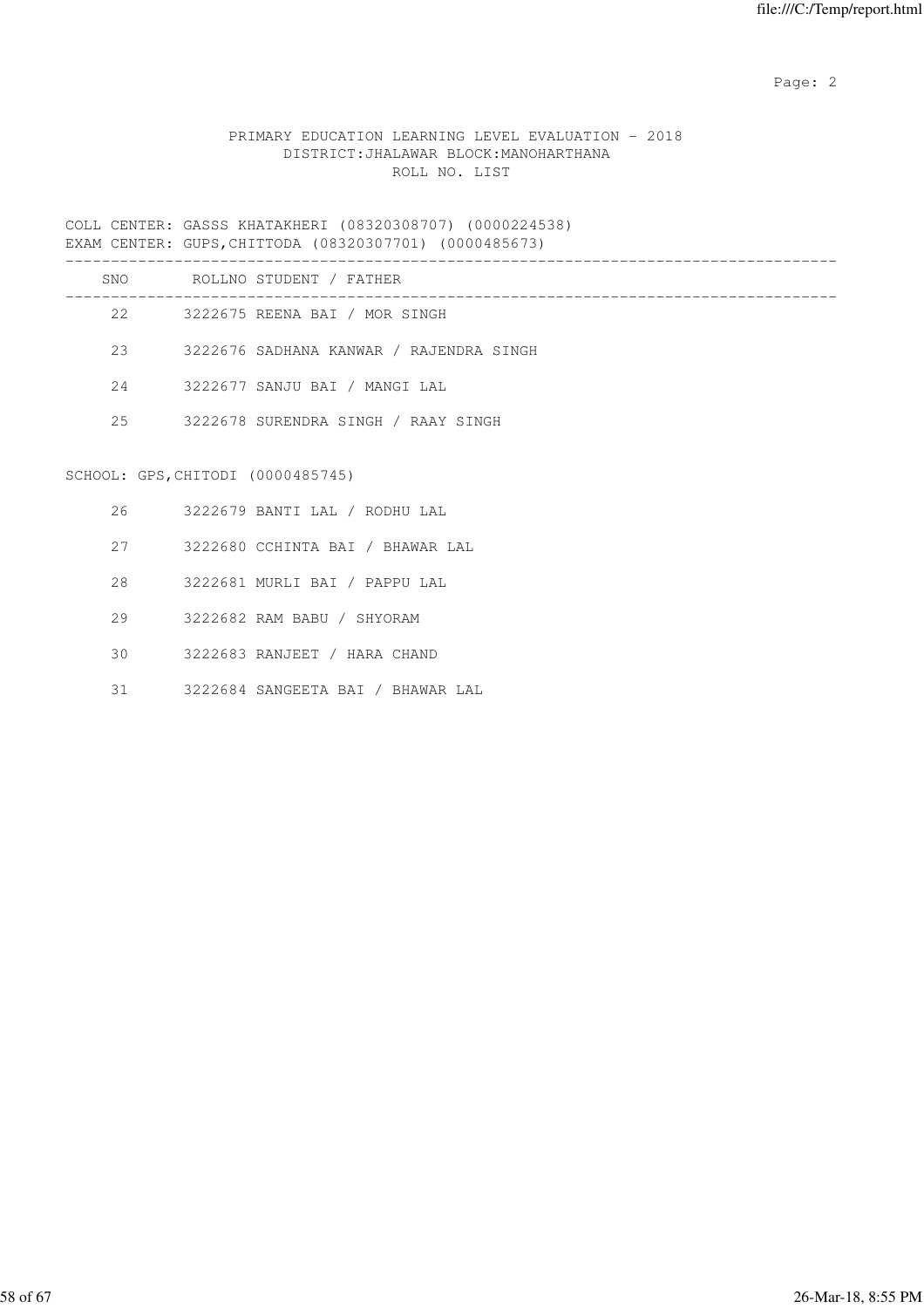PRIMARY EDUCATION LEARNING LEVEL EVALUATION - 2018
DISTRICT:JHALAWAR BLOCK:MANOHARTHANA
ROLL NO. LIST

COLL CENTER: GASSS KHATAKHERI (08320308707) (0000224538)
EXAM CENTER: GUPS,CHITTODA (08320307701) (0000485673)

| SNO | ROLLNO | STUDENT / FATHER |
|---|---|---|
| 22 | 3222675 | REENA BAI / MOR SINGH |
| 23 | 3222676 | SADHANA KANWAR / RAJENDRA SINGH |
| 24 | 3222677 | SANJU BAI / MANGI LAL |
| 25 | 3222678 | SURENDRA SINGH / RAAY SINGH |

SCHOOL: GPS,CHITODI (0000485745)

| SNO | ROLLNO | STUDENT / FATHER |
|---|---|---|
| 26 | 3222679 | BANTI LAL / RODHU LAL |
| 27 | 3222680 | CCHINTA BAI / BHAWAR LAL |
| 28 | 3222681 | MURLI BAI / PAPPU LAL |
| 29 | 3222682 | RAM BABU / SHYORAM |
| 30 | 3222683 | RANJEET / HARA CHAND |
| 31 | 3222684 | SANGEETA BAI / BHAWAR LAL |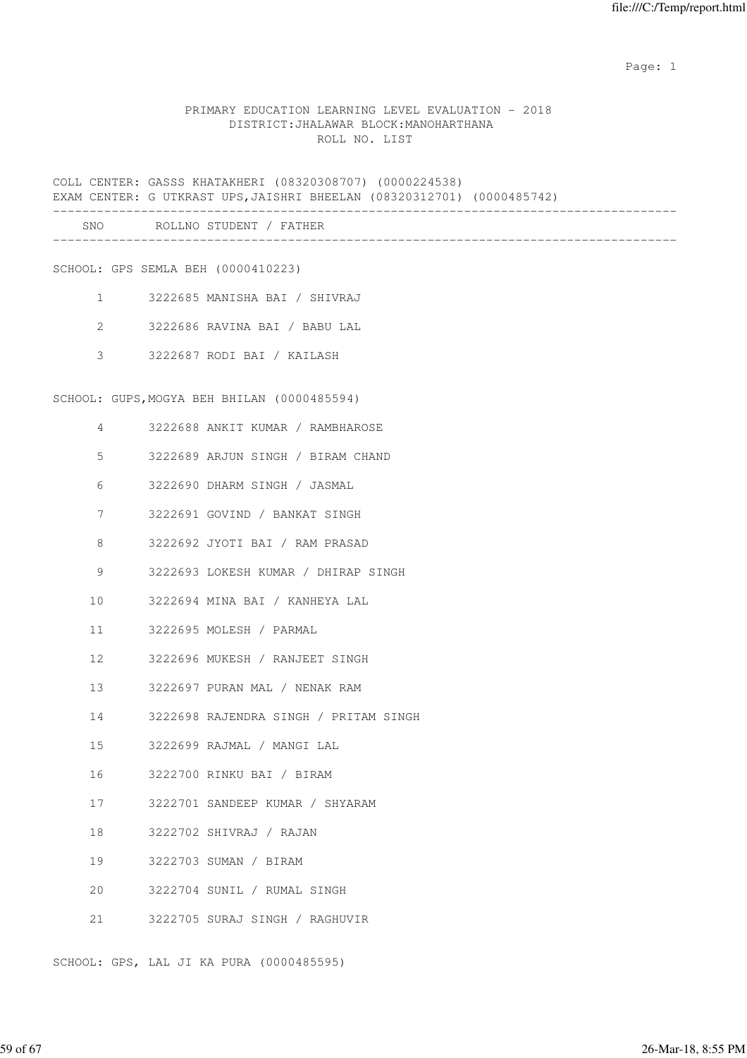PRIMARY EDUCATION LEARNING LEVEL EVALUATION - 2018
DISTRICT:JHALAWAR BLOCK:MANOHARTHANA
ROLL NO. LIST

COLL CENTER: GASSS KHATAKHERI (08320308707) (0000224538)
EXAM CENTER: G UTKRAST UPS,JAISHRI BHEELAN (08320312701) (0000485742)

| SNO | ROLLNO | STUDENT / FATHER |
|---|---|---|
| **SCHOOL: GPS SEMLA BEH (0000410223)** | | |
| 1 | 3222685 | MANISHA BAI / SHIVRAJ |
| 2 | 3222686 | RAVINA BAI / BABU LAL |
| 3 | 3222687 | RODI BAI / KAILASH |
| **SCHOOL: GUPS,MOGYA BEH BHILAN (0000485594)** | | |
| 4 | 3222688 | ANKIT KUMAR / RAMBHAROSE |
| 5 | 3222689 | ARJUN SINGH / BIRAM CHAND |
| 6 | 3222690 | DHARM SINGH / JASMAL |
| 7 | 3222691 | GOVIND / BANKAT SINGH |
| 8 | 3222692 | JYOTI BAI / RAM PRASAD |
| 9 | 3222693 | LOKESH KUMAR / DHIRAP SINGH |
| 10 | 3222694 | MINA BAI / KANHEYA LAL |
| 11 | 3222695 | MOLESH / PARMAL |
| 12 | 3222696 | MUKESH / RANJEET SINGH |
| 13 | 3222697 | PURAN MAL / NENAK RAM |
| 14 | 3222698 | RAJENDRA SINGH / PRITAM SINGH |
| 15 | 3222699 | RAJMAL / MANGI LAL |
| 16 | 3222700 | RINKU BAI / BIRAM |
| 17 | 3222701 | SANDEEP KUMAR / SHYARAM |
| 18 | 3222702 | SHIVRAJ / RAJAN |
| 19 | 3222703 | SUMAN / BIRAM |
| 20 | 3222704 | SUNIL / RUMAL SINGH |
| 21 | 3222705 | SURAJ SINGH / RAGHUVIR |

SCHOOL: GPS, LAL JI KA PURA (0000485595)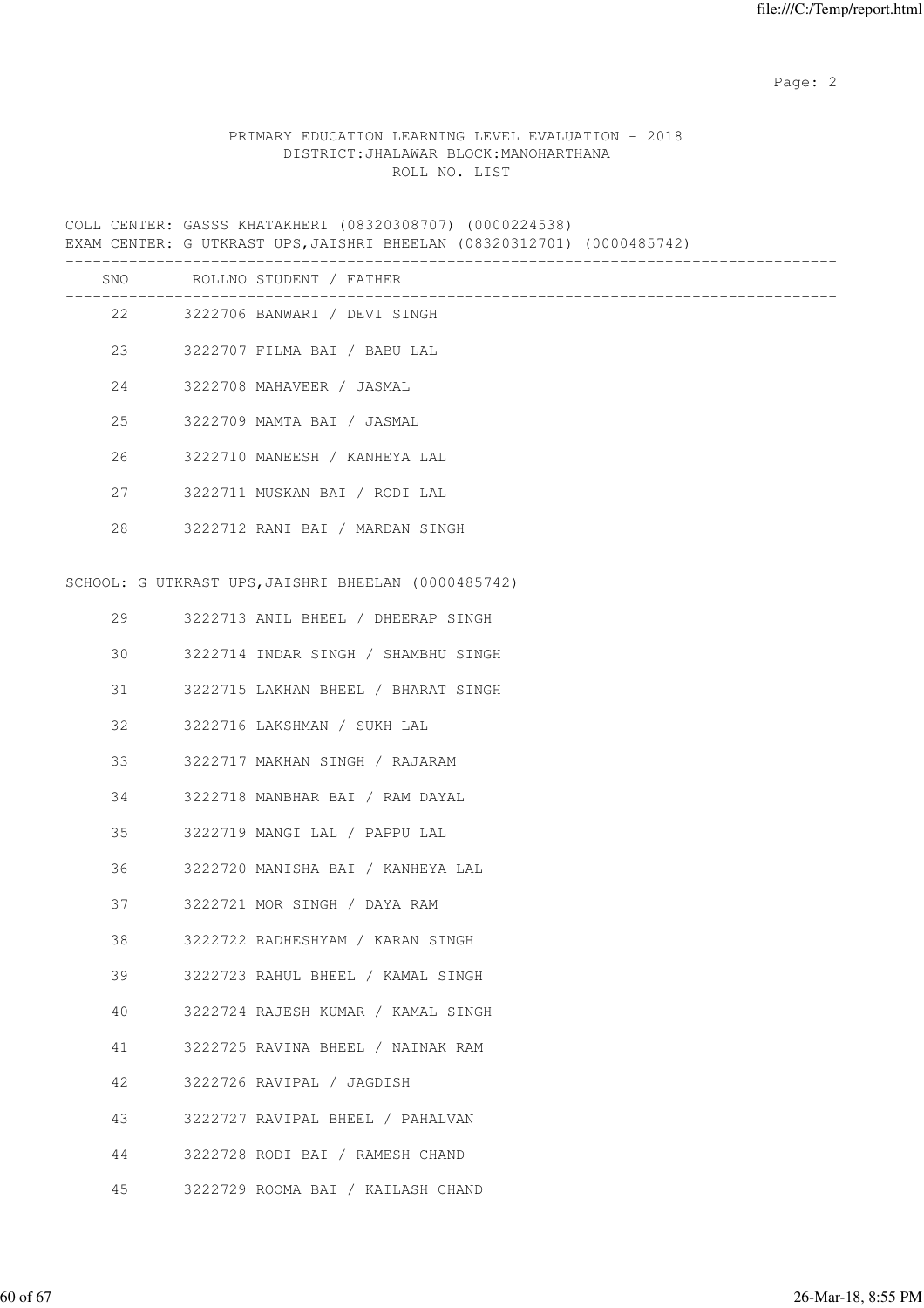PRIMARY EDUCATION LEARNING LEVEL EVALUATION - 2018
DISTRICT:JHALAWAR BLOCK:MANOHARTHANA
ROLL NO. LIST

COLL CENTER: GASSS KHATAKHERI (08320308707) (0000224538)
EXAM CENTER: G UTKRAST UPS,JAISHRI BHEELAN (08320312701) (0000485742)

| SNO | ROLLNO | STUDENT / FATHER |
|---|---|---|
| 22 | 3222706 | BANWARI / DEVI SINGH |
| 23 | 3222707 | FILMA BAI / BABU LAL |
| 24 | 3222708 | MAHAVEER / JASMAL |
| 25 | 3222709 | MAMTA BAI / JASMAL |
| 26 | 3222710 | MANEESH / KANHEYA LAL |
| 27 | 3222711 | MUSKAN BAI / RODI LAL |
| 28 | 3222712 | RANI BAI / MARDAN SINGH |

SCHOOL: G UTKRAST UPS,JAISHRI BHEELAN (0000485742)

| SNO | ROLLNO | STUDENT / FATHER |
|---|---|---|
| 29 | 3222713 | ANIL BHEEL / DHEERAP SINGH |
| 30 | 3222714 | INDAR SINGH / SHAMBHU SINGH |
| 31 | 3222715 | LAKHAN BHEEL / BHARAT SINGH |
| 32 | 3222716 | LAKSHMAN / SUKH LAL |
| 33 | 3222717 | MAKHAN SINGH / RAJARAM |
| 34 | 3222718 | MANBHAR BAI / RAM DAYAL |
| 35 | 3222719 | MANGI LAL / PAPPU LAL |
| 36 | 3222720 | MANISHA BAI / KANHEYA LAL |
| 37 | 3222721 | MOR SINGH / DAYA RAM |
| 38 | 3222722 | RADHESHYAM / KARAN SINGH |
| 39 | 3222723 | RAHUL BHEEL / KAMAL SINGH |
| 40 | 3222724 | RAJESH KUMAR / KAMAL SINGH |
| 41 | 3222725 | RAVINA BHEEL / NAINAK RAM |
| 42 | 3222726 | RAVIPAL / JAGDISH |
| 43 | 3222727 | RAVIPAL BHEEL / PAHALVAN |
| 44 | 3222728 | RODI BAI / RAMESH CHAND |
| 45 | 3222729 | ROOMA BAI / KAILASH CHAND |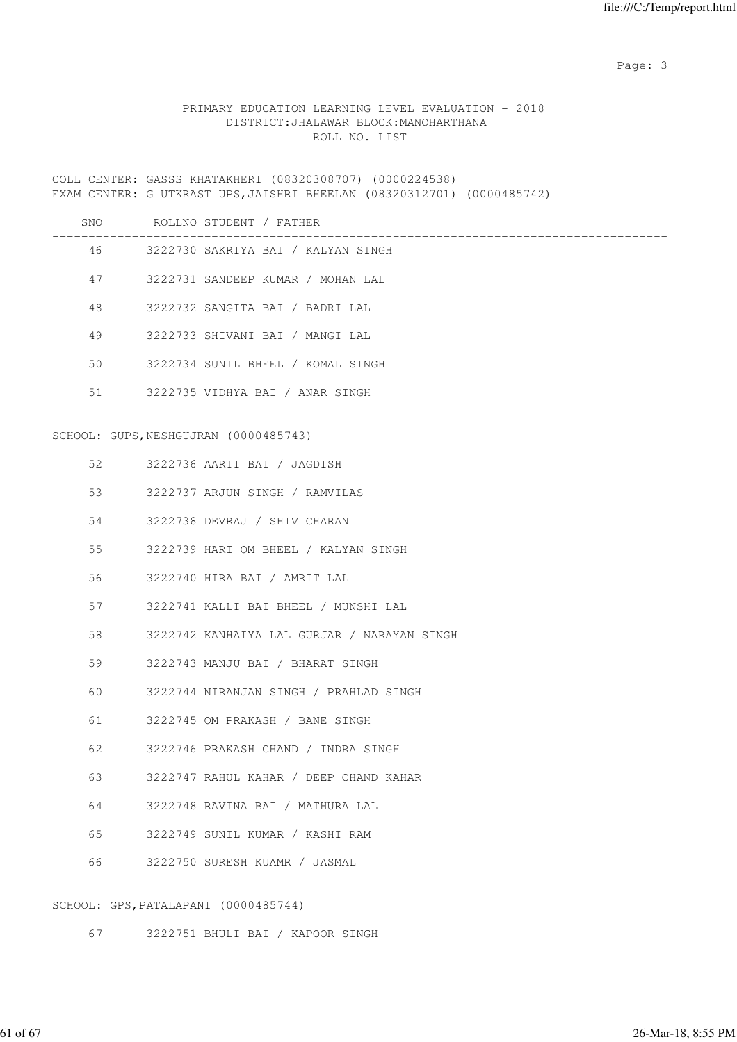PRIMARY EDUCATION LEARNING LEVEL EVALUATION - 2018
DISTRICT:JHALAWAR BLOCK:MANOHARTHANA
ROLL NO. LIST

COLL CENTER: GASSS KHATAKHERI (08320308707) (0000224538)
EXAM CENTER: G UTKRAST UPS,JAISHRI BHEELAN (08320312701) (0000485742)

| SNO | ROLLNO | STUDENT / FATHER |
|---|---|---|
| 46 | 3222730 | SAKRIYA BAI / KALYAN SINGH |
| 47 | 3222731 | SANDEEP KUMAR / MOHAN LAL |
| 48 | 3222732 | SANGITA BAI / BADRI LAL |
| 49 | 3222733 | SHIVANI BAI / MANGI LAL |
| 50 | 3222734 | SUNIL BHEEL / KOMAL SINGH |
| 51 | 3222735 | VIDHYA BAI / ANAR SINGH |

SCHOOL: GUPS,NESHGUJRAN (0000485743)

| SNO | ROLLNO | STUDENT / FATHER |
|---|---|---|
| 52 | 3222736 | AARTI BAI / JAGDISH |
| 53 | 3222737 | ARJUN SINGH / RAMVILAS |
| 54 | 3222738 | DEVRAJ / SHIV CHARAN |
| 55 | 3222739 | HARI OM BHEEL / KALYAN SINGH |
| 56 | 3222740 | HIRA BAI / AMRIT LAL |
| 57 | 3222741 | KALLI BAI BHEEL / MUNSHI LAL |
| 58 | 3222742 | KANHAIYA LAL GURJAR / NARAYAN SINGH |
| 59 | 3222743 | MANJU BAI / BHARAT SINGH |
| 60 | 3222744 | NIRANJAN SINGH / PRAHLAD SINGH |
| 61 | 3222745 | OM PRAKASH / BANE SINGH |
| 62 | 3222746 | PRAKASH CHAND / INDRA SINGH |
| 63 | 3222747 | RAHUL KAHAR / DEEP CHAND KAHAR |
| 64 | 3222748 | RAVINA BAI / MATHURA LAL |
| 65 | 3222749 | SUNIL KUMAR / KASHI RAM |
| 66 | 3222750 | SURESH KUAMR / JASMAL |

SCHOOL: GPS,PATALAPANI (0000485744)

| SNO | ROLLNO | STUDENT / FATHER |
|---|---|---|
| 67 | 3222751 | BHULI BAI / KAPOOR SINGH |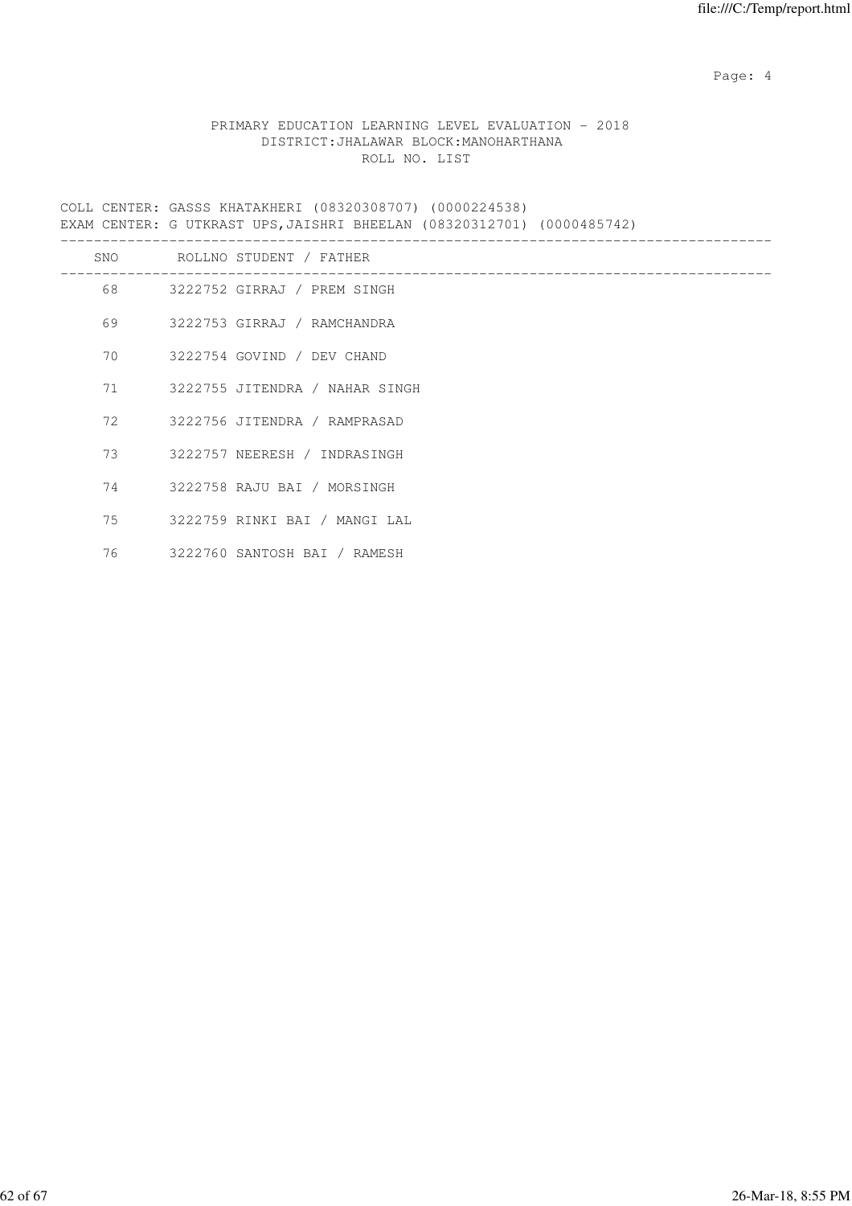PRIMARY EDUCATION LEARNING LEVEL EVALUATION - 2018

DISTRICT:JHALAWAR BLOCK:MANOHARTHANA

ROLL NO. LIST

COLL CENTER: GASSS KHATAKHERI (08320308707) (0000224538)

EXAM CENTER: G UTKRAST UPS,JAISHRI BHEELAN (08320312701) (0000485742)

| SNO | ROLLNO | STUDENT / FATHER |
|---|---|---|
| 68 | 3222752 | GIRRAJ / PREM SINGH |
| 69 | 3222753 | GIRRAJ / RAMCHANDRA |
| 70 | 3222754 | GOVIND / DEV CHAND |
| 71 | 3222755 | JITENDRA / NAHAR SINGH |
| 72 | 3222756 | JITENDRA / RAMPRASAD |
| 73 | 3222757 | NEERESH / INDRASINGH |
| 74 | 3222758 | RAJU BAI / MORSINGH |
| 75 | 3222759 | RINKI BAI / MANGI LAL |
| 76 | 3222760 | SANTOSH BAI / RAMESH |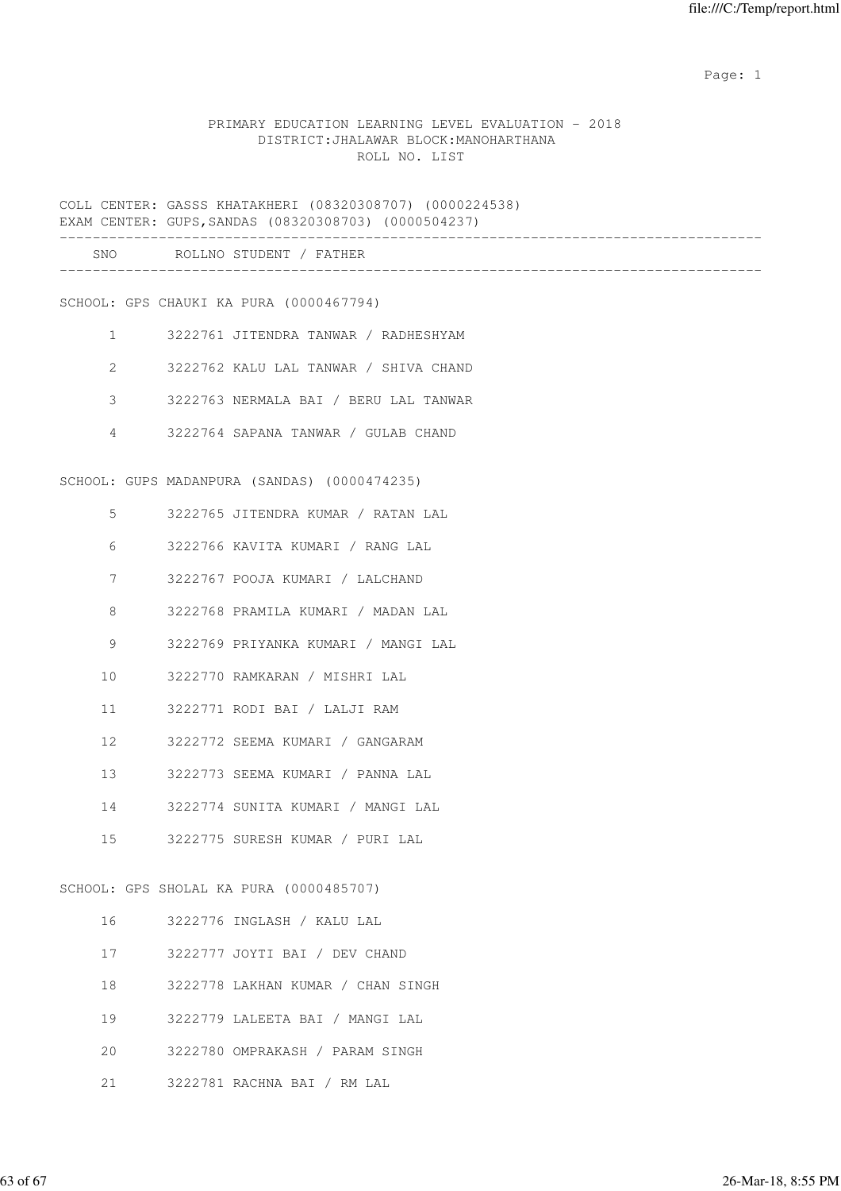PRIMARY EDUCATION LEARNING LEVEL EVALUATION - 2018
DISTRICT:JHALAWAR BLOCK:MANOHARTHANA
ROLL NO. LIST

COLL CENTER: GASSS KHATAKHERI (08320308707) (0000224538)
EXAM CENTER: GUPS,SANDAS (08320308703) (0000504237)

| SNO | ROLLNO | STUDENT / FATHER |
|---|---|---|
| **SCHOOL: GPS CHAUKI KA PURA (0000467794)** | | |
| 1 | 3222761 | JITENDRA TANWAR / RADHESHYAM |
| 2 | 3222762 | KALU LAL TANWAR / SHIVA CHAND |
| 3 | 3222763 | NERMALA BAI / BERU LAL TANWAR |
| 4 | 3222764 | SAPANA TANWAR / GULAB CHAND |
| **SCHOOL: GUPS MADANPURA (SANDAS) (0000474235)** | | |
| 5 | 3222765 | JITENDRA KUMAR / RATAN LAL |
| 6 | 3222766 | KAVITA KUMARI / RANG LAL |
| 7 | 3222767 | POOJA KUMARI / LALCHAND |
| 8 | 3222768 | PRAMILA KUMARI / MADAN LAL |
| 9 | 3222769 | PRIYANKA KUMARI / MANGI LAL |
| 10 | 3222770 | RAMKARAN / MISHRI LAL |
| 11 | 3222771 | RODI BAI / LALJI RAM |
| 12 | 3222772 | SEEMA KUMARI / GANGARAM |
| 13 | 3222773 | SEEMA KUMARI / PANNA LAL |
| 14 | 3222774 | SUNITA KUMARI / MANGI LAL |
| 15 | 3222775 | SURESH KUMAR / PURI LAL |
| **SCHOOL: GPS SHOLAL KA PURA (0000485707)** | | |
| 16 | 3222776 | INGLASH / KALU LAL |
| 17 | 3222777 | JOYTI BAI / DEV CHAND |
| 18 | 3222778 | LAKHAN KUMAR / CHAN SINGH |
| 19 | 3222779 | LALEETA BAI / MANGI LAL |
| 20 | 3222780 | OMPRAKASH / PARAM SINGH |
| 21 | 3222781 | RACHNA BAI / RM LAL |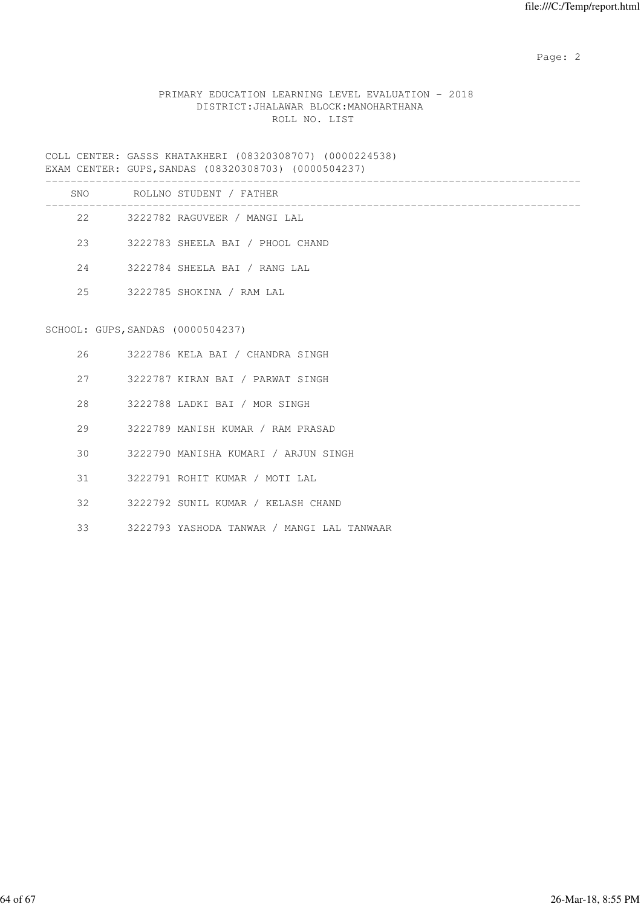PRIMARY EDUCATION LEARNING LEVEL EVALUATION - 2018
DISTRICT:JHALAWAR BLOCK:MANOHARTHANA
ROLL NO. LIST

COLL CENTER: GASSS KHATAKHERI (08320308707) (0000224538)
EXAM CENTER: GUPS,SANDAS (08320308703) (0000504237)

| SNO | ROLLNO | STUDENT / FATHER |
|---|---|---|
| 22 | 3222782 | RAGUVEER / MANGI LAL |
| 23 | 3222783 | SHEELA BAI / PHOOL CHAND |
| 24 | 3222784 | SHEELA BAI / RANG LAL |
| 25 | 3222785 | SHOKINA / RAM LAL |

SCHOOL: GUPS,SANDAS (0000504237)

| SNO | ROLLNO | STUDENT / FATHER |
|---|---|---|
| 26 | 3222786 | KELA BAI / CHANDRA SINGH |
| 27 | 3222787 | KIRAN BAI / PARWAT SINGH |
| 28 | 3222788 | LADKI BAI / MOR SINGH |
| 29 | 3222789 | MANISH KUMAR / RAM PRASAD |
| 30 | 3222790 | MANISHA KUMARI / ARJUN SINGH |
| 31 | 3222791 | ROHIT KUMAR / MOTI LAL |
| 32 | 3222792 | SUNIL KUMAR / KELASH CHAND |
| 33 | 3222793 | YASHODA TANWAR / MANGI LAL TANWAAR |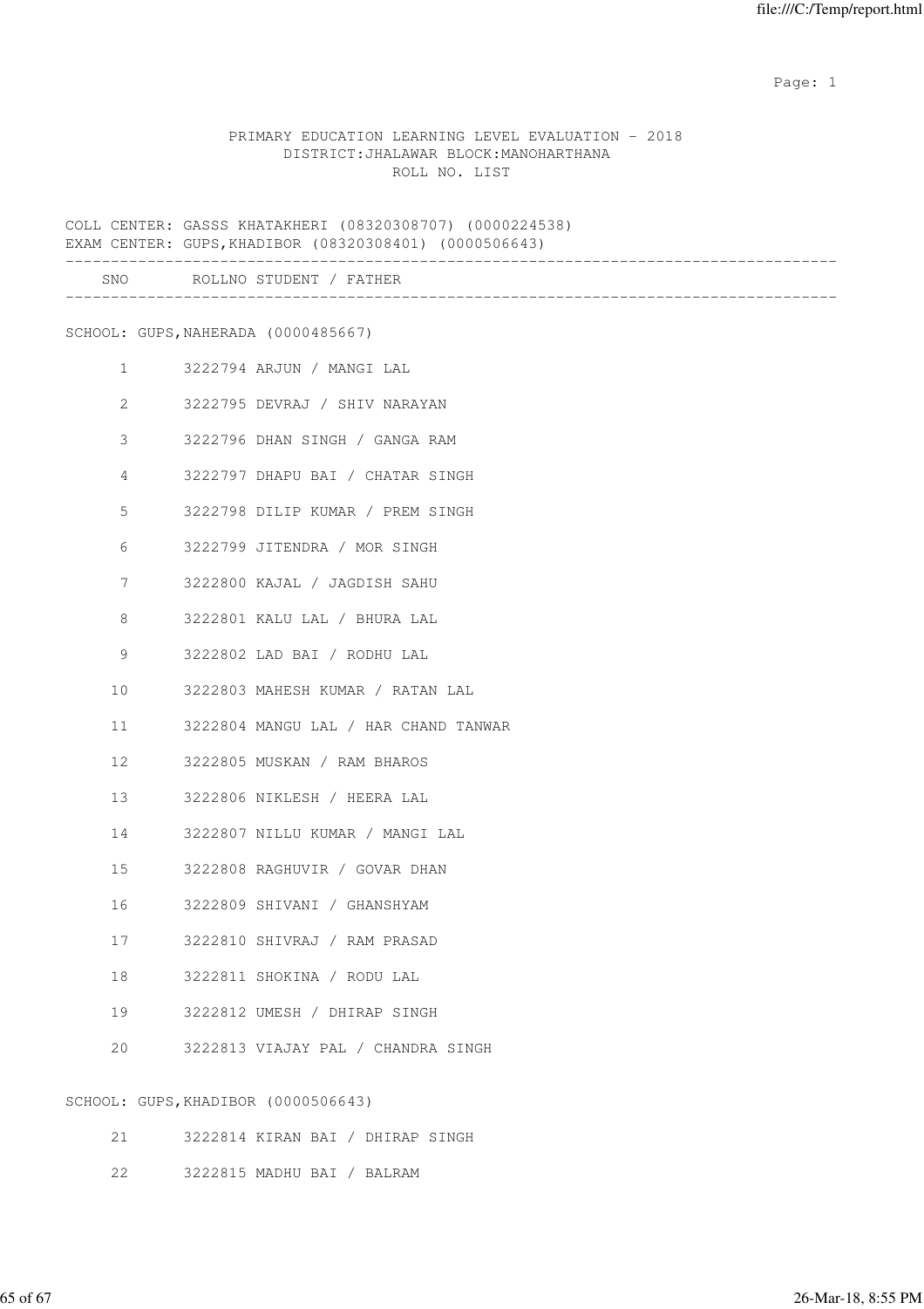PRIMARY EDUCATION LEARNING LEVEL EVALUATION - 2018
DISTRICT:JHALAWAR BLOCK:MANOHARTHANA
ROLL NO. LIST

COLL CENTER: GASSS KHATAKHERI (08320308707) (0000224538)
EXAM CENTER: GUPS,KHADIBOR (08320308401) (0000506643)

| SNO | ROLLNO | STUDENT / FATHER |
|---|---|---|
| | | **SCHOOL: GUPS,NAHERADA (0000485667)** |
| 1 | 3222794 | ARJUN / MANGI LAL |
| 2 | 3222795 | DEVRAJ / SHIV NARAYAN |
| 3 | 3222796 | DHAN SINGH / GANGA RAM |
| 4 | 3222797 | DHAPU BAI / CHATAR SINGH |
| 5 | 3222798 | DILIP KUMAR / PREM SINGH |
| 6 | 3222799 | JITENDRA / MOR SINGH |
| 7 | 3222800 | KAJAL / JAGDISH SAHU |
| 8 | 3222801 | KALU LAL / BHURA LAL |
| 9 | 3222802 | LAD BAI / RODHU LAL |
| 10 | 3222803 | MAHESH KUMAR / RATAN LAL |
| 11 | 3222804 | MANGU LAL / HAR CHAND TANWAR |
| 12 | 3222805 | MUSKAN / RAM BHAROS |
| 13 | 3222806 | NIKLESH / HEERA LAL |
| 14 | 3222807 | NILLU KUMAR / MANGI LAL |
| 15 | 3222808 | RAGHUVIR / GOVAR DHAN |
| 16 | 3222809 | SHIVANI / GHANSHYAM |
| 17 | 3222810 | SHIVRAJ / RAM PRASAD |
| 18 | 3222811 | SHOKINA / RODU LAL |
| 19 | 3222812 | UMESH / DHIRAP SINGH |
| 20 | 3222813 | VIAJAY PAL / CHANDRA SINGH |
| | | **SCHOOL: GUPS,KHADIBOR (0000506643)** |
| 21 | 3222814 | KIRAN BAI / DHIRAP SINGH |
| 22 | 3222815 | MADHU BAI / BALRAM |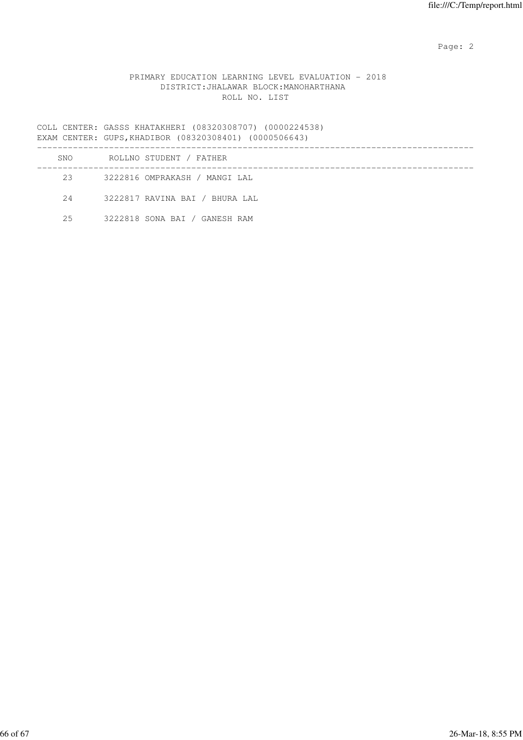PRIMARY EDUCATION LEARNING LEVEL EVALUATION - 2018
DISTRICT:JHALAWAR BLOCK:MANOHARTHANA
ROLL NO. LIST

COLL CENTER: GASSS KHATAKHERI (08320308707) (0000224538)
EXAM CENTER: GUPS,KHADIBOR (08320308401) (0000506643)

| SNO | ROLLNO | STUDENT / FATHER |
|---|---|---|
| 23 | 3222816 | OMPRAKASH / MANGI LAL |
| 24 | 3222817 | RAVINA BAI / BHURA LAL |
| 25 | 3222818 | SONA BAI / GANESH RAM |